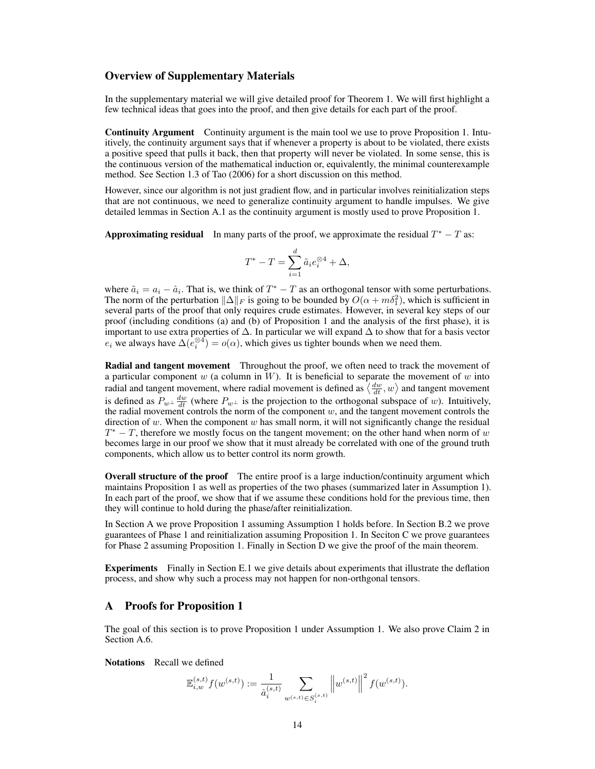## Overview of Supplementary Materials

In the supplementary material we will give detailed proof for Theorem 1. We will first highlight a few technical ideas that goes into the proof, and then give details for each part of the proof.

**Continuity Argument** Continuity argument is the main tool we use to prove Proposition 1. Intuitively, the continuity argument says that if whenever a property is about to be violated, there exists a positive speed that pulls it back, then that property will never be violated. In some sense, this is the continuous version of the mathematical induction or, equivalently, the minimal counterexample method. See Section 1.3 of Tao (2006) for a short discussion on this method.

However, since our algorithm is not just gradient flow, and in particular involves reinitialization steps that are not continuous, we need to generalize continuity argument to handle impulses. We give detailed lemmas in Section A.1 as the continuity argument is mostly used to prove Proposition 1.

**Approximating residual** In many parts of the proof, we approximate the residual $T^* - T$ as:

$$T^* - T = \sum_{i=1}^{d} \tilde{a}_i e_i^{\otimes 4} + \Delta,$$

where $\tilde{a}_i = a_i - \hat{a}_i$. That is, we think of $T^* - T$ as an orthogonal tensor with some perturbations. The norm of the perturbation $\|\Delta\|_F$ is going to be bounded by $O(\alpha + m\delta_1^2)$, which is sufficient in several parts of the proof that only requires crude estimates. However, in several key steps of our proof (including conditions (a) and (b) of Proposition 1 and the analysis of the first phase), it is important to use extra properties of $\Delta$. In particular we will expand $\Delta$ to show that for a basis vector $e_i$ we always have $\Delta(e_i^{\otimes 4}) = o(\alpha)$, which gives us tighter bounds when we need them.

**Radial and tangent movement** Throughout the proof, we often need to track the movement of a particular component $w$ (a column in $W$). It is beneficial to separate the movement of $w$ into radial and tangent movement, where radial movement is defined as $\langle \frac{dw}{dt}, w \rangle$ and tangent movement is defined as $P_{w^\perp} \frac{dw}{dt}$ (where $P_{w^\perp}$ is the projection to the orthogonal subspace of $w$). Intuitively, the radial movement controls the norm of the component $w$, and the tangent movement controls the direction of $w$. When the component $w$ has small norm, it will not significantly change the residual $T^* - T$, therefore we mostly focus on the tangent movement; on the other hand when norm of $w$ becomes large in our proof we show that it must already be correlated with one of the ground truth components, which allow us to better control its norm growth.

**Overall structure of the proof** The entire proof is a large induction/continuity argument which maintains Proposition 1 as well as properties of the two phases (summarized later in Assumption 1). In each part of the proof, we show that if we assume these conditions hold for the previous time, then they will continue to hold during the phase/after reinitialization.

In Section A we prove Proposition 1 assuming Assumption 1 holds before. In Section B.2 we prove guarantees of Phase 1 and reinitialization assuming Proposition 1. In Seciton C we prove guarantees for Phase 2 assuming Proposition 1. Finally in Section D we give the proof of the main theorem.

**Experiments** Finally in Section E.1 we give details about experiments that illustrate the deflation process, and show why such a process may not happen for non-orthgonal tensors.

# A Proofs for Proposition 1

The goal of this section is to prove Proposition 1 under Assumption 1. We also prove Claim 2 in Section A.6.

**Notations** Recall we defined

$$\mathbb{E}_{i,w}^{(s,t)} f(w^{(s,t)}) := \frac{1}{\hat{a}_i^{(s,t)}} \sum_{w^{(s,t)} \in S_i^{(s,t)}} \left\| w^{(s,t)} \right\|^2 f(w^{(s,t)}).$$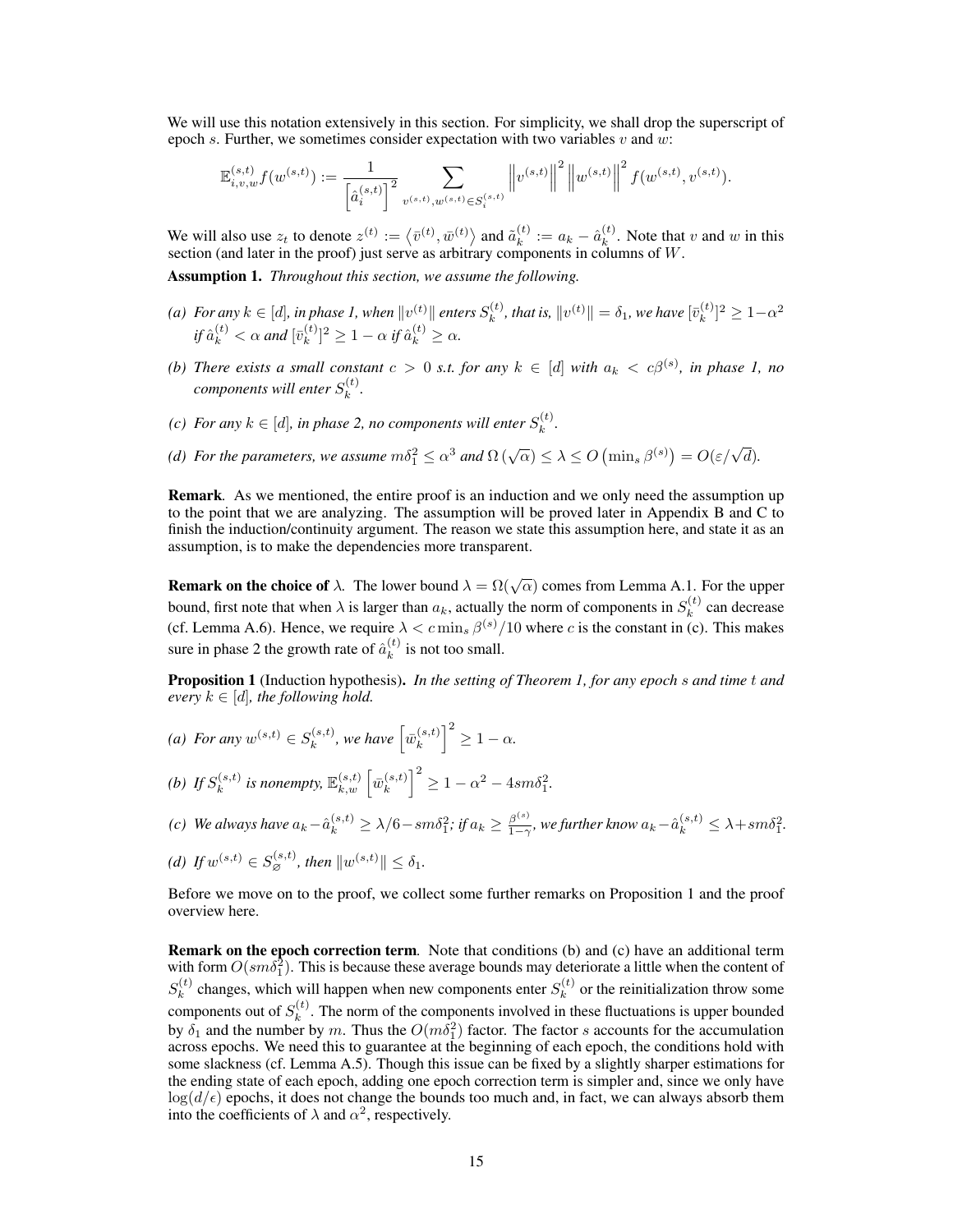We will use this notation extensively in this section. For simplicity, we shall drop the superscript of epoch $s$. Further, we sometimes consider expectation with two variables $v$ and $w$:

$$\mathbb{E}^{(s,t)}_{i,v,w} f(w^{(s,t)}) := \frac{1}{\left[\hat{a}_i^{(s,t)}\right]^2} \sum_{v^{(s,t)}, w^{(s,t)} \in S_i^{(s,t)}} \left\| v^{(s,t)} \right\|^2 \left\| w^{(s,t)} \right\|^2 f(w^{(s,t)}, v^{(s,t)}).$$

We will also use $z_t$ to denote $z^{(t)} := \left\langle \bar{v}^{(t)}, \bar{w}^{(t)} \right\rangle$ and $\tilde{a}_k^{(t)} := a_k - \hat{a}_k^{(t)}$. Note that $v$ and $w$ in this section (and later in the proof) just serve as arbitrary components in columns of $W$.

**Assumption 1.** *Throughout this section, we assume the following.*

*(a) For any $k \in [d]$, in phase 1, when $\|v^{(t)}\|$ enters $S_k^{(t)}$, that is, $\|v^{(t)}\| = \delta_1$, we have $[\bar{v}_k^{(t)}]^2 \geq 1 - \alpha^2$ if $\hat{a}_k^{(t)} < \alpha$ and $[\bar{v}_k^{(t)}]^2 \geq 1 - \alpha$ if $\hat{a}_k^{(t)} \geq \alpha$.*

*(b) There exists a small constant $c > 0$ s.t. for any $k \in [d]$ with $a_k < c\beta^{(s)}$, in phase 1, no components will enter $S_k^{(t)}$.*

*(c) For any $k \in [d]$, in phase 2, no components will enter $S_k^{(t)}$.*

*(d) For the parameters, we assume $m\delta_1^2 \leq \alpha^3$ and $\Omega\left(\sqrt{\alpha}\right) \leq \lambda \leq O\left(\min_s \beta^{(s)}\right) = O(\varepsilon/\sqrt{d})$.*

**Remark***.* As we mentioned, the entire proof is an induction and we only need the assumption up to the point that we are analyzing. The assumption will be proved later in Appendix B and C to finish the induction/continuity argument. The reason we state this assumption here, and state it as an assumption, is to make the dependencies more transparent.

**Remark on the choice of $\lambda$.** The lower bound $\lambda = \Omega(\sqrt{\alpha})$ comes from Lemma A.1. For the upper bound, first note that when $\lambda$ is larger than $a_k$, actually the norm of components in $S_k^{(t)}$ can decrease (cf. Lemma A.6). Hence, we require $\lambda < c \min_s \beta^{(s)}/10$ where $c$ is the constant in (c). This makes sure in phase 2 the growth rate of $\hat{a}_k^{(t)}$ is not too small.

**Proposition 1** (Induction hypothesis)**.** *In the setting of Theorem 1, for any epoch $s$ and time $t$ and every $k \in [d]$, the following hold.*

*(a) For any $w^{(s,t)} \in S_k^{(s,t)}$, we have $\left[\bar{w}_k^{(s,t)}\right]^2 \geq 1 - \alpha$.*

*(b) If $S_k^{(s,t)}$ is nonempty, $\mathbb{E}^{(s,t)}_{k,w} \left[\bar{w}_k^{(s,t)}\right]^2 \geq 1 - \alpha^2 - 4sm\delta_1^2$.*

*(c) We always have $a_k - \hat{a}_k^{(s,t)} \geq \lambda/6 - sm\delta_1^2$; if $a_k \geq \frac{\beta^{(s)}}{1-\gamma}$, we further know $a_k - \hat{a}_k^{(s,t)} \leq \lambda + sm\delta_1^2$.*

*(d) If $w^{(s,t)} \in S_\varnothing^{(s,t)}$, then $\|w^{(s,t)}\| \leq \delta_1$.*

Before we move on to the proof, we collect some further remarks on Proposition 1 and the proof overview here.

**Remark on the epoch correction term***.* Note that conditions (b) and (c) have an additional term with form $O(sm\delta_1^2)$. This is because these average bounds may deteriorate a little when the content of $S_k^{(t)}$ changes, which will happen when new components enter $S_k^{(t)}$ or the reinitialization throw some components out of $S_k^{(t)}$. The norm of the components involved in these fluctuations is upper bounded by $\delta_1$ and the number by $m$. Thus the $O(m\delta_1^2)$ factor. The factor $s$ accounts for the accumulation across epochs. We need this to guarantee at the beginning of each epoch, the conditions hold with some slackness (cf. Lemma A.5). Though this issue can be fixed by a slightly sharper estimations for the ending state of each epoch, adding one epoch correction term is simpler and, since we only have $\log(d/\epsilon)$ epochs, it does not change the bounds too much and, in fact, we can always absorb them into the coefficients of $\lambda$ and $\alpha^2$, respectively.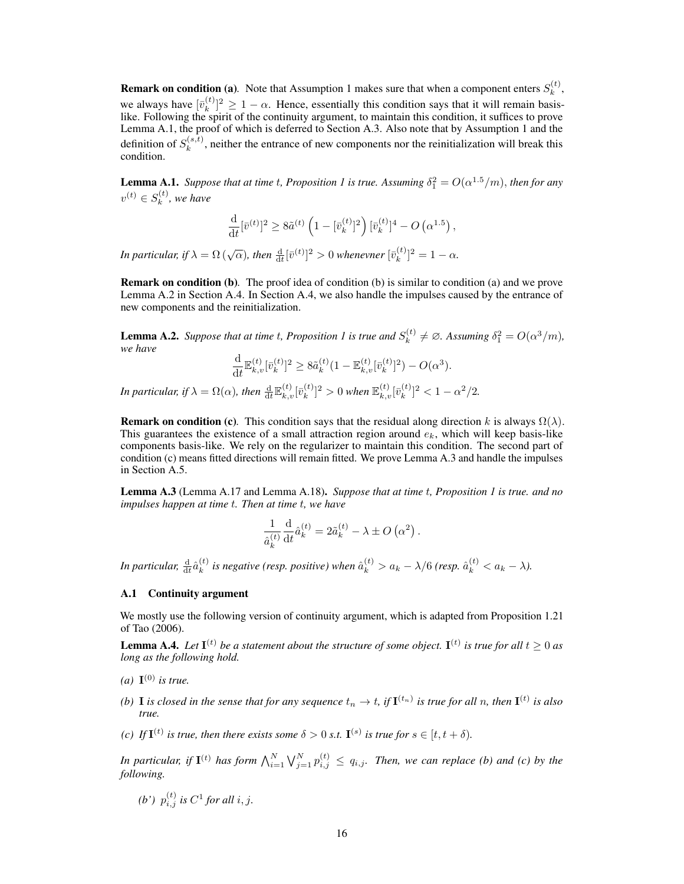**Remark on condition (a)**. Note that Assumption 1 makes sure that when a component enters $S_k^{(t)}$, we always have $[\bar{v}_k^{(t)}]^2 \geq 1 - \alpha$. Hence, essentially this condition says that it will remain basis-like. Following the spirit of the continuity argument, to maintain this condition, it suffices to prove Lemma A.1, the proof of which is deferred to Section A.3. Also note that by Assumption 1 and the definition of $S_k^{(s,t)}$, neither the entrance of new components nor the reinitialization will break this condition.

**Lemma A.1.** *Suppose that at time $t$, Proposition 1 is true. Assuming $\delta_1^2 = O(\alpha^{1.5}/m)$, then for any $v^{(t)} \in S_k^{(t)}$, we have*

$$\frac{\mathrm{d}}{\mathrm{d}t}[\bar{v}^{(t)}]^2 \geq 8\tilde{a}^{(t)} \left(1 - [\bar{v}_k^{(t)}]^2\right) [\bar{v}_k^{(t)}]^4 - O\left(\alpha^{1.5}\right),$$

*In particular, if $\lambda = \Omega\left(\sqrt{\alpha}\right)$, then $\frac{\mathrm{d}}{\mathrm{d}t}[\bar{v}^{(t)}]^2 > 0$ whenevner $[\bar{v}_k^{(t)}]^2 = 1 - \alpha$.*

**Remark on condition (b)**. The proof idea of condition (b) is similar to condition (a) and we prove Lemma A.2 in Section A.4. In Section A.4, we also handle the impulses caused by the entrance of new components and the reinitialization.

**Lemma A.2.** *Suppose that at time $t$, Proposition 1 is true and $S_k^{(t)} \neq \varnothing$. Assuming $\delta_1^2 = O(\alpha^3/m)$, we have*

$$\frac{\mathrm{d}}{\mathrm{d}t}\mathbb{E}_{k,v}^{(t)}[\bar{v}_k^{(t)}]^2 \geq 8\tilde{a}_k^{(t)}(1 - \mathbb{E}_{k,v}^{(t)}[\bar{v}_k^{(t)}]^2) - O(\alpha^3).$$

*In particular, if $\lambda = \Omega(\alpha)$, then $\frac{\mathrm{d}}{\mathrm{d}t}\mathbb{E}_{k,v}^{(t)}[\bar{v}_k^{(t)}]^2 > 0$ when $\mathbb{E}_{k,v}^{(t)}[\bar{v}_k^{(t)}]^2 < 1 - \alpha^2/2$.*

**Remark on condition (c)**. This condition says that the residual along direction $k$ is always $\Omega(\lambda)$. This guarantees the existence of a small attraction region around $e_k$, which will keep basis-like components basis-like. We rely on the regularizer to maintain this condition. The second part of condition (c) means fitted directions will remain fitted. We prove Lemma A.3 and handle the impulses in Section A.5.

**Lemma A.3** (Lemma A.17 and Lemma A.18)**.** *Suppose that at time $t$, Proposition 1 is true. and no impulses happen at time $t$. Then at time $t$, we have*

$$\frac{1}{\hat{a}_k^{(t)}}\frac{\mathrm{d}}{\mathrm{d}t}\hat{a}_k^{(t)} = 2\tilde{a}_k^{(t)} - \lambda \pm O\left(\alpha^2\right).$$

*In particular, $\frac{\mathrm{d}}{\mathrm{d}t}\hat{a}_k^{(t)}$ is negative (resp. positive) when $\hat{a}_k^{(t)} > a_k - \lambda/6$ (resp. $\hat{a}_k^{(t)} < a_k - \lambda$).*

### A.1 Continuity argument

We mostly use the following version of continuity argument, which is adapted from Proposition 1.21 of Tao (2006).

**Lemma A.4.** *Let $\mathbf{I}^{(t)}$ be a statement about the structure of some object. $\mathbf{I}^{(t)}$ is true for all $t \geq 0$ as long as the following hold.*

*(a) $\mathbf{I}^{(0)}$ is true.*

*(b) $\mathbf{I}$ is closed in the sense that for any sequence $t_n \to t$, if $\mathbf{I}^{(t_n)}$ is true for all $n$, then $\mathbf{I}^{(t)}$ is also true.*

*(c) If $\mathbf{I}^{(t)}$ is true, then there exists some $\delta > 0$ s.t. $\mathbf{I}^{(s)}$ is true for $s \in [t, t+\delta)$.*

*In particular, if $\mathbf{I}^{(t)}$ has form $\bigwedge_{i=1}^{N}\bigvee_{j=1}^{N} p_{i,j}^{(t)} \leq q_{i,j}$. Then, we can replace (b) and (c) by the following.*

*(b') $p_{i,j}^{(t)}$ is $C^1$ for all $i, j$.*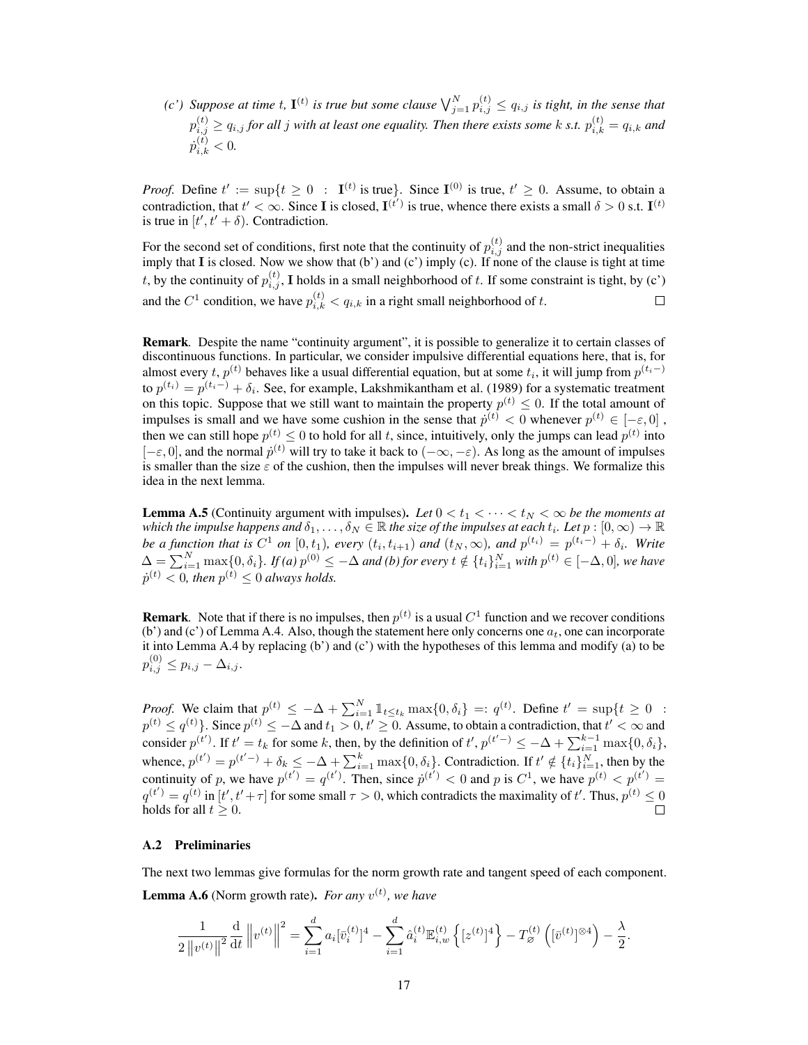*(c') Suppose at time $t$, $\mathbf{I}^{(t)}$ is true but some clause $\bigvee_{j=1}^{N} p_{i,j}^{(t)} \le q_{i,j}$ is tight, in the sense that $p_{i,j}^{(t)} \ge q_{i,j}$ for all $j$ with at least one equality. Then there exists some $k$ s.t. $p_{i,k}^{(t)} = q_{i,k}$ and $\dot{p}_{i,k}^{(t)} < 0$.*

*Proof.* Define $t' := \sup\{t \ge 0 \ : \ \mathbf{I}^{(t)} \text{ is true}\}$. Since $\mathbf{I}^{(0)}$ is true, $t' \ge 0$. Assume, to obtain a contradiction, that $t' < \infty$. Since $\mathbf{I}$ is closed, $\mathbf{I}^{(t')}$ is true, whence there exists a small $\delta > 0$ s.t. $\mathbf{I}^{(t)}$ is true in $[t', t' + \delta)$. Contradiction.

For the second set of conditions, first note that the continuity of $p_{i,j}^{(t)}$ and the non-strict inequalities imply that $\mathbf{I}$ is closed. Now we show that (b') and (c') imply (c). If none of the clause is tight at time $t$, by the continuity of $p_{i,j}^{(t)}$, $\mathbf{I}$ holds in a small neighborhood of $t$. If some constraint is tight, by (c') and the $C^1$ condition, we have $p_{i,k}^{(t)} < q_{i,k}$ in a right small neighborhood of $t$. $\square$

**Remark**. Despite the name "continuity argument", it is possible to generalize it to certain classes of discontinuous functions. In particular, we consider impulsive differential equations here, that is, for almost every $t$, $p^{(t)}$ behaves like a usual differential equation, but at some $t_i$, it will jump from $p^{(t_i-)}$ to $p^{(t_i)} = p^{(t_i-)} + \delta_i$. See, for example, Lakshmikantham et al. (1989) for a systematic treatment on this topic. Suppose that we still want to maintain the property $p^{(t)} \le 0$. If the total amount of impulses is small and we have some cushion in the sense that $\dot{p}^{(t)} < 0$ whenever $p^{(t)} \in [-\varepsilon, 0]$, then we can still hope $p^{(t)} \le 0$ to hold for all $t$, since, intuitively, only the jumps can lead $p^{(t)}$ into $[-\varepsilon, 0]$, and the normal $\dot{p}^{(t)}$ will try to take it back to $(-\infty, -\varepsilon)$. As long as the amount of impulses is smaller than the size $\varepsilon$ of the cushion, then the impulses will never break things. We formalize this idea in the next lemma.

**Lemma A.5** (Continuity argument with impulses). *Let $0 < t_1 < \cdots < t_N < \infty$ be the moments at which the impulse happens and $\delta_1, \ldots, \delta_N \in \mathbb{R}$ the size of the impulses at each $t_i$. Let $p : [0, \infty) \to \mathbb{R}$ be a function that is $C^1$ on $[0, t_1)$, every $(t_i, t_{i+1})$ and $(t_N, \infty)$, and $p^{(t_i)} = p^{(t_i-)} + \delta_i$. Write $\Delta = \sum_{i=1}^{N} \max\{0, \delta_i\}$. If (a) $p^{(0)} \le -\Delta$ and (b) for every $t \notin \{t_i\}_{i=1}^{N}$ with $p^{(t)} \in [-\Delta, 0]$, we have $\dot{p}^{(t)} < 0$, then $p^{(t)} \le 0$ always holds.*

**Remark**. Note that if there is no impulses, then $p^{(t)}$ is a usual $C^1$ function and we recover conditions (b') and (c') of Lemma A.4. Also, though the statement here only concerns one $a_t$, one can incorporate it into Lemma A.4 by replacing (b') and (c') with the hypotheses of this lemma and modify (a) to be $p_{i,j}^{(0)} \le p_{i,j} - \Delta_{i,j}$.

*Proof.* We claim that $p^{(t)} \le -\Delta + \sum_{i=1}^{N} \mathbb{1}_{t \le t_k} \max\{0, \delta_i\} =: q^{(t)}$. Define $t' = \sup\{t \ge 0 \ : \ p^{(t)} \le q^{(t)}\}$. Since $p^{(t)} \le -\Delta$ and $t_1 > 0$, $t' \ge 0$. Assume, to obtain a contradiction, that $t' < \infty$ and consider $p^{(t')}$. If $t' = t_k$ for some $k$, then, by the definition of $t'$, $p^{(t'-)} \le -\Delta + \sum_{i=1}^{k-1} \max\{0, \delta_i\}$, whence, $p^{(t')} = p^{(t'-)} + \delta_k \le -\Delta + \sum_{i=1}^{k} \max\{0, \delta_i\}$. Contradiction. If $t' \notin \{t_i\}_{i=1}^{N}$, then by the continuity of $p$, we have $p^{(t')} = q^{(t')}$. Then, since $\dot{p}^{(t')} < 0$ and $p$ is $C^1$, we have $p^{(t)} < p^{(t')} = q^{(t')} = q^{(t)}$ in $[t', t' + \tau]$ for some small $\tau > 0$, which contradicts the maximality of $t'$. Thus, $p^{(t)} \le 0$ holds for all $t \ge 0$. $\square$

### A.2 Preliminaries

The next two lemmas give formulas for the norm growth rate and tangent speed of each component.

**Lemma A.6** (Norm growth rate). *For any $v^{(t)}$, we have*

$$\frac{1}{2\left\|v^{(t)}\right\|^2} \frac{\mathrm{d}}{\mathrm{d}t} \left\|v^{(t)}\right\|^2 = \sum_{i=1}^{d} a_i [\bar{v}_i^{(t)}]^4 - \sum_{i=1}^{d} \hat{a}_i^{(t)} \mathbb{E}_{i,w}^{(t)} \left\{ [z^{(t)}]^4 \right\} - T_{\varnothing}^{(t)} \left( [\bar{v}^{(t)}]^{\otimes 4} \right) - \frac{\lambda}{2}.$$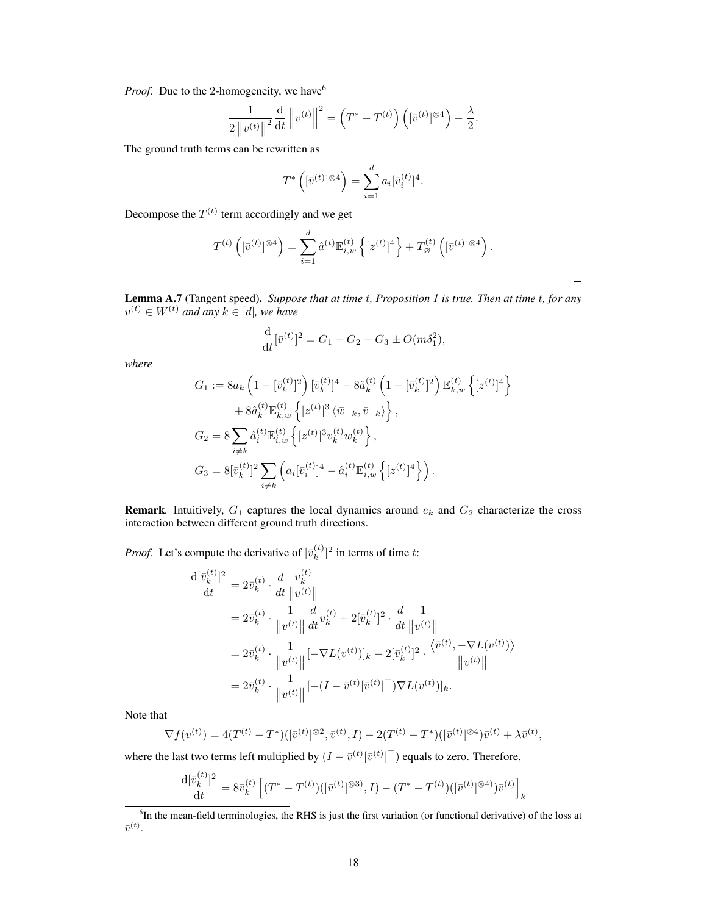*Proof.* Due to the 2-homogeneity, we have[6]

$$\frac{1}{2\left\|v^{(t)}\right\|^2}\frac{\mathrm{d}}{\mathrm{d}t}\left\|v^{(t)}\right\|^2 = \left(T^* - T^{(t)}\right)\left([\bar{v}^{(t)}]^{\otimes 4}\right) - \frac{\lambda}{2}.$$

The ground truth terms can be rewritten as

$$T^*\left([\bar{v}^{(t)}]^{\otimes 4}\right) = \sum_{i=1}^{d} a_i [\bar{v}_i^{(t)}]^4.$$

Decompose the $T^{(t)}$ term accordingly and we get

$$T^{(t)}\left([\bar{v}^{(t)}]^{\otimes 4}\right) = \sum_{i=1}^{d} \hat{a}^{(t)} \mathbb{E}_{i,w}^{(t)}\left\{[z^{(t)}]^4\right\} + T_{\varnothing}^{(t)}\left([\bar{v}^{(t)}]^{\otimes 4}\right).$$

□

**Lemma A.7** (Tangent speed). *Suppose that at time t, Proposition 1 is true. Then at time t, for any $v^{(t)} \in W^{(t)}$ and any $k \in [d]$, we have*

$$\frac{\mathrm{d}}{\mathrm{d}t}[\bar{v}^{(t)}]^2 = G_1 - G_2 - G_3 \pm O(m\delta_1^2),$$

*where*

$$\begin{aligned}
G_1 &:= 8a_k\left(1 - [\bar{v}_k^{(t)}]^2\right)[\bar{v}_k^{(t)}]^4 - 8\hat{a}_k^{(t)}\left(1 - [\bar{v}_k^{(t)}]^2\right)\mathbb{E}_{k,w}^{(t)}\left\{[z^{(t)}]^4\right\} \\
&\quad + 8\hat{a}_k^{(t)}\mathbb{E}_{k,w}^{(t)}\left\{[z^{(t)}]^3\left\langle \bar{w}_{-k}, \bar{v}_{-k}\right\rangle\right\}, \\
G_2 &= 8\sum_{i \neq k}\hat{a}_i^{(t)}\mathbb{E}_{i,w}^{(t)}\left\{[z^{(t)}]^3 v_k^{(t)} w_k^{(t)}\right\}, \\
G_3 &= 8[\bar{v}_k^{(t)}]^2\sum_{i \neq k}\left(a_i[\bar{v}_i^{(t)}]^4 - \hat{a}_i^{(t)}\mathbb{E}_{i,w}^{(t)}\left\{[z^{(t)}]^4\right\}\right).
\end{aligned}$$

**Remark**. Intuitively, $G_1$ captures the local dynamics around $e_k$ and $G_2$ characterize the cross interaction between different ground truth directions.

*Proof.* Let's compute the derivative of $[\bar{v}_k^{(t)}]^2$ in terms of time $t$:

$$\begin{aligned}
\frac{\mathrm{d}[\bar{v}_k^{(t)}]^2}{\mathrm{d}t} &= 2\bar{v}_k^{(t)} \cdot \frac{d}{dt}\frac{v_k^{(t)}}{\left\|v^{(t)}\right\|} \\
&= 2\bar{v}_k^{(t)} \cdot \frac{1}{\left\|v^{(t)}\right\|}\frac{d}{dt}v_k^{(t)} + 2[\bar{v}_k^{(t)}]^2 \cdot \frac{d}{dt}\frac{1}{\left\|v^{(t)}\right\|} \\
&= 2\bar{v}_k^{(t)} \cdot \frac{1}{\left\|v^{(t)}\right\|}[-\nabla L(v^{(t)})]_k - 2[\bar{v}_k^{(t)}]^2 \cdot \frac{\left\langle \bar{v}^{(t)}, -\nabla L(v^{(t)})\right\rangle}{\left\|v^{(t)}\right\|} \\
&= 2\bar{v}_k^{(t)} \cdot \frac{1}{\left\|v^{(t)}\right\|}[-(I - \bar{v}^{(t)}[\bar{v}^{(t)}]^\top)\nabla L(v^{(t)})]_k.
\end{aligned}$$

Note that

$$\nabla f(v^{(t)}) = 4(T^{(t)} - T^*)([\bar{v}^{(t)}]^{\otimes 2}, \bar{v}^{(t)}, I) - 2(T^{(t)} - T^*)([\bar{v}^{(t)}]^{\otimes 4})\bar{v}^{(t)} + \lambda\bar{v}^{(t)},$$

where the last two terms left multiplied by $(I - \bar{v}^{(t)}[\bar{v}^{(t)}]^\top)$ equals to zero. Therefore,

$$\frac{\mathrm{d}[\bar{v}_k^{(t)}]^2}{\mathrm{d}t} = 8\bar{v}_k^{(t)}\left[(T^* - T^{(t)})([\bar{v}^{(t)}]^{\otimes 3}), I) - (T^* - T^{(t)})([\bar{v}^{(t)}]^{\otimes 4})\bar{v}^{(t)}\right]_k$$

[6] In the mean-field terminologies, the RHS is just the first variation (or functional derivative) of the loss at $\bar{v}^{(t)}$.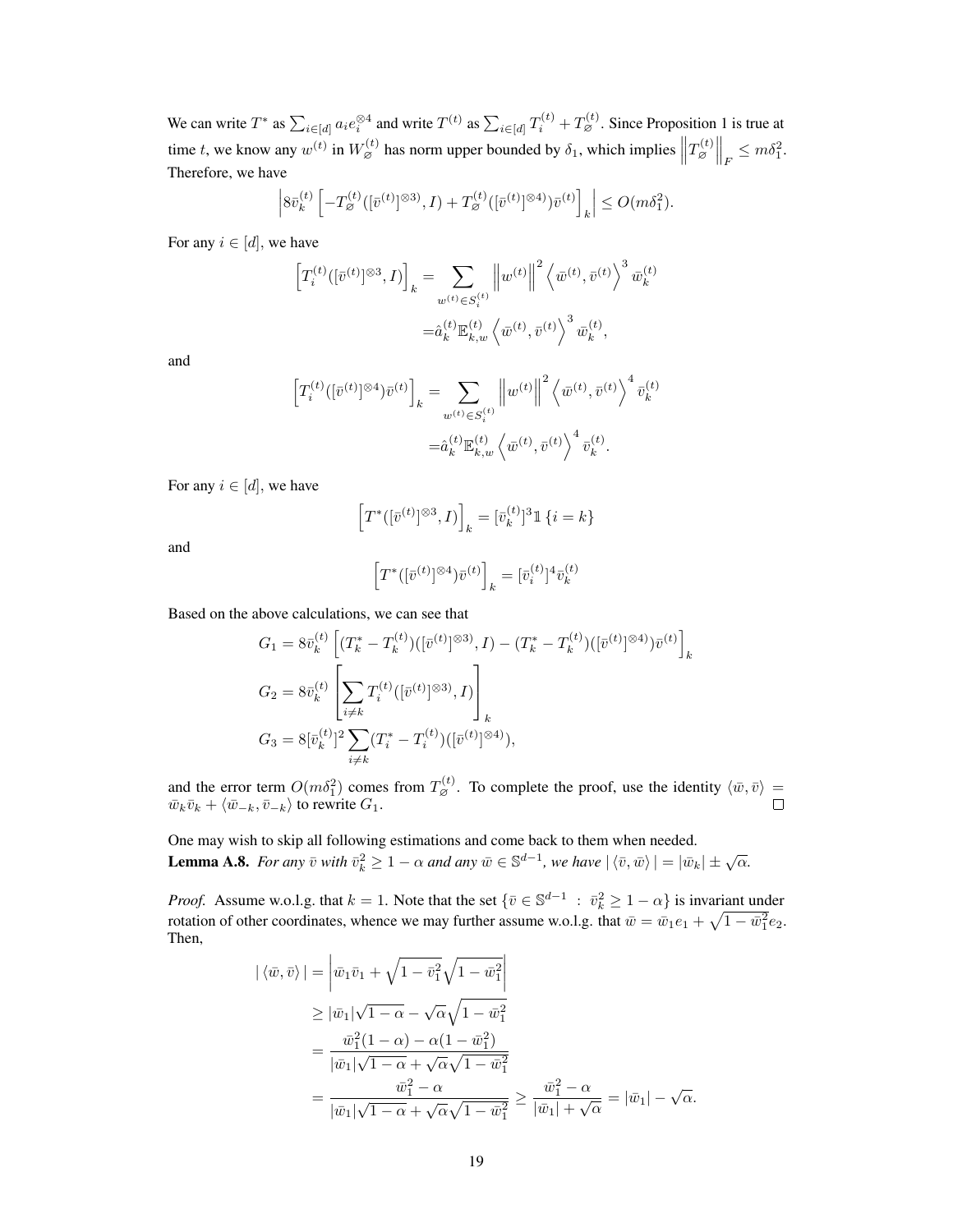We can write $T^*$ as $\sum_{i\in[d]} a_i e_i^{\otimes 4}$ and write $T^{(t)}$ as $\sum_{i\in[d]} T_i^{(t)} + T_\varnothing^{(t)}$. Since Proposition 1 is true at time $t$, we know any $w^{(t)}$ in $W_\varnothing^{(t)}$ has norm upper bounded by $\delta_1$, which implies $\left\|T_\varnothing^{(t)}\right\|_F \le m\delta_1^2$. Therefore, we have

$$
\left| 8\bar{v}_k^{(t)} \left[ -T_\varnothing^{(t)}([\bar{v}^{(t)}]^{\otimes 3}, I) + T_\varnothing^{(t)}([\bar{v}^{(t)}]^{\otimes 4})\bar{v}^{(t)} \right]_k \right| \le O(m\delta_1^2).
$$

For any $i \in [d]$, we have

$$
\begin{aligned}
\left[T_i^{(t)}([\bar{v}^{(t)}]^{\otimes 3}, I)\right]_k &= \sum_{w^{(t)}\in S_i^{(t)}} \left\|w^{(t)}\right\|^2 \left\langle \bar{w}^{(t)}, \bar{v}^{(t)} \right\rangle^3 \bar{w}_k^{(t)} \\
&= \hat{a}_k^{(t)} \mathbb{E}_{k,w}^{(t)} \left\langle \bar{w}^{(t)}, \bar{v}^{(t)} \right\rangle^3 \bar{w}_k^{(t)},
\end{aligned}
$$

and

$$
\begin{aligned}
\left[T_i^{(t)}([\bar{v}^{(t)}]^{\otimes 4})\bar{v}^{(t)}\right]_k &= \sum_{w^{(t)}\in S_i^{(t)}} \left\|w^{(t)}\right\|^2 \left\langle \bar{w}^{(t)}, \bar{v}^{(t)} \right\rangle^4 \bar{v}_k^{(t)} \\
&= \hat{a}_k^{(t)} \mathbb{E}_{k,w}^{(t)} \left\langle \bar{w}^{(t)}, \bar{v}^{(t)} \right\rangle^4 \bar{v}_k^{(t)}.
\end{aligned}
$$

For any $i \in [d]$, we have

$$
\left[T^*([\bar{v}^{(t)}]^{\otimes 3}, I)\right]_k = [\bar{v}_k^{(t)}]^3 \mathbb{1}\{i = k\}
$$

and

$$
\left[T^*([\bar{v}^{(t)}]^{\otimes 4})\bar{v}^{(t)}\right]_k = [\bar{v}_i^{(t)}]^4 \bar{v}_k^{(t)}
$$

Based on the above calculations, we can see that

$$
\begin{aligned}
G_1 &= 8\bar{v}_k^{(t)} \left[ (T_k^* - T_k^{(t)})([\bar{v}^{(t)}]^{\otimes 3}, I) - (T_k^* - T_k^{(t)})([\bar{v}^{(t)}]^{\otimes 4})\bar{v}^{(t)} \right]_k \\
G_2 &= 8\bar{v}_k^{(t)} \left[ \sum_{i\ne k} T_i^{(t)}([\bar{v}^{(t)}]^{\otimes 3}, I) \right]_k \\
G_3 &= 8[\bar{v}_k^{(t)}]^2 \sum_{i\ne k} (T_i^* - T_i^{(t)})([\bar{v}^{(t)}]^{\otimes 4}),
\end{aligned}
$$

and the error term $O(m\delta_1^2)$ comes from $T_\varnothing^{(t)}$. To complete the proof, use the identity $\langle \bar{w}, \bar{v} \rangle = \bar{w}_k\bar{v}_k + \langle \bar{w}_{-k}, \bar{v}_{-k} \rangle$ to rewrite $G_1$. □

One may wish to skip all following estimations and come back to them when needed.

**Lemma A.8.** *For any $\bar{v}$ with $\bar{v}_k^2 \ge 1 - \alpha$ and any $\bar{w} \in \mathbb{S}^{d-1}$, we have $|\langle \bar{v}, \bar{w} \rangle| = |\bar{w}_k| \pm \sqrt{\alpha}$.*

*Proof.* Assume w.o.l.g. that $k = 1$. Note that the set $\{\bar{v} \in \mathbb{S}^{d-1} : \bar{v}_k^2 \ge 1 - \alpha\}$ is invariant under rotation of other coordinates, whence we may further assume w.o.l.g. that $\bar{w} = \bar{w}_1 e_1 + \sqrt{1 - \bar{w}_1^2} e_2$. Then,

$$
\begin{aligned}
|\langle \bar{w}, \bar{v} \rangle| &= \left| \bar{w}_1 \bar{v}_1 + \sqrt{1 - \bar{v}_1^2}\sqrt{1 - \bar{w}_1^2} \right| \\
&\ge |\bar{w}_1|\sqrt{1-\alpha} - \sqrt{\alpha}\sqrt{1 - \bar{w}_1^2} \\
&= \frac{\bar{w}_1^2(1-\alpha) - \alpha(1 - \bar{w}_1^2)}{|\bar{w}_1|\sqrt{1-\alpha} + \sqrt{\alpha}\sqrt{1 - \bar{w}_1^2}} \\
&= \frac{\bar{w}_1^2 - \alpha}{|\bar{w}_1|\sqrt{1-\alpha} + \sqrt{\alpha}\sqrt{1 - \bar{w}_1^2}} \ge \frac{\bar{w}_1^2 - \alpha}{|\bar{w}_1| + \sqrt{\alpha}} = |\bar{w}_1| - \sqrt{\alpha}.
\end{aligned}
$$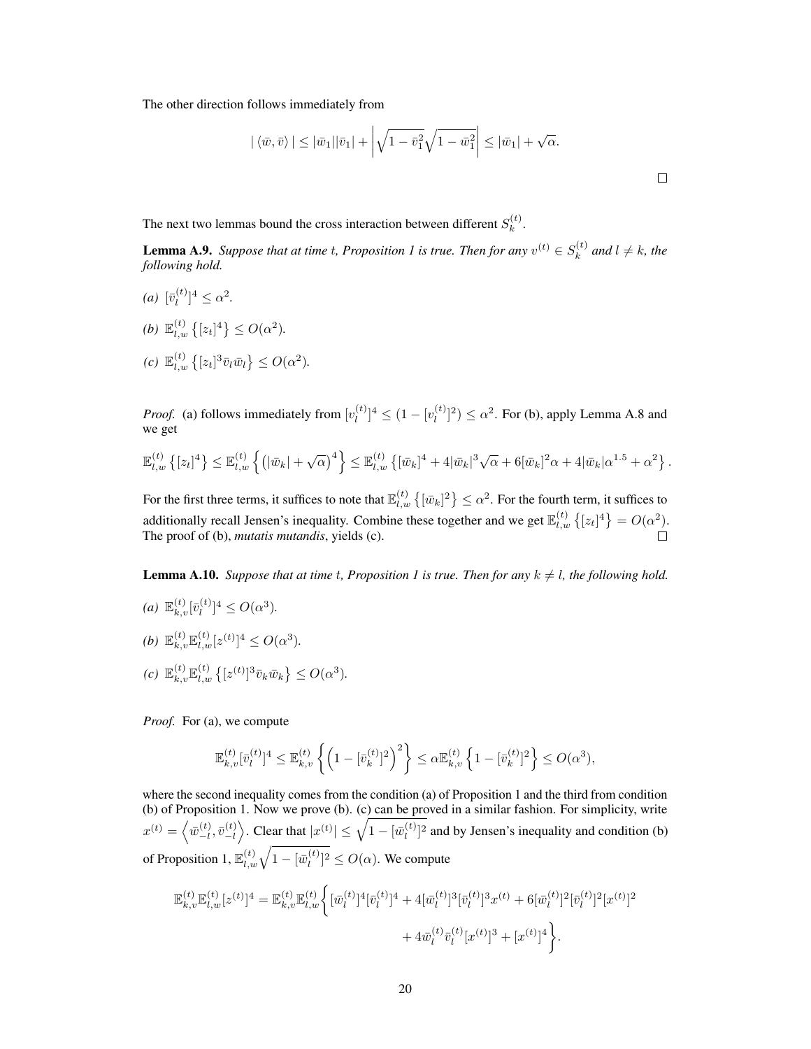The other direction follows immediately from

$$|\langle \bar{w}, \bar{v} \rangle| \leq |\bar{w}_1||\bar{v}_1| + \left| \sqrt{1 - \bar{v}_1^2}\sqrt{1 - \bar{w}_1^2} \right| \leq |\bar{w}_1| + \sqrt{\alpha}.$$

□

The next two lemmas bound the cross interaction between different $S_k^{(t)}$.

**Lemma A.9.** *Suppose that at time $t$, Proposition 1 is true. Then for any $v^{(t)} \in S_k^{(t)}$ and $l \neq k$, the following hold.*

*(a)* $[\bar{v}_l^{(t)}]^4 \leq \alpha^2$.

*(b)* $\mathbb{E}_{l,w}^{(t)} \left\{ [z_t]^4 \right\} \leq O(\alpha^2)$.

*(c)* $\mathbb{E}_{l,w}^{(t)} \left\{ [z_t]^3 \bar{v}_l \bar{w}_l \right\} \leq O(\alpha^2)$.

*Proof.* (a) follows immediately from $[v_l^{(t)}]^4 \leq (1 - [v_l^{(t)}]^2) \leq \alpha^2$. For (b), apply Lemma A.8 and we get

$$\mathbb{E}_{l,w}^{(t)} \left\{ [z_t]^4 \right\} \leq \mathbb{E}_{l,w}^{(t)} \left\{ \left( |\bar{w}_k| + \sqrt{\alpha} \right)^4 \right\} \leq \mathbb{E}_{l,w}^{(t)} \left\{ [\bar{w}_k]^4 + 4|\bar{w}_k|^3\sqrt{\alpha} + 6[\bar{w}_k]^2\alpha + 4|\bar{w}_k|\alpha^{1.5} + \alpha^2 \right\}.$$

For the first three terms, it suffices to note that $\mathbb{E}_{l,w}^{(t)} \left\{ [\bar{w}_k]^2 \right\} \leq \alpha^2$. For the fourth term, it suffices to additionally recall Jensen's inequality. Combine these together and we get $\mathbb{E}_{l,w}^{(t)} \left\{ [z_t]^4 \right\} = O(\alpha^2)$. The proof of (b), *mutatis mutandis*, yields (c). □

**Lemma A.10.** *Suppose that at time $t$, Proposition 1 is true. Then for any $k \neq l$, the following hold.*

*(a)* $\mathbb{E}_{k,v}^{(t)}[\bar{v}_l^{(t)}]^4 \leq O(\alpha^3)$.

*(b)* $\mathbb{E}_{k,v}^{(t)}\mathbb{E}_{l,w}^{(t)}[z^{(t)}]^4 \leq O(\alpha^3)$.

*(c)* $\mathbb{E}_{k,v}^{(t)}\mathbb{E}_{l,w}^{(t)} \left\{ [z^{(t)}]^3 \bar{v}_k \bar{w}_k \right\} \leq O(\alpha^3)$.

*Proof.* For (a), we compute

$$\mathbb{E}_{k,v}^{(t)}[\bar{v}_l^{(t)}]^4 \leq \mathbb{E}_{k,v}^{(t)} \left\{ \left( 1 - [\bar{v}_k^{(t)}]^2 \right)^2 \right\} \leq \alpha \mathbb{E}_{k,v}^{(t)} \left\{ 1 - [\bar{v}_k^{(t)}]^2 \right\} \leq O(\alpha^3),$$

where the second inequality comes from the condition (a) of Proposition 1 and the third from condition (b) of Proposition 1. Now we prove (b). (c) can be proved in a similar fashion. For simplicity, write $x^{(t)} = \left\langle \bar{w}_{-l}^{(t)}, \bar{v}_{-l}^{(t)} \right\rangle$. Clear that $|x^{(t)}| \leq \sqrt{1 - [\bar{w}_l^{(t)}]^2}$ and by Jensen's inequality and condition (b) of Proposition 1, $\mathbb{E}_{l,w}^{(t)}\sqrt{1 - [\bar{w}_l^{(t)}]^2} \leq O(\alpha)$. We compute

$$\mathbb{E}_{k,v}^{(t)}\mathbb{E}_{l,w}^{(t)}[z^{(t)}]^4 = \mathbb{E}_{k,v}^{(t)}\mathbb{E}_{l,w}^{(t)} \bigg\{ [\bar{w}_l^{(t)}]^4[\bar{v}_l^{(t)}]^4 + 4[\bar{w}_l^{(t)}]^3[\bar{v}_l^{(t)}]^3 x^{(t)} + 6[\bar{w}_l^{(t)}]^2[\bar{v}_l^{(t)}]^2[x^{(t)}]^2 + 4\bar{w}_l^{(t)}\bar{v}_l^{(t)}[x^{(t)}]^3 + [x^{(t)}]^4 \bigg\}.$$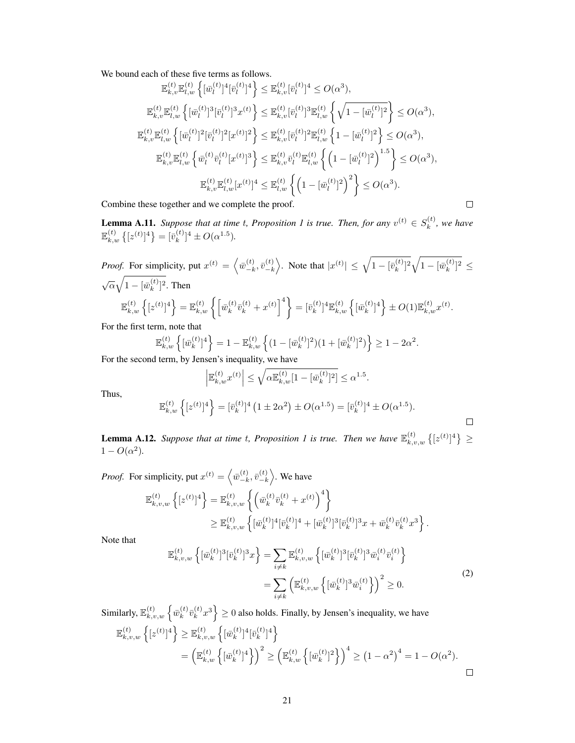We bound each of these five terms as follows.

$$
\begin{aligned}
\mathbb{E}_{k,v}^{(t)}\mathbb{E}_{l,w}^{(t)}\left\{[\bar{w}_l^{(t)}]^4[\bar{v}_l^{(t)}]^4\right\} &\leq \mathbb{E}_{k,v}^{(t)}[\bar{v}_l^{(t)}]^4 \leq O(\alpha^3), \\
\mathbb{E}_{k,v}^{(t)}\mathbb{E}_{l,w}^{(t)}\left\{[\bar{w}_l^{(t)}]^3[\bar{v}_l^{(t)}]^3 x^{(t)}\right\} &\leq \mathbb{E}_{k,v}^{(t)}[\bar{v}_l^{(t)}]^3\mathbb{E}_{l,w}^{(t)}\left\{\sqrt{1-[\bar{w}_l^{(t)}]^2}\right\} \leq O(\alpha^3), \\
\mathbb{E}_{k,v}^{(t)}\mathbb{E}_{l,w}^{(t)}\left\{[\bar{w}_l^{(t)}]^2[\bar{v}_l^{(t)}]^2[x^{(t)}]^2\right\} &\leq \mathbb{E}_{k,v}^{(t)}[\bar{v}_l^{(t)}]^2\mathbb{E}_{l,w}^{(t)}\left\{1-[\bar{w}_l^{(t)}]^2\right\} \leq O(\alpha^3), \\
\mathbb{E}_{k,v}^{(t)}\mathbb{E}_{l,w}^{(t)}\left\{\bar{w}_l^{(t)}\bar{v}_l^{(t)}[x^{(t)}]^3\right\} &\leq \mathbb{E}_{k,v}^{(t)}\bar{v}_l^{(t)}\mathbb{E}_{l,w}^{(t)}\left\{\left(1-[\bar{w}_l^{(t)}]^2\right)^{1.5}\right\} \leq O(\alpha^3), \\
\mathbb{E}_{k,v}^{(t)}\mathbb{E}_{l,w}^{(t)}[x^{(t)}]^4 &\leq \mathbb{E}_{l,w}^{(t)}\left\{\left(1-[\bar{w}_l^{(t)}]^2\right)^2\right\} \leq O(\alpha^3).
\end{aligned}
$$

Combine these together and we complete the proof. $\square$

**Lemma A.11.** *Suppose that at time $t$, Proposition 1 is true. Then, for any $v^{(t)} \in S_k^{(t)}$, we have $\mathbb{E}_{k,w}^{(t)}\left\{[z^{(t)}]^4\right\} = [\bar{v}_k^{(t)}]^4 \pm O(\alpha^{1.5})$.*

*Proof.* For simplicity, put $x^{(t)} = \left\langle \bar{w}_{-k}^{(t)}, \bar{v}_{-k}^{(t)} \right\rangle$. Note that $|x^{(t)}| \leq \sqrt{1-[\bar{v}_k^{(t)}]^2}\sqrt{1-[\bar{w}_k^{(t)}]^2} \leq \sqrt{\alpha}\sqrt{1-[\bar{w}_k^{(t)}]^2}$. Then

$$
\mathbb{E}_{k,w}^{(t)}\left\{[z^{(t)}]^4\right\} = \mathbb{E}_{k,w}^{(t)}\left\{\left[\bar{w}_k^{(t)}\bar{v}_k^{(t)} + x^{(t)}\right]^4\right\} = [\bar{v}_k^{(t)}]^4\mathbb{E}_{k,w}^{(t)}\left\{[\bar{w}_k^{(t)}]^4\right\} \pm O(1)\mathbb{E}_{k,w}^{(t)}x^{(t)}.
$$

For the first term, note that

$$
\mathbb{E}_{k,w}^{(t)}\left\{[\bar{w}_k^{(t)}]^4\right\} = 1 - \mathbb{E}_{k,w}^{(t)}\left\{(1-[\bar{w}_k^{(t)}]^2)(1+[\bar{w}_k^{(t)}]^2)\right\} \geq 1 - 2\alpha^2.
$$

For the second term, by Jensen's inequality, we have

$$
\left|\mathbb{E}_{k,w}^{(t)}x^{(t)}\right| \leq \sqrt{\alpha\mathbb{E}_{k,w}^{(t)}[1-[\bar{w}_k^{(t)}]^2]} \leq \alpha^{1.5}.
$$

Thus,

$$
\mathbb{E}_{k,w}^{(t)}\left\{[z^{(t)}]^4\right\} = [\bar{v}_k^{(t)}]^4\left(1 \pm 2\alpha^2\right) \pm O(\alpha^{1.5}) = [\bar{v}_k^{(t)}]^4 \pm O(\alpha^{1.5}).
$$

$\square$

**Lemma A.12.** *Suppose that at time $t$, Proposition 1 is true. Then we have $\mathbb{E}_{k,v,w}^{(t)}\left\{[z^{(t)}]^4\right\} \geq 1 - O(\alpha^2)$.*

*Proof.* For simplicity, put $x^{(t)} = \left\langle \bar{w}_{-k}^{(t)}, \bar{v}_{-k}^{(t)} \right\rangle$. We have

$$
\begin{aligned}
\mathbb{E}_{k,v,w}^{(t)}\left\{[z^{(t)}]^4\right\} &= \mathbb{E}_{k,v,w}^{(t)}\left\{\left(\bar{w}_k^{(t)}\bar{v}_k^{(t)} + x^{(t)}\right)^4\right\} \\
&\geq \mathbb{E}_{k,v,w}^{(t)}\left\{[\bar{w}_k^{(t)}]^4[\bar{v}_k^{(t)}]^4 + [\bar{w}_k^{(t)}]^3[\bar{v}_k^{(t)}]^3 x + \bar{w}_k^{(t)}\bar{v}_k^{(t)}x^3\right\}.
\end{aligned}
$$

Note that

$$
\begin{aligned}
\mathbb{E}_{k,v,w}^{(t)}\left\{[\bar{w}_k^{(t)}]^3[\bar{v}_k^{(t)}]^3 x\right\} &= \sum_{i \neq k}\mathbb{E}_{k,v,w}^{(t)}\left\{[\bar{w}_k^{(t)}]^3[\bar{v}_k^{(t)}]^3\bar{w}_i^{(t)}\bar{v}_i^{(t)}\right\} \\
&= \sum_{i \neq k}\left(\mathbb{E}_{k,v,w}^{(t)}\left\{[\bar{w}_k^{(t)}]^3\bar{w}_i^{(t)}\right\}\right)^2 \geq 0.
\end{aligned} \tag{2}
$$

Similarly, $\mathbb{E}_{k,v,w}^{(t)}\left\{\bar{w}_k^{(t)}\bar{v}_k^{(t)}x^3\right\} \geq 0$ also holds. Finally, by Jensen's inequality, we have

$$
\begin{aligned}
\mathbb{E}_{k,v,w}^{(t)}\left\{[z^{(t)}]^4\right\} &\geq \mathbb{E}_{k,v,w}^{(t)}\left\{[\bar{w}_k^{(t)}]^4[\bar{v}_k^{(t)}]^4\right\} \\
&= \left(\mathbb{E}_{k,w}^{(t)}\left\{[\bar{w}_k^{(t)}]^4\right\}\right)^2 \geq \left(\mathbb{E}_{k,w}^{(t)}\left\{[\bar{w}_k^{(t)}]^2\right\}\right)^4 \geq \left(1-\alpha^2\right)^4 = 1 - O(\alpha^2).
\end{aligned}
$$

$\square$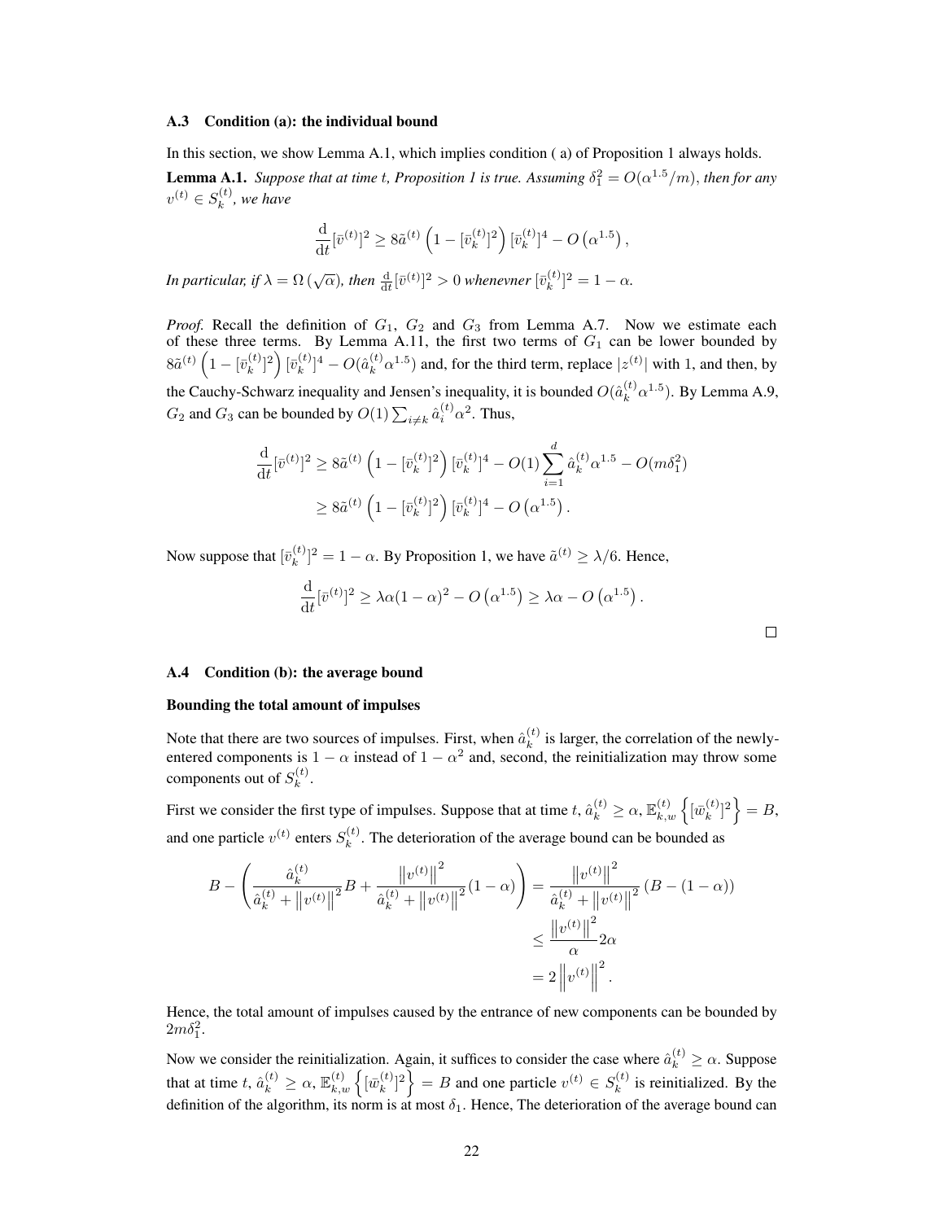### A.3 Condition (a): the individual bound

In this section, we show Lemma A.1, which implies condition ( a) of Proposition 1 always holds.

**Lemma A.1.** *Suppose that at time $t$, Proposition 1 is true. Assuming $\delta_1^2 = O(\alpha^{1.5}/m)$, then for any $v^{(t)} \in S_k^{(t)}$, we have*

$$\frac{\mathrm{d}}{\mathrm{d}t}[\bar{v}^{(t)}]^2 \geq 8\tilde{a}^{(t)} \left(1 - [\bar{v}_k^{(t)}]^2\right) [\bar{v}_k^{(t)}]^4 - O\left(\alpha^{1.5}\right),$$

*In particular, if $\lambda = \Omega\left(\sqrt{\alpha}\right)$, then $\frac{\mathrm{d}}{\mathrm{d}t}[\bar{v}^{(t)}]^2 > 0$ whenevner $[\bar{v}_k^{(t)}]^2 = 1 - \alpha$.*

*Proof.* Recall the definition of $G_1$, $G_2$ and $G_3$ from Lemma A.7. Now we estimate each of these three terms. By Lemma A.11, the first two terms of $G_1$ can be lower bounded by $8\tilde{a}^{(t)} \left(1 - [\bar{v}_k^{(t)}]^2\right) [\bar{v}_k^{(t)}]^4 - O(\hat{a}_k^{(t)}\alpha^{1.5})$ and, for the third term, replace $|z^{(t)}|$ with 1, and then, by the Cauchy-Schwarz inequality and Jensen's inequality, it is bounded $O(\hat{a}_k^{(t)}\alpha^{1.5})$. By Lemma A.9, $G_2$ and $G_3$ can be bounded by $O(1)\sum_{i \neq k} \hat{a}_i^{(t)} \alpha^2$. Thus,

$$\begin{aligned}
\frac{\mathrm{d}}{\mathrm{d}t}[\bar{v}^{(t)}]^2 &\geq 8\tilde{a}^{(t)} \left(1 - [\bar{v}_k^{(t)}]^2\right) [\bar{v}_k^{(t)}]^4 - O(1)\sum_{i=1}^{d} \hat{a}_k^{(t)} \alpha^{1.5} - O(m\delta_1^2) \\
&\geq 8\tilde{a}^{(t)} \left(1 - [\bar{v}_k^{(t)}]^2\right) [\bar{v}_k^{(t)}]^4 - O\left(\alpha^{1.5}\right).
\end{aligned}$$

Now suppose that $[\bar{v}_k^{(t)}]^2 = 1 - \alpha$. By Proposition 1, we have $\tilde{a}^{(t)} \geq \lambda/6$. Hence,

$$\frac{\mathrm{d}}{\mathrm{d}t}[\bar{v}^{(t)}]^2 \geq \lambda\alpha(1-\alpha)^2 - O\left(\alpha^{1.5}\right) \geq \lambda\alpha - O\left(\alpha^{1.5}\right).$$

□

### A.4 Condition (b): the average bound

**Bounding the total amount of impulses**

Note that there are two sources of impulses. First, when $\hat{a}_k^{(t)}$ is larger, the correlation of the newly-entered components is $1 - \alpha$ instead of $1 - \alpha^2$ and, second, the reinitialization may throw some components out of $S_k^{(t)}$.

First we consider the first type of impulses. Suppose that at time $t$, $\hat{a}_k^{(t)} \geq \alpha$, $\mathbb{E}_{k,w}^{(t)} \left\{[\bar{w}_k^{(t)}]^2\right\} = B$, and one particle $v^{(t)}$ enters $S_k^{(t)}$. The deterioration of the average bound can be bounded as

$$\begin{aligned}
B - \left( \frac{\hat{a}_k^{(t)}}{\hat{a}_k^{(t)} + \left\|v^{(t)}\right\|^2} B + \frac{\left\|v^{(t)}\right\|^2}{\hat{a}_k^{(t)} + \left\|v^{(t)}\right\|^2}(1-\alpha) \right) &= \frac{\left\|v^{(t)}\right\|^2}{\hat{a}_k^{(t)} + \left\|v^{(t)}\right\|^2} \left(B - (1-\alpha)\right) \\
&\leq \frac{\left\|v^{(t)}\right\|^2}{\alpha} 2\alpha \\
&= 2\left\|v^{(t)}\right\|^2.
\end{aligned}$$

Hence, the total amount of impulses caused by the entrance of new components can be bounded by $2m\delta_1^2$.

Now we consider the reinitialization. Again, it suffices to consider the case where $\hat{a}_k^{(t)} \geq \alpha$. Suppose that at time $t$, $\hat{a}_k^{(t)} \geq \alpha$, $\mathbb{E}_{k,w}^{(t)} \left\{[\bar{w}_k^{(t)}]^2\right\} = B$ and one particle $v^{(t)} \in S_k^{(t)}$ is reinitialized. By the definition of the algorithm, its norm is at most $\delta_1$. Hence, The deterioration of the average bound can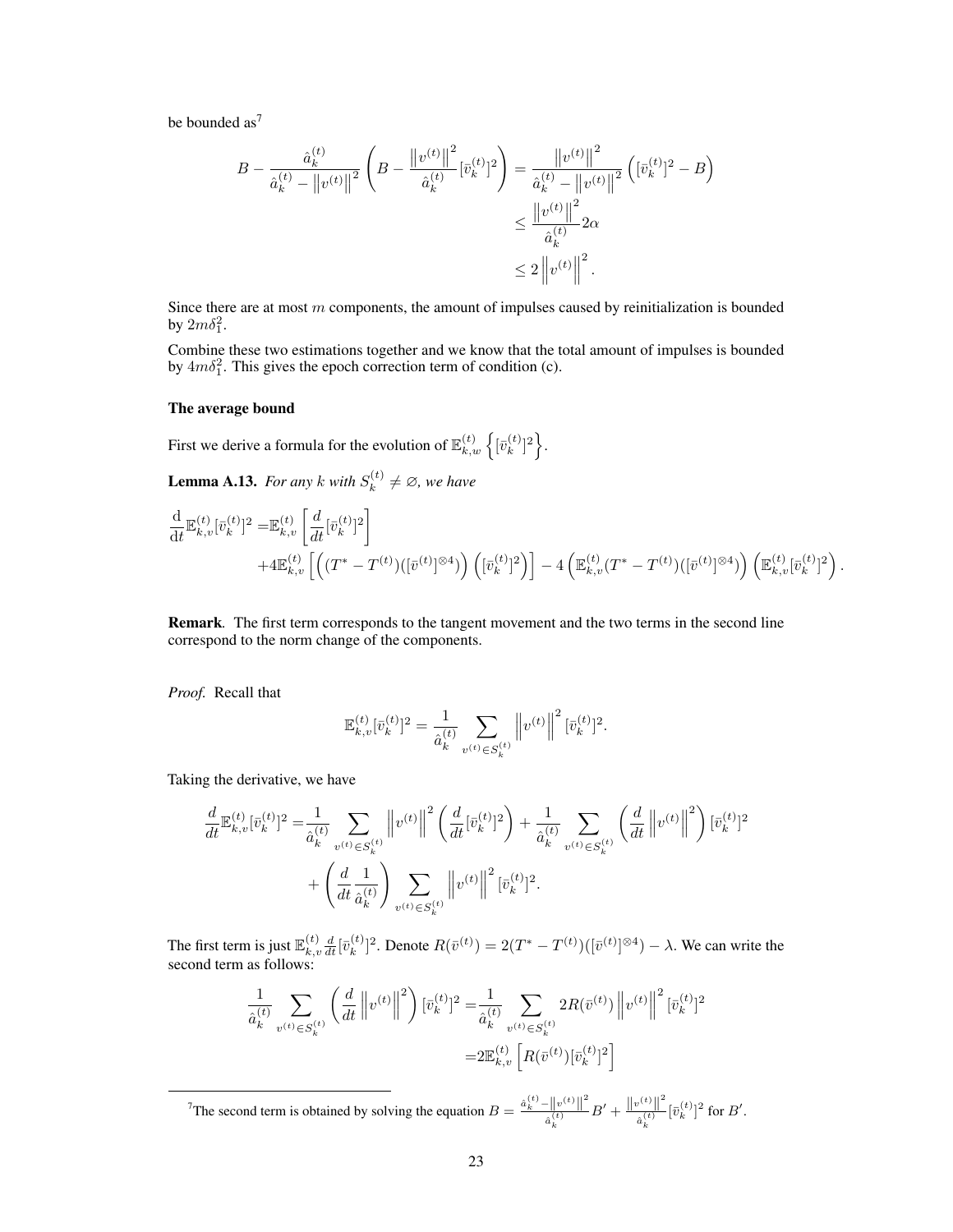be bounded as[7]

$$
\begin{aligned}
B - \frac{\hat{a}_k^{(t)}}{\hat{a}_k^{(t)} - \left\|v^{(t)}\right\|^2}\left(B - \frac{\left\|v^{(t)}\right\|^2}{\hat{a}_k^{(t)}}[\bar{v}_k^{(t)}]^2\right) &= \frac{\left\|v^{(t)}\right\|^2}{\hat{a}_k^{(t)} - \left\|v^{(t)}\right\|^2}\left([\bar{v}_k^{(t)}]^2 - B\right) \\
&\leq \frac{\left\|v^{(t)}\right\|^2}{\hat{a}_k^{(t)}} 2\alpha \\
&\leq 2\left\|v^{(t)}\right\|^2.
\end{aligned}
$$

Since there are at most $m$ components, the amount of impulses caused by reinitialization is bounded by $2m\delta_1^2$.

Combine these two estimations together and we know that the total amount of impulses is bounded by $4m\delta_1^2$. This gives the epoch correction term of condition (c).

**The average bound**

First we derive a formula for the evolution of $\mathbb{E}_{k,w}^{(t)}\left\{[\bar{v}_k^{(t)}]^2\right\}$.

**Lemma A.13.** *For any $k$ with $S_k^{(t)} \neq \varnothing$, we have*

$$
\begin{aligned}
\frac{\mathrm{d}}{\mathrm{d}t}\mathbb{E}_{k,v}^{(t)}[\bar{v}_k^{(t)}]^2 =& \mathbb{E}_{k,v}^{(t)}\left[\frac{d}{dt}[\bar{v}_k^{(t)}]^2\right] \\
&+ 4\mathbb{E}_{k,v}^{(t)}\left[\left((T^* - T^{(t)})([\bar{v}^{(t)}]^{\otimes 4})\right)\left([\bar{v}_k^{(t)}]^2\right)\right] - 4\left(\mathbb{E}_{k,v}^{(t)}(T^* - T^{(t)})([\bar{v}^{(t)}]^{\otimes 4})\right)\left(\mathbb{E}_{k,v}^{(t)}[\bar{v}_k^{(t)}]^2\right).
\end{aligned}
$$

**Remark.** The first term corresponds to the tangent movement and the two terms in the second line correspond to the norm change of the components.

*Proof.* Recall that

$$
\mathbb{E}_{k,v}^{(t)}[\bar{v}_k^{(t)}]^2 = \frac{1}{\hat{a}_k^{(t)}} \sum_{v^{(t)} \in S_k^{(t)}} \left\|v^{(t)}\right\|^2 [\bar{v}_k^{(t)}]^2.
$$

Taking the derivative, we have

$$
\begin{aligned}
\frac{d}{dt}\mathbb{E}_{k,v}^{(t)}[\bar{v}_k^{(t)}]^2 =& \frac{1}{\hat{a}_k^{(t)}} \sum_{v^{(t)} \in S_k^{(t)}} \left\|v^{(t)}\right\|^2 \left(\frac{d}{dt}[\bar{v}_k^{(t)}]^2\right) + \frac{1}{\hat{a}_k^{(t)}} \sum_{v^{(t)} \in S_k^{(t)}} \left(\frac{d}{dt}\left\|v^{(t)}\right\|^2\right)[\bar{v}_k^{(t)}]^2 \\
&+ \left(\frac{d}{dt}\frac{1}{\hat{a}_k^{(t)}}\right) \sum_{v^{(t)} \in S_k^{(t)}} \left\|v^{(t)}\right\|^2 [\bar{v}_k^{(t)}]^2.
\end{aligned}
$$

The first term is just $\mathbb{E}_{k,v}^{(t)} \frac{d}{dt}[\bar{v}_k^{(t)}]^2$. Denote $R(\bar{v}^{(t)}) = 2(T^* - T^{(t)})([\bar{v}^{(t)}]^{\otimes 4}) - \lambda$. We can write the second term as follows:

$$
\begin{aligned}
\frac{1}{\hat{a}_k^{(t)}} \sum_{v^{(t)} \in S_k^{(t)}} \left(\frac{d}{dt}\left\|v^{(t)}\right\|^2\right)[\bar{v}_k^{(t)}]^2 =& \frac{1}{\hat{a}_k^{(t)}} \sum_{v^{(t)} \in S_k^{(t)}} 2R(\bar{v}^{(t)})\left\|v^{(t)}\right\|^2 [\bar{v}_k^{(t)}]^2 \\
=& 2\mathbb{E}_{k,v}^{(t)}\left[R(\bar{v}^{(t)})[\bar{v}_k^{(t)}]^2\right]
\end{aligned}
$$

[7]The second term is obtained by solving the equation $B = \frac{\hat{a}_k^{(t)} - \left\|v^{(t)}\right\|^2}{\hat{a}_k^{(t)}} B' + \frac{\left\|v^{(t)}\right\|^2}{\hat{a}_k^{(t)}}[\bar{v}_k^{(t)}]^2$ for $B'$.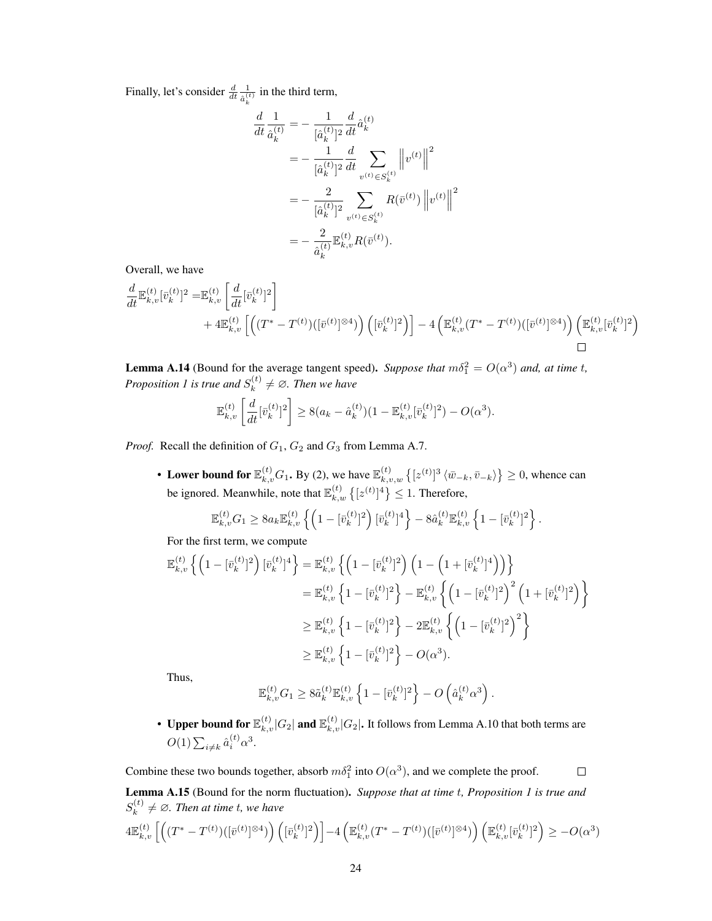Finally, let's consider $\frac{d}{dt}\frac{1}{\hat{a}_k^{(t)}}$ in the third term,

$$
\begin{aligned}
\frac{d}{dt}\frac{1}{\hat{a}_k^{(t)}} &= -\frac{1}{[\hat{a}_k^{(t)}]^2}\frac{d}{dt}\hat{a}_k^{(t)} \\
&= -\frac{1}{[\hat{a}_k^{(t)}]^2}\frac{d}{dt}\sum_{v^{(t)}\in S_k^{(t)}}\left\|v^{(t)}\right\|^2 \\
&= -\frac{2}{[\hat{a}_k^{(t)}]^2}\sum_{v^{(t)}\in S_k^{(t)}} R(\bar{v}^{(t)})\left\|v^{(t)}\right\|^2 \\
&= -\frac{2}{\hat{a}_k^{(t)}}\mathbb{E}_{k,v}^{(t)} R(\bar{v}^{(t)}).
\end{aligned}
$$

Overall, we have

$$
\begin{aligned}
\frac{d}{dt}\mathbb{E}_{k,v}^{(t)}[\bar{v}_k^{(t)}]^2 =& \mathbb{E}_{k,v}^{(t)}\left[\frac{d}{dt}[\bar{v}_k^{(t)}]^2\right] \\
&+ 4\mathbb{E}_{k,v}^{(t)}\left[\left((T^* - T^{(t)})([\bar{v}^{(t)}]^{\otimes 4})\right)\left([\bar{v}_k^{(t)}]^2\right)\right] - 4\left(\mathbb{E}_{k,v}^{(t)}(T^* - T^{(t)})([\bar{v}^{(t)}]^{\otimes 4})\right)\left(\mathbb{E}_{k,v}^{(t)}[\bar{v}_k^{(t)}]^2\right)
\end{aligned}
$$

□

**Lemma A.14** (Bound for the average tangent speed)**.** *Suppose that $m\delta_1^2 = O(\alpha^3)$ and, at time $t$, Proposition 1 is true and $S_k^{(t)} \neq \varnothing$. Then we have*

$$
\mathbb{E}_{k,v}^{(t)}\left[\frac{d}{dt}[\bar{v}_k^{(t)}]^2\right] \geq 8(a_k - \hat{a}_k^{(t)})(1 - \mathbb{E}_{k,v}^{(t)}[\bar{v}_k^{(t)}]^2) - O(\alpha^3).
$$

*Proof.* Recall the definition of $G_1$, $G_2$ and $G_3$ from Lemma A.7.

- **Lower bound for $\mathbb{E}_{k,v}^{(t)}G_1$.** By (2), we have $\mathbb{E}_{k,v,w}^{(t)}\left\{[z^{(t)}]^3\langle\bar{w}_{-k},\bar{v}_{-k}\rangle\right\} \geq 0$, whence can be ignored. Meanwhile, note that $\mathbb{E}_{k,w}^{(t)}\left\{[z^{(t)}]^4\right\} \leq 1$. Therefore,

  $$
  \mathbb{E}_{k,v}^{(t)}G_1 \geq 8a_k\mathbb{E}_{k,v}^{(t)}\left\{\left(1-[\bar{v}_k^{(t)}]^2\right)[\bar{v}_k^{(t)}]^4\right\} - 8\hat{a}_k^{(t)}\mathbb{E}_{k,v}^{(t)}\left\{1-[\bar{v}_k^{(t)}]^2\right\}.
  $$

  For the first term, we compute

  $$
  \begin{aligned}
  \mathbb{E}_{k,v}^{(t)}\left\{\left(1-[\bar{v}_k^{(t)}]^2\right)[\bar{v}_k^{(t)}]^4\right\} &= \mathbb{E}_{k,v}^{(t)}\left\{\left(1-[\bar{v}_k^{(t)}]^2\right)\left(1-\left(1+[\bar{v}_k^{(t)}]^4\right)\right)\right\} \\
  &= \mathbb{E}_{k,v}^{(t)}\left\{1-[\bar{v}_k^{(t)}]^2\right\} - \mathbb{E}_{k,v}^{(t)}\left\{\left(1-[\bar{v}_k^{(t)}]^2\right)^2\left(1+[\bar{v}_k^{(t)}]^2\right)\right\} \\
  &\geq \mathbb{E}_{k,v}^{(t)}\left\{1-[\bar{v}_k^{(t)}]^2\right\} - 2\mathbb{E}_{k,v}^{(t)}\left\{\left(1-[\bar{v}_k^{(t)}]^2\right)^2\right\} \\
  &\geq \mathbb{E}_{k,v}^{(t)}\left\{1-[\bar{v}_k^{(t)}]^2\right\} - O(\alpha^3).
  \end{aligned}
  $$

  Thus,

  $$
  \mathbb{E}_{k,v}^{(t)}G_1 \geq 8\bar{a}_k^{(t)}\mathbb{E}_{k,v}^{(t)}\left\{1-[\bar{v}_k^{(t)}]^2\right\} - O\left(\hat{a}_k^{(t)}\alpha^3\right).
  $$

- **Upper bound for $\mathbb{E}_{k,v}^{(t)}|G_2|$ and $\mathbb{E}_{k,v}^{(t)}|G_2|$.** It follows from Lemma A.10 that both terms are $O(1)\sum_{i\neq k}\hat{a}_i^{(t)}\alpha^3$.

Combine these two bounds together, absorb $m\delta_1^2$ into $O(\alpha^3)$, and we complete the proof. □

**Lemma A.15** (Bound for the norm fluctuation)**.** *Suppose that at time $t$, Proposition 1 is true and $S_k^{(t)} \neq \varnothing$. Then at time $t$, we have*

$$
4\mathbb{E}_{k,v}^{(t)}\left[\left((T^* - T^{(t)})([\bar{v}^{(t)}]^{\otimes 4})\right)\left([\bar{v}_k^{(t)}]^2\right)\right] - 4\left(\mathbb{E}_{k,v}^{(t)}(T^* - T^{(t)})([\bar{v}^{(t)}]^{\otimes 4})\right)\left(\mathbb{E}_{k,v}^{(t)}[\bar{v}_k^{(t)}]^2\right) \geq -O(\alpha^3)
$$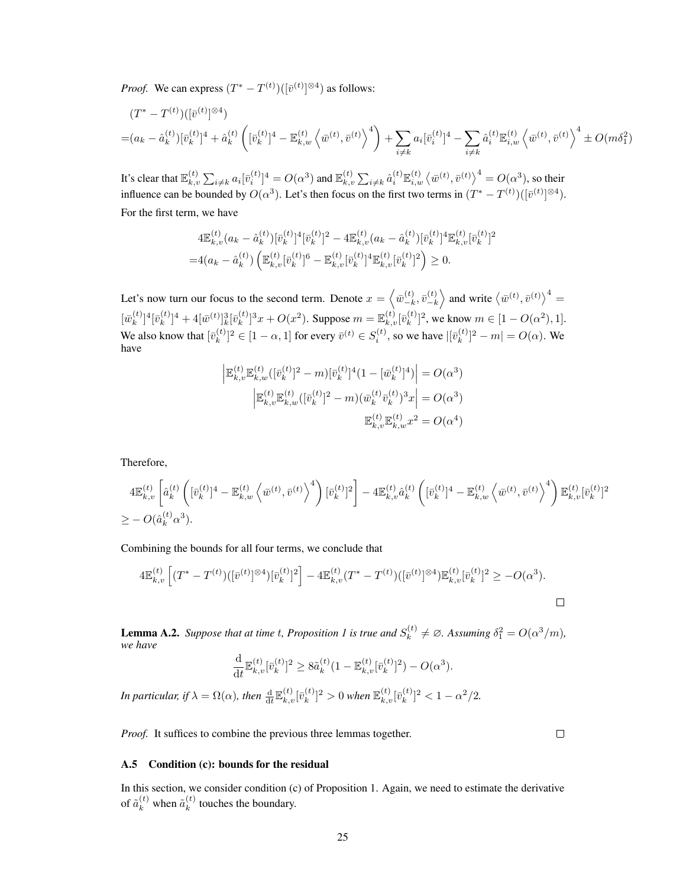*Proof.* We can express $(T^* - T^{(t)})([\bar{v}^{(t)}]^{\otimes 4})$ as follows:

$$
\begin{aligned}
&(T^* - T^{(t)})([\bar{v}^{(t)}]^{\otimes 4}) \\
=&(a_k - \hat{a}_k^{(t)})[\bar{v}_k^{(t)}]^4 + \hat{a}_k^{(t)} \left( [\bar{v}_k^{(t)}]^4 - \mathbb{E}_{k,w}^{(t)} \left\langle \bar{w}^{(t)}, \bar{v}^{(t)} \right\rangle^4 \right) + \sum_{i \neq k} a_i [\bar{v}_i^{(t)}]^4 - \sum_{i \neq k} \hat{a}_i^{(t)} \mathbb{E}_{i,w}^{(t)} \left\langle \bar{w}^{(t)}, \bar{v}^{(t)} \right\rangle^4 \pm O(m\delta_1^2)
\end{aligned}
$$

It's clear that $\mathbb{E}_{k,v}^{(t)} \sum_{i \neq k} a_i [\bar{v}_i^{(t)}]^4 = O(\alpha^3)$ and $\mathbb{E}_{k,v}^{(t)} \sum_{i \neq k} \hat{a}_i^{(t)} \mathbb{E}_{i,w}^{(t)} \left\langle \bar{w}^{(t)}, \bar{v}^{(t)} \right\rangle^4 = O(\alpha^3)$, so their influence can be bounded by $O(\alpha^3)$. Let's then focus on the first two terms in $(T^* - T^{(t)})([\bar{v}^{(t)}]^{\otimes 4})$.

For the first term, we have

$$
\begin{aligned}
&4\mathbb{E}_{k,v}^{(t)}(a_k - \hat{a}_k^{(t)})[\bar{v}_k^{(t)}]^4[\bar{v}_k^{(t)}]^2 - 4\mathbb{E}_{k,v}^{(t)}(a_k - \hat{a}_k^{(t)})[\bar{v}_k^{(t)}]^4 \mathbb{E}_{k,v}^{(t)}[\bar{v}_k^{(t)}]^2 \\
=&4(a_k - \hat{a}_k^{(t)}) \left( \mathbb{E}_{k,v}^{(t)}[\bar{v}_k^{(t)}]^6 - \mathbb{E}_{k,v}^{(t)}[\bar{v}_k^{(t)}]^4 \mathbb{E}_{k,v}^{(t)}[\bar{v}_k^{(t)}]^2 \right) \geq 0.
\end{aligned}
$$

Let's now turn our focus to the second term. Denote $x = \left\langle \bar{w}_{-k}^{(t)}, \bar{v}_{-k}^{(t)} \right\rangle$ and write $\left\langle \bar{w}^{(t)}, \bar{v}^{(t)} \right\rangle^4 = [\bar{w}_k^{(t)}]^4[\bar{v}_k^{(t)}]^4 + 4[\bar{w}^{(t)}]_k^3[\bar{v}_k^{(t)}]^3 x + O(x^2)$. Suppose $m = \mathbb{E}_{k,v}^{(t)}[\bar{v}_k^{(t)}]^2$, we know $m \in [1 - O(\alpha^2), 1]$. We also know that $[\bar{v}_k^{(t)}]^2 \in [1 - \alpha, 1]$ for every $\bar{v}^{(t)} \in S_i^{(t)}$, so we have $|[\bar{v}_k^{(t)}]^2 - m| = O(\alpha)$. We have

$$
\begin{aligned}
\left| \mathbb{E}_{k,v}^{(t)} \mathbb{E}_{k,w}^{(t)} ([\bar{v}_k^{(t)}]^2 - m)[\bar{v}_k^{(t)}]^4(1 - [\bar{w}_k^{(t)}]^4) \right| &= O(\alpha^3) \\
\left| \mathbb{E}_{k,v}^{(t)} \mathbb{E}_{k,w}^{(t)} ([\bar{v}_k^{(t)}]^2 - m)(\bar{w}_k^{(t)} \bar{v}_k^{(t)})^3 x \right| &= O(\alpha^3) \\
\mathbb{E}_{k,v}^{(t)} \mathbb{E}_{k,w}^{(t)} x^2 &= O(\alpha^4)
\end{aligned}
$$

Therefore,

$$
\begin{aligned}
&4\mathbb{E}_{k,v}^{(t)} \left[ \hat{a}_k^{(t)} \left( [\bar{v}_k^{(t)}]^4 - \mathbb{E}_{k,w}^{(t)} \left\langle \bar{w}^{(t)}, \bar{v}^{(t)} \right\rangle^4 \right) [\bar{v}_k^{(t)}]^2 \right] - 4\mathbb{E}_{k,v}^{(t)} \hat{a}_k^{(t)} \left( [\bar{v}_k^{(t)}]^4 - \mathbb{E}_{k,w}^{(t)} \left\langle \bar{w}^{(t)}, \bar{v}^{(t)} \right\rangle^4 \right) \mathbb{E}_{k,v}^{(t)}[\bar{v}_k^{(t)}]^2 \\
\geq& - O(\hat{a}_k^{(t)} \alpha^3).
\end{aligned}
$$

Combining the bounds for all four terms, we conclude that

$$
4\mathbb{E}_{k,v}^{(t)} \left[ (T^* - T^{(t)})([\bar{v}^{(t)}]^{\otimes 4})[\bar{v}_k^{(t)}]^2 \right] - 4\mathbb{E}_{k,v}^{(t)}(T^* - T^{(t)})([\bar{v}^{(t)}]^{\otimes 4}) \mathbb{E}_{k,v}^{(t)}[\bar{v}_k^{(t)}]^2 \geq -O(\alpha^3).
$$

∎

**Lemma A.2.** *Suppose that at time $t$, Proposition 1 is true and $S_k^{(t)} \neq \varnothing$. Assuming $\delta_1^2 = O(\alpha^3/m)$, we have*

$$
\frac{\mathrm{d}}{\mathrm{d}t} \mathbb{E}_{k,v}^{(t)}[\bar{v}_k^{(t)}]^2 \geq 8\tilde{a}_k^{(t)}(1 - \mathbb{E}_{k,v}^{(t)}[\bar{v}_k^{(t)}]^2) - O(\alpha^3).
$$

*In particular, if $\lambda = \Omega(\alpha)$, then $\frac{\mathrm{d}}{\mathrm{d}t} \mathbb{E}_{k,v}^{(t)}[\bar{v}_k^{(t)}]^2 > 0$ when $\mathbb{E}_{k,v}^{(t)}[\bar{v}_k^{(t)}]^2 < 1 - \alpha^2/2$.*

*Proof.* It suffices to combine the previous three lemmas together. ∎

### A.5 Condition (c): bounds for the residual

In this section, we consider condition (c) of Proposition 1. Again, we need to estimate the derivative of $\tilde{a}_k^{(t)}$ when $\tilde{a}_k^{(t)}$ touches the boundary.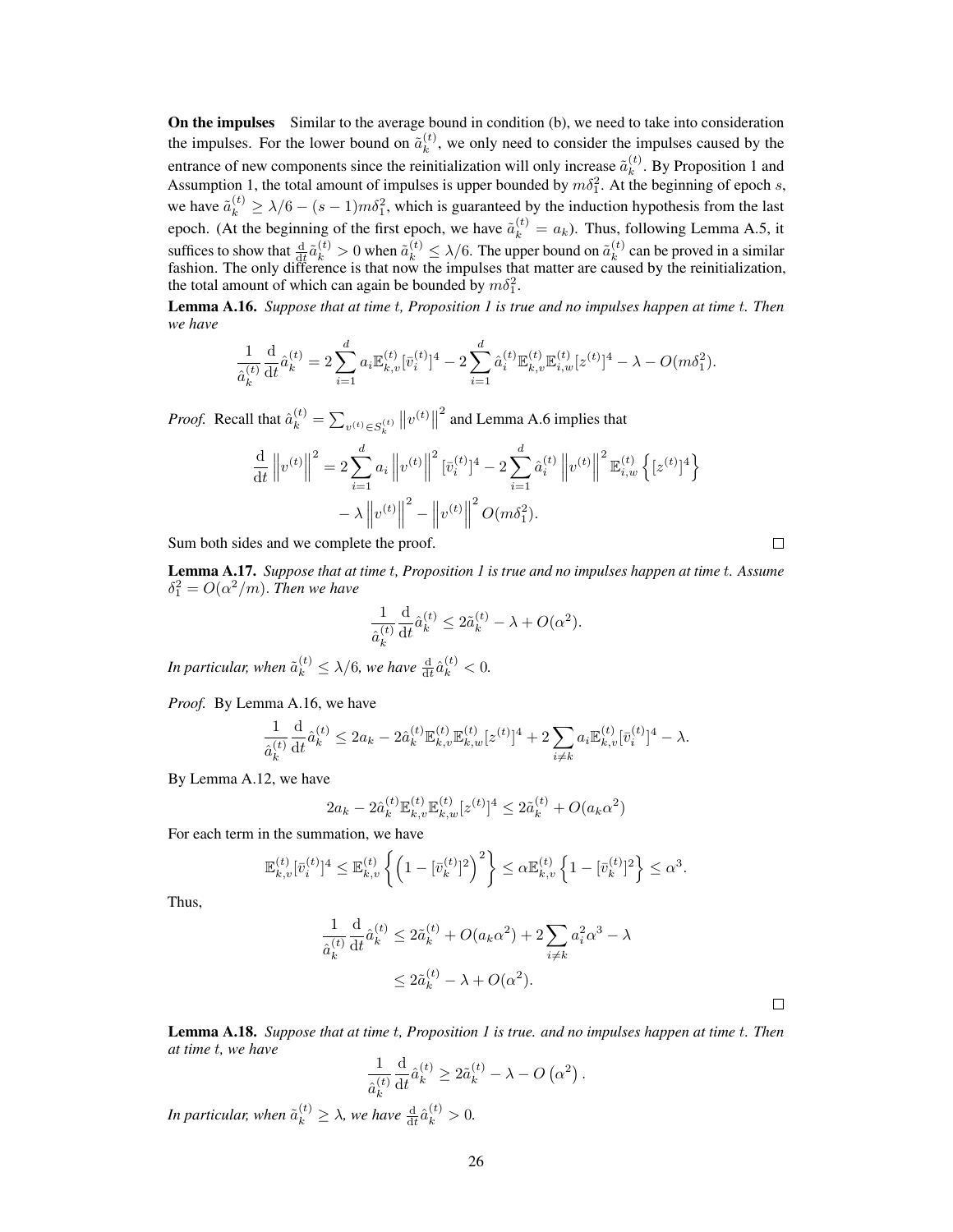**On the impulses** Similar to the average bound in condition (b), we need to take into consideration the impulses. For the lower bound on $\tilde{a}_k^{(t)}$, we only need to consider the impulses caused by the entrance of new components since the reinitialization will only increase $\tilde{a}_k^{(t)}$. By Proposition 1 and Assumption 1, the total amount of impulses is upper bounded by $m\delta_1^2$. At the beginning of epoch $s$, we have $\tilde{a}_k^{(t)} \geq \lambda/6 - (s-1)m\delta_1^2$, which is guaranteed by the induction hypothesis from the last epoch. (At the beginning of the first epoch, we have $\tilde{a}_k^{(t)} = a_k$). Thus, following Lemma A.5, it suffices to show that $\frac{\mathrm{d}}{\mathrm{d}t}\tilde{a}_k^{(t)} > 0$ when $\tilde{a}_k^{(t)} \leq \lambda/6$. The upper bound on $\tilde{a}_k^{(t)}$ can be proved in a similar fashion. The only difference is that now the impulses that matter are caused by the reinitialization, the total amount of which can again be bounded by $m\delta_1^2$.

**Lemma A.16.** *Suppose that at time $t$, Proposition 1 is true and no impulses happen at time $t$. Then we have*

$$\frac{1}{\hat{a}_k^{(t)}}\frac{\mathrm{d}}{\mathrm{d}t}\hat{a}_k^{(t)} = 2\sum_{i=1}^{d} a_i \mathbb{E}_{k,v}^{(t)}[\bar{v}_i^{(t)}]^4 - 2\sum_{i=1}^{d}\hat{a}_i^{(t)}\mathbb{E}_{k,v}^{(t)}\mathbb{E}_{i,w}^{(t)}[z^{(t)}]^4 - \lambda - O(m\delta_1^2).$$

*Proof.* Recall that $\hat{a}_k^{(t)} = \sum_{v^{(t)}\in S_k^{(t)}} \left\|v^{(t)}\right\|^2$ and Lemma A.6 implies that

$$\begin{aligned}\frac{\mathrm{d}}{\mathrm{d}t}\left\|v^{(t)}\right\|^2 &= 2\sum_{i=1}^{d} a_i \left\|v^{(t)}\right\|^2 [\bar{v}_i^{(t)}]^4 - 2\sum_{i=1}^{d}\hat{a}_i^{(t)}\left\|v^{(t)}\right\|^2 \mathbb{E}_{i,w}^{(t)}\left\{[z^{(t)}]^4\right\} \\ &\quad - \lambda\left\|v^{(t)}\right\|^2 - \left\|v^{(t)}\right\|^2 O(m\delta_1^2).\end{aligned}$$

Sum both sides and we complete the proof. $\square$

**Lemma A.17.** *Suppose that at time $t$, Proposition 1 is true and no impulses happen at time $t$. Assume $\delta_1^2 = O(\alpha^2/m)$. Then we have*

$$\frac{1}{\hat{a}_k^{(t)}}\frac{\mathrm{d}}{\mathrm{d}t}\hat{a}_k^{(t)} \leq 2\tilde{a}_k^{(t)} - \lambda + O(\alpha^2).$$

*In particular, when $\tilde{a}_k^{(t)} \leq \lambda/6$, we have $\frac{\mathrm{d}}{\mathrm{d}t}\hat{a}_k^{(t)} < 0$.*

*Proof.* By Lemma A.16, we have

$$\frac{1}{\hat{a}_k^{(t)}}\frac{\mathrm{d}}{\mathrm{d}t}\hat{a}_k^{(t)} \leq 2a_k - 2\hat{a}_k^{(t)}\mathbb{E}_{k,v}^{(t)}\mathbb{E}_{k,w}^{(t)}[z^{(t)}]^4 + 2\sum_{i\neq k} a_i\mathbb{E}_{k,v}^{(t)}[\bar{v}_i^{(t)}]^4 - \lambda.$$

By Lemma A.12, we have

$$2a_k - 2\hat{a}_k^{(t)}\mathbb{E}_{k,v}^{(t)}\mathbb{E}_{k,w}^{(t)}[z^{(t)}]^4 \leq 2\tilde{a}_k^{(t)} + O(a_k\alpha^2)$$

For each term in the summation, we have

$$\mathbb{E}_{k,v}^{(t)}[\bar{v}_i^{(t)}]^4 \leq \mathbb{E}_{k,v}^{(t)}\left\{\left(1 - [\bar{v}_k^{(t)}]^2\right)^2\right\} \leq \alpha\mathbb{E}_{k,v}^{(t)}\left\{1 - [\bar{v}_k^{(t)}]^2\right\} \leq \alpha^3.$$

Thus,

$$\begin{aligned}\frac{1}{\hat{a}_k^{(t)}}\frac{\mathrm{d}}{\mathrm{d}t}\hat{a}_k^{(t)} &\leq 2\tilde{a}_k^{(t)} + O(a_k\alpha^2) + 2\sum_{i\neq k} a_i^2\alpha^3 - \lambda \\ &\leq 2\tilde{a}_k^{(t)} - \lambda + O(\alpha^2).\end{aligned}$$

$\square$

**Lemma A.18.** *Suppose that at time $t$, Proposition 1 is true. and no impulses happen at time $t$. Then at time $t$, we have*

$$\frac{1}{\hat{a}_k^{(t)}}\frac{\mathrm{d}}{\mathrm{d}t}\hat{a}_k^{(t)} \geq 2\tilde{a}_k^{(t)} - \lambda - O\left(\alpha^2\right).$$

*In particular, when $\tilde{a}_k^{(t)} \geq \lambda$, we have $\frac{\mathrm{d}}{\mathrm{d}t}\hat{a}_k^{(t)} > 0$.*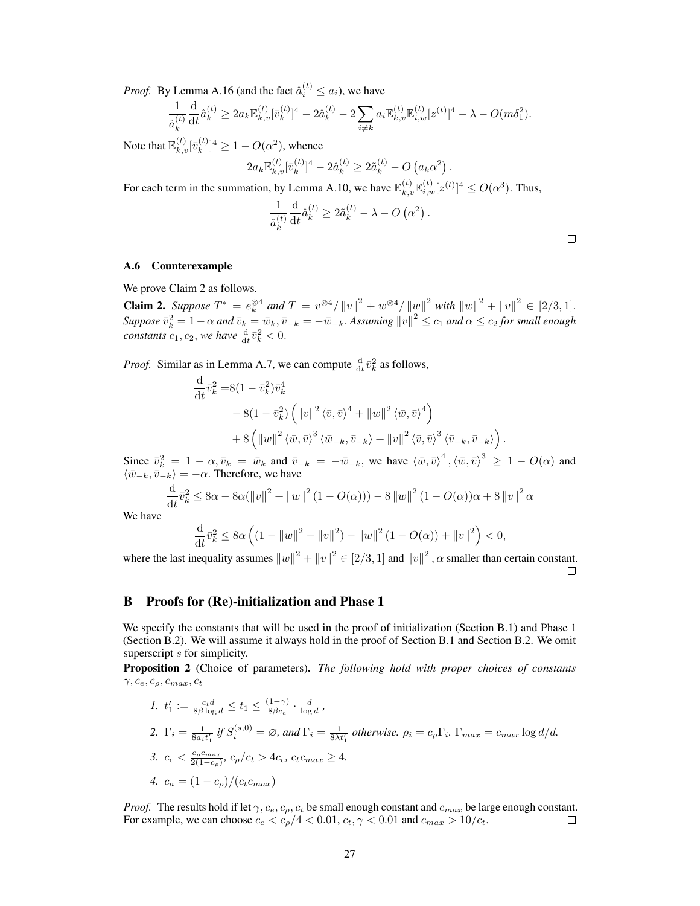*Proof.* By Lemma A.16 (and the fact $\hat{a}_i^{(t)} \le a_i$), we have

$$\frac{1}{\hat{a}_k^{(t)}} \frac{\mathrm{d}}{\mathrm{d}t} \hat{a}_k^{(t)} \ge 2a_k \mathbb{E}_{k,v}^{(t)}[\bar{v}_k^{(t)}]^4 - 2\hat{a}_k^{(t)} - 2\sum_{i \ne k} a_i \mathbb{E}_{k,v}^{(t)} \mathbb{E}_{i,w}^{(t)}[z^{(t)}]^4 - \lambda - O(m\delta_1^2).$$

Note that $\mathbb{E}_{k,v}^{(t)}[\bar{v}_k^{(t)}]^4 \ge 1 - O(\alpha^2)$, whence

$$2a_k \mathbb{E}_{k,v}^{(t)}[\bar{v}_k^{(t)}]^4 - 2\hat{a}_k^{(t)} \ge 2\tilde{a}_k^{(t)} - O\left(a_k \alpha^2\right).$$

For each term in the summation, by Lemma A.10, we have $\mathbb{E}_{k,v}^{(t)} \mathbb{E}_{i,w}^{(t)}[z^{(t)}]^4 \le O(\alpha^3)$. Thus,

$$\frac{1}{\hat{a}_k^{(t)}} \frac{\mathrm{d}}{\mathrm{d}t} \hat{a}_k^{(t)} \ge 2\tilde{a}_k^{(t)} - \lambda - O\left(\alpha^2\right).$$

□

### A.6 Counterexample

We prove Claim 2 as follows.

**Claim 2.** *Suppose $T^* = e_k^{\otimes 4}$ and $T = v^{\otimes 4}/\|v\|^2 + w^{\otimes 4}/\|w\|^2$ with $\|w\|^2 + \|v\|^2 \in [2/3, 1]$. Suppose $\bar{v}_k^2 = 1 - \alpha$ and $\bar{v}_k = \bar{w}_k, \bar{v}_{-k} = -\bar{w}_{-k}$. Assuming $\|v\|^2 \le c_1$ and $\alpha \le c_2$ for small enough constants $c_1, c_2$, we have $\frac{\mathrm{d}}{\mathrm{d}t}\bar{v}_k^2 < 0$.*

*Proof.* Similar as in Lemma A.7, we can compute $\frac{\mathrm{d}}{\mathrm{d}t}\bar{v}_k^2$ as follows,

$$\begin{aligned}
\frac{\mathrm{d}}{\mathrm{d}t}\bar{v}_k^2 =& 8(1-\bar{v}_k^2)\bar{v}_k^4 \\
&- 8(1-\bar{v}_k^2)\left(\|v\|^2 \langle \bar{v}, \bar{v}\rangle^4 + \|w\|^2 \langle \bar{w}, \bar{v}\rangle^4\right) \\
&+ 8\left(\|w\|^2 \langle \bar{w}, \bar{v}\rangle^3 \langle \bar{w}_{-k}, \bar{v}_{-k}\rangle + \|v\|^2 \langle \bar{v}, \bar{v}\rangle^3 \langle \bar{v}_{-k}, \bar{v}_{-k}\rangle\right).
\end{aligned}$$

Since $\bar{v}_k^2 = 1 - \alpha, \bar{v}_k = \bar{w}_k$ and $\bar{v}_{-k} = -\bar{w}_{-k}$, we have $\langle \bar{w}, \bar{v}\rangle^4, \langle \bar{w}, \bar{v}\rangle^3 \ge 1 - O(\alpha)$ and $\langle \bar{w}_{-k}, \bar{v}_{-k}\rangle = -\alpha$. Therefore, we have

$$\frac{\mathrm{d}}{\mathrm{d}t}\bar{v}_k^2 \le 8\alpha - 8\alpha(\|v\|^2 + \|w\|^2(1 - O(\alpha))) - 8\|w\|^2(1 - O(\alpha))\alpha + 8\|v\|^2\alpha$$

We have

$$\frac{\mathrm{d}}{\mathrm{d}t}\bar{v}_k^2 \le 8\alpha\left((1 - \|w\|^2 - \|v\|^2) - \|w\|^2(1 - O(\alpha)) + \|v\|^2\right) < 0,$$

where the last inequality assumes $\|w\|^2 + \|v\|^2 \in [2/3, 1]$ and $\|v\|^2, \alpha$ smaller than certain constant.

□

## B Proofs for (Re)-initialization and Phase 1

We specify the constants that will be used in the proof of initialization (Section B.1) and Phase 1 (Section B.2). We will assume it always hold in the proof of Section B.1 and Section B.2. We omit superscript $s$ for simplicity.

**Proposition 2** (Choice of parameters). *The following hold with proper choices of constants $\gamma, c_e, c_\rho, c_{max}, c_t$*

1. $t_1' := \frac{c_t d}{8\beta \log d} \le t_1 \le \frac{(1-\gamma)}{8\beta c_e} \cdot \frac{d}{\log d}$ ,
2. $\Gamma_i = \frac{1}{8a_i t_1'}$ *if* $S_i^{(s,0)} = \varnothing$, *and* $\Gamma_i = \frac{1}{8\lambda t_1'}$ *otherwise.* $\rho_i = c_\rho \Gamma_i$. $\Gamma_{max} = c_{max} \log d/d$.
3. $c_e < \frac{c_\rho c_{max}}{2(1-c_\rho)}$, $c_\rho/c_t > 4c_e$, $c_t c_{max} \ge 4$.
4. $c_a = (1 - c_\rho)/(c_t c_{max})$

*Proof.* The results hold if let $\gamma, c_e, c_\rho, c_t$ be small enough constant and $c_{max}$ be large enough constant. For example, we can choose $c_e < c_\rho/4 < 0.01$, $c_t, \gamma < 0.01$ and $c_{max} > 10/c_t$.

□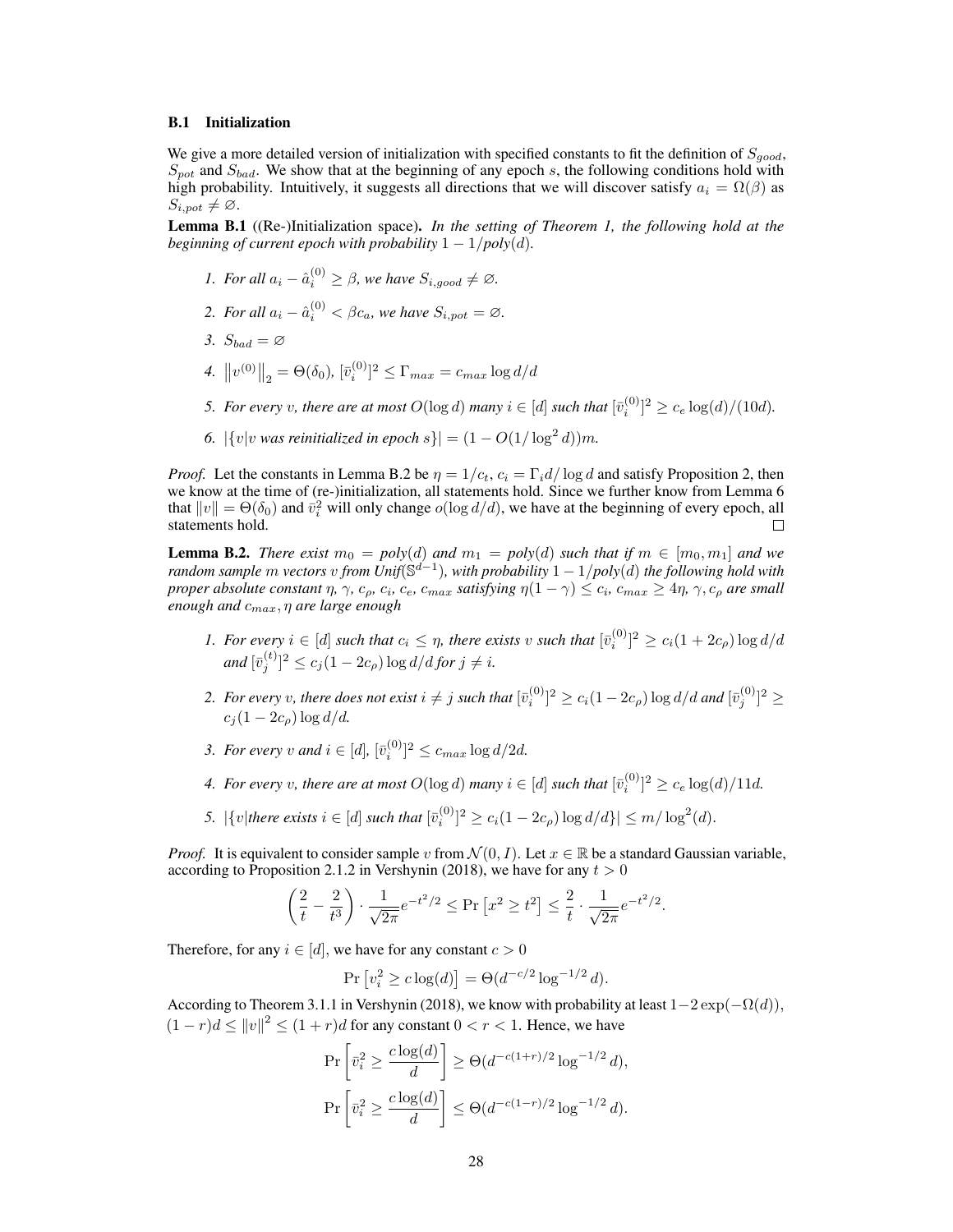### B.1 Initialization

We give a more detailed version of initialization with specified constants to fit the definition of $S_{good}$, $S_{pot}$ and $S_{bad}$. We show that at the beginning of any epoch $s$, the following conditions hold with high probability. Intuitively, it suggests all directions that we will discover satisfy $a_i = \Omega(\beta)$ as $S_{i,pot} \neq \varnothing$.

**Lemma B.1** ((Re-)Initialization space)**.** *In the setting of Theorem 1, the following hold at the beginning of current epoch with probability $1 - 1/poly(d)$.*

1. *For all $a_i - \hat{a}_i^{(0)} \geq \beta$, we have $S_{i,good} \neq \varnothing$.*
2. *For all $a_i - \hat{a}_i^{(0)} < \beta c_a$, we have $S_{i,pot} = \varnothing$.*
3. *$S_{bad} = \varnothing$*
4. *$\left\|v^{(0)}\right\|_2 = \Theta(\delta_0)$, $[\bar{v}_i^{(0)}]^2 \leq \Gamma_{max} = c_{max} \log d/d$*
5. *For every $v$, there are at most $O(\log d)$ many $i \in [d]$ such that $[\bar{v}_i^{(0)}]^2 \geq c_e \log(d)/(10d)$.*
6. *$|\{v | v \text{ was reinitialized in epoch } s\}| = (1 - O(1/\log^2 d))m$.*

*Proof.* Let the constants in Lemma B.2 be $\eta = 1/c_t$, $c_i = \Gamma_i d/\log d$ and satisfy Proposition 2, then we know at the time of (re-)initialization, all statements hold. Since we further know from Lemma 6 that $\|v\| = \Theta(\delta_0)$ and $\bar{v}_i^2$ will only change $o(\log d/d)$, we have at the beginning of every epoch, all statements hold. $\square$

**Lemma B.2.** *There exist $m_0 = poly(d)$ and $m_1 = poly(d)$ such that if $m \in [m_0, m_1]$ and we random sample $m$ vectors $v$ from Unif($\mathbb{S}^{d-1}$), with probability $1 - 1/poly(d)$ the following hold with proper absolute constant $\eta$, $\gamma$, $c_\rho$, $c_i$, $c_e$, $c_{max}$ satisfying $\eta(1-\gamma) \leq c_i$, $c_{max} \geq 4\eta$, $\gamma, c_\rho$ are small enough and $c_{max}, \eta$ are large enough*

1. *For every $i \in [d]$ such that $c_i \leq \eta$, there exists $v$ such that $[\bar{v}_i^{(0)}]^2 \geq c_i(1 + 2c_\rho) \log d/d$ and $[\bar{v}_j^{(t)}]^2 \leq c_j(1 - 2c_\rho) \log d/d$ for $j \neq i$.*
2. *For every $v$, there does not exist $i \neq j$ such that $[\bar{v}_i^{(0)}]^2 \geq c_i(1 - 2c_\rho) \log d/d$ and $[\bar{v}_j^{(0)}]^2 \geq c_j(1 - 2c_\rho) \log d/d$.*
3. *For every $v$ and $i \in [d]$, $[\bar{v}_i^{(0)}]^2 \leq c_{max} \log d/2d$.*
4. *For every $v$, there are at most $O(\log d)$ many $i \in [d]$ such that $[\bar{v}_i^{(0)}]^2 \geq c_e \log(d)/11d$.*
5. *$|\{v | \text{there exists } i \in [d] \text{ such that } [\bar{v}_i^{(0)}]^2 \geq c_i(1 - 2c_\rho) \log d/d\}| \leq m/\log^2(d)$.*

*Proof.* It is equivalent to consider sample $v$ from $\mathcal{N}(0, I)$. Let $x \in \mathbb{R}$ be a standard Gaussian variable, according to Proposition 2.1.2 in Vershynin (2018), we have for any $t > 0$

$$\left(\frac{2}{t} - \frac{2}{t^3}\right) \cdot \frac{1}{\sqrt{2\pi}} e^{-t^2/2} \leq \Pr\left[x^2 \geq t^2\right] \leq \frac{2}{t} \cdot \frac{1}{\sqrt{2\pi}} e^{-t^2/2}.$$

Therefore, for any $i \in [d]$, we have for any constant $c > 0$

$$\Pr\left[v_i^2 \geq c \log(d)\right] = \Theta(d^{-c/2} \log^{-1/2} d).$$

According to Theorem 3.1.1 in Vershynin (2018), we know with probability at least $1 - 2\exp(-\Omega(d))$, $(1-r)d \leq \|v\|^2 \leq (1+r)d$ for any constant $0 < r < 1$. Hence, we have

$$\Pr\left[\bar{v}_i^2 \geq \frac{c \log(d)}{d}\right] \geq \Theta(d^{-c(1+r)/2} \log^{-1/2} d),$$

$$\Pr\left[\bar{v}_i^2 \geq \frac{c \log(d)}{d}\right] \leq \Theta(d^{-c(1-r)/2} \log^{-1/2} d).$$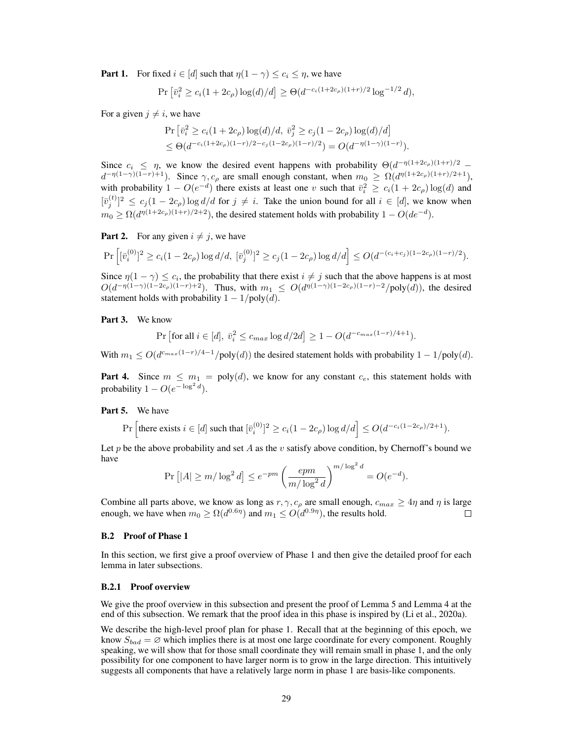**Part 1.** For fixed $i \in [d]$ such that $\eta(1-\gamma) \le c_i \le \eta$, we have

$$\Pr\left[\bar{v}_i^2 \ge c_i(1+2c_\rho)\log(d)/d\right] \ge \Theta(d^{-c_i(1+2c_\rho)(1+r)/2}\log^{-1/2} d),$$

For a given $j \neq i$, we have

$$\begin{aligned}
&\Pr\left[\bar{v}_i^2 \ge c_i(1+2c_\rho)\log(d)/d,\ \bar{v}_j^2 \ge c_j(1-2c_\rho)\log(d)/d\right] \\
&\le \Theta(d^{-c_i(1+2c_\rho)(1-r)/2 - c_j(1-2c_\rho)(1-r)/2}) = O(d^{-\eta(1-\gamma)(1-r)}).
\end{aligned}$$

Since $c_i \le \eta$, we know the desired event happens with probability $\Theta(d^{-\eta(1+2c_\rho)(1+r)/2} - d^{-\eta(1-\gamma)(1-r)+1})$. Since $\gamma, c_\rho$ are small enough constant, when $m_0 \ge \Omega(d^{\eta(1+2c_\rho)(1+r)/2+1})$, with probability $1 - O(e^{-d})$ there exists at least one $v$ such that $\bar{v}_i^2 \ge c_i(1+2c_\rho)\log(d)$ and $[\bar{v}_j^{(t)}]^2 \le c_j(1-2c_\rho)\log d/d$ for $j \neq i$. Take the union bound for all $i \in [d]$, we know when $m_0 \ge \Omega(d^{\eta(1+2c_\rho)(1+r)/2+2})$, the desired statement holds with probability $1 - O(de^{-d})$.

**Part 2.** For any given $i \neq j$, we have

$$\Pr\left[[\bar{v}_i^{(0)}]^2 \ge c_i(1-2c_\rho)\log d/d,\ [\bar{v}_j^{(0)}]^2 \ge c_j(1-2c_\rho)\log d/d\right] \le O(d^{-(c_i+c_j)(1-2c_\rho)(1-r)/2}).$$

Since $\eta(1-\gamma) \le c_i$, the probability that there exist $i \neq j$ such that the above happens is at most $O(d^{-\eta(1-\gamma)(1-2c_\rho)(1-r)+2})$. Thus, with $m_1 \le O(d^{\eta(1-\gamma)(1-2c_\rho)(1-r)-2}/\text{poly}(d))$, the desired statement holds with probability $1 - 1/\text{poly}(d)$.

**Part 3.** We know

$$\Pr\left[\text{for all } i \in [d],\ \bar{v}_i^2 \le c_{max}\log d/2d\right] \ge 1 - O(d^{-c_{max}(1-r)/4+1}).$$

With $m_1 \le O(d^{c_{max}(1-r)/4-1}/\text{poly}(d))$ the desired statement holds with probability $1 - 1/\text{poly}(d)$.

**Part 4.** Since $m \le m_1 = \text{poly}(d)$, we know for any constant $c_e$, this statement holds with probability $1 - O(e^{-\log^2 d})$.

**Part 5.** We have

$$\Pr\left[\text{there exists } i \in [d] \text{ such that } [\bar{v}_i^{(0)}]^2 \ge c_i(1-2c_\rho)\log d/d\right] \le O(d^{-c_i(1-2c_\rho)/2+1}).$$

Let $p$ be the above probability and set $A$ as the $v$ satisfy above condition, by Chernoff's bound we have

$$\Pr\left[|A| \ge m/\log^2 d\right] \le e^{-pm}\left(\frac{epm}{m/\log^2 d}\right)^{m/\log^2 d} = O(e^{-d}).$$

Combine all parts above, we know as long as $r, \gamma, c_\rho$ are small enough, $c_{max} \ge 4\eta$ and $\eta$ is large enough, we have when $m_0 \ge \Omega(d^{0.6\eta})$ and $m_1 \le O(d^{0.9\eta})$, the results hold. $\square$

### B.2 Proof of Phase 1

In this section, we first give a proof overview of Phase 1 and then give the detailed proof for each lemma in later subsections.

#### B.2.1 Proof overview

We give the proof overview in this subsection and present the proof of Lemma 5 and Lemma 4 at the end of this subsection. We remark that the proof idea in this phase is inspired by (Li et al., 2020a).

We describe the high-level proof plan for phase 1. Recall that at the beginning of this epoch, we know $S_{bad} = \varnothing$ which implies there is at most one large coordinate for every component. Roughly speaking, we will show that for those small coordinate they will remain small in phase 1, and the only possibility for one component to have larger norm is to grow in the large direction. This intuitively suggests all components that have a relatively large norm in phase 1 are basis-like components.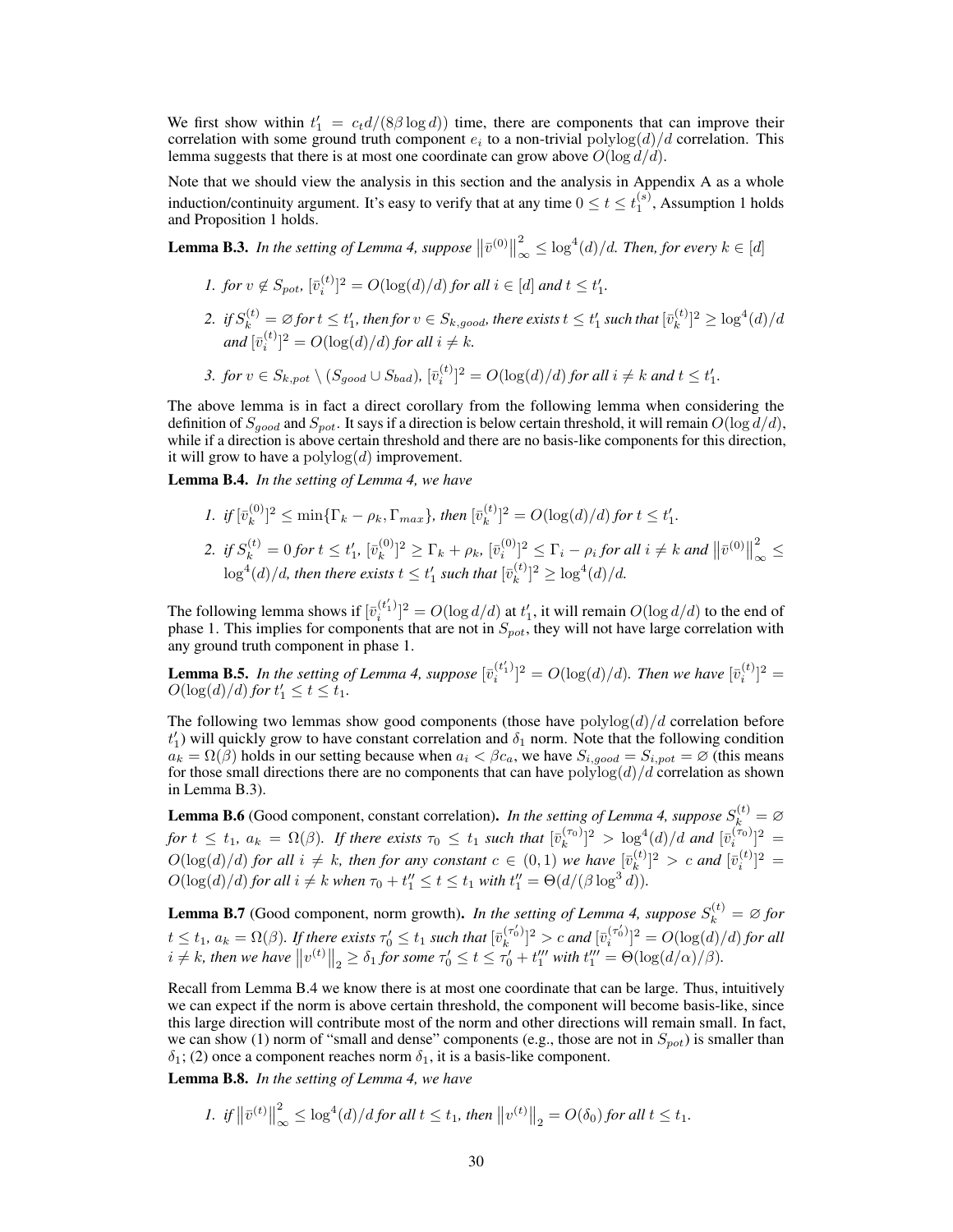We first show within $t_1' = c_t d/(8\beta \log d))$ time, there are components that can improve their correlation with some ground truth component $e_i$ to a non-trivial $\text{polylog}(d)/d$ correlation. This lemma suggests that there is at most one coordinate can grow above $O(\log d/d)$.

Note that we should view the analysis in this section and the analysis in Appendix A as a whole induction/continuity argument. It's easy to verify that at any time $0 \le t \le t_1^{(s)}$, Assumption 1 holds and Proposition 1 holds.

**Lemma B.3.** *In the setting of Lemma 4, suppose $\left\|\bar{v}^{(0)}\right\|_\infty^2 \le \log^4(d)/d$. Then, for every $k \in [d]$*

1. *for $v \notin S_{pot}$, $[\bar{v}_i^{(t)}]^2 = O(\log(d)/d)$ for all $i \in [d]$ and $t \le t_1'$.*
2. *if $S_k^{(t)} = \varnothing$ for $t \le t_1'$, then for $v \in S_{k,good}$, there exists $t \le t_1'$ such that $[\bar{v}_k^{(t)}]^2 \ge \log^4(d)/d$ and $[\bar{v}_i^{(t)}]^2 = O(\log(d)/d)$ for all $i \ne k$.*
3. *for $v \in S_{k,pot} \setminus (S_{good} \cup S_{bad})$, $[\bar{v}_i^{(t)}]^2 = O(\log(d)/d)$ for all $i \ne k$ and $t \le t_1'$.*

The above lemma is in fact a direct corollary from the following lemma when considering the definition of $S_{good}$ and $S_{pot}$. It says if a direction is below certain threshold, it will remain $O(\log d/d)$, while if a direction is above certain threshold and there are no basis-like components for this direction, it will grow to have a $\text{polylog}(d)$ improvement.

**Lemma B.4.** *In the setting of Lemma 4, we have*

1. *if $[\bar{v}_k^{(0)}]^2 \le \min\{\Gamma_k - \rho_k, \Gamma_{max}\}$, then $[\bar{v}_k^{(t)}]^2 = O(\log(d)/d)$ for $t \le t_1'$.*
2. *if $S_k^{(t)} = 0$ for $t \le t_1'$, $[\bar{v}_k^{(0)}]^2 \ge \Gamma_k + \rho_k$, $[\bar{v}_i^{(0)}]^2 \le \Gamma_i - \rho_i$ for all $i \ne k$ and $\left\|\bar{v}^{(0)}\right\|_\infty^2 \le \log^4(d)/d$, then there exists $t \le t_1'$ such that $[\bar{v}_k^{(t)}]^2 \ge \log^4(d)/d$.*

The following lemma shows if $[\bar{v}_i^{(t_1')}]^2 = O(\log d/d)$ at $t_1'$, it will remain $O(\log d/d)$ to the end of phase 1. This implies for components that are not in $S_{pot}$, they will not have large correlation with any ground truth component in phase 1.

**Lemma B.5.** *In the setting of Lemma 4, suppose $[\bar{v}_i^{(t_1')}]^2 = O(\log(d)/d)$. Then we have $[\bar{v}_i^{(t)}]^2 = O(\log(d)/d)$ for $t_1' \le t \le t_1$.*

The following two lemmas show good components (those have $\text{polylog}(d)/d$ correlation before $t_1'$) will quickly grow to have constant correlation and $\delta_1$ norm. Note that the following condition $a_k = \Omega(\beta)$ holds in our setting because when $a_i < \beta c_a$, we have $S_{i,good} = S_{i,pot} = \varnothing$ (this means for those small directions there are no components that can have $\text{polylog}(d)/d$ correlation as shown in Lemma B.3).

**Lemma B.6** (Good component, constant correlation)**.** *In the setting of Lemma 4, suppose $S_k^{(t)} = \varnothing$ for $t \le t_1$, $a_k = \Omega(\beta)$. If there exists $\tau_0 \le t_1$ such that $[\bar{v}_k^{(\tau_0)}]^2 > \log^4(d)/d$ and $[\bar{v}_i^{(\tau_0)}]^2 = O(\log(d)/d)$ for all $i \ne k$, then for any constant $c \in (0,1)$ we have $[\bar{v}_k^{(t)}]^2 > c$ and $[\bar{v}_i^{(t)}]^2 = O(\log(d)/d)$ for all $i \ne k$ when $\tau_0 + t_1'' \le t \le t_1$ with $t_1'' = \Theta(d/(\beta \log^3 d))$.*

**Lemma B.7** (Good component, norm growth)**.** *In the setting of Lemma 4, suppose $S_k^{(t)} = \varnothing$ for $t \le t_1$, $a_k = \Omega(\beta)$. If there exists $\tau_0' \le t_1$ such that $[\bar{v}_k^{(\tau_0')}]^2 > c$ and $[\bar{v}_i^{(\tau_0')}]^2 = O(\log(d)/d)$ for all $i \ne k$, then we have $\left\|v^{(t)}\right\|_2 \ge \delta_1$ for some $\tau_0' \le t \le \tau_0' + t_1'''$ with $t_1''' = \Theta(\log(d/\alpha)/\beta)$.*

Recall from Lemma B.4 we know there is at most one coordinate that can be large. Thus, intuitively we can expect if the norm is above certain threshold, the component will become basis-like, since this large direction will contribute most of the norm and other directions will remain small. In fact, we can show (1) norm of "small and dense" components (e.g., those are not in $S_{pot}$) is smaller than $\delta_1$; (2) once a component reaches norm $\delta_1$, it is a basis-like component.

**Lemma B.8.** *In the setting of Lemma 4, we have*

1. *if $\left\|\bar{v}^{(t)}\right\|_\infty^2 \le \log^4(d)/d$ for all $t \le t_1$, then $\left\|v^{(t)}\right\|_2 = O(\delta_0)$ for all $t \le t_1$.*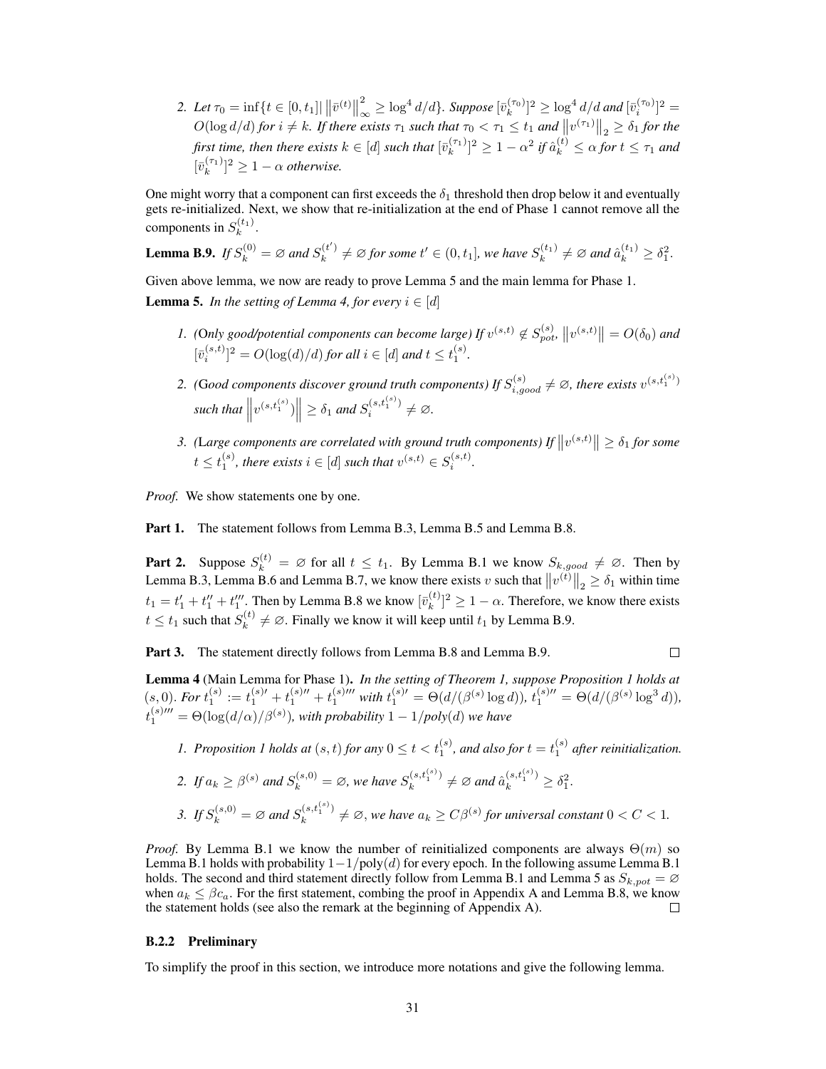2. *Let* $\tau_0 = \inf\{t \in [0, t_1] | \left\|\bar{v}^{(t)}\right\|_\infty^2 \geq \log^4 d/d\}$. *Suppose* $[\bar{v}_k^{(\tau_0)}]^2 \geq \log^4 d/d$ *and* $[\bar{v}_i^{(\tau_0)}]^2 = O(\log d/d)$ *for* $i \neq k$. *If there exists* $\tau_1$ *such that* $\tau_0 < \tau_1 \leq t_1$ *and* $\left\|v^{(\tau_1)}\right\|_2 \geq \delta_1$ *for the first time, then there exists* $k \in [d]$ *such that* $[\bar{v}_k^{(\tau_1)}]^2 \geq 1 - \alpha^2$ *if* $\hat{a}_k^{(t)} \leq \alpha$ *for* $t \leq \tau_1$ *and* $[\bar{v}_k^{(\tau_1)}]^2 \geq 1 - \alpha$ *otherwise.*

One might worry that a component can first exceeds the $\delta_1$ threshold then drop below it and eventually gets re-initialized. Next, we show that re-initialization at the end of Phase 1 cannot remove all the components in $S_k^{(t_1)}$.

**Lemma B.9.** *If* $S_k^{(0)} = \varnothing$ *and* $S_k^{(t')} \neq \varnothing$ *for some* $t' \in (0, t_1]$*, we have* $S_k^{(t_1)} \neq \varnothing$ *and* $\hat{a}_k^{(t_1)} \geq \delta_1^2$.

Given above lemma, we now are ready to prove Lemma 5 and the main lemma for Phase 1.

**Lemma 5.** *In the setting of Lemma 4, for every* $i \in [d]$

1. *(Only good/potential components can become large) If* $v^{(s,t)} \notin S_{pot}^{(s)}$, $\left\|v^{(s,t)}\right\| = O(\delta_0)$ *and* $[\bar{v}_i^{(s,t)}]^2 = O(\log(d)/d)$ *for all* $i \in [d]$ *and* $t \leq t_1^{(s)}$.

2. *(Good components discover ground truth components) If* $S_{i,good}^{(s)} \neq \varnothing$*, there exists* $v^{(s,t_1^{(s)})}$ *such that* $\left\|v^{(s,t_1^{(s)})}\right\| \geq \delta_1$ *and* $S_i^{(s,t_1^{(s)})} \neq \varnothing$.

3. *(Large components are correlated with ground truth components) If* $\left\|v^{(s,t)}\right\| \geq \delta_1$ *for some* $t \leq t_1^{(s)}$*, there exists* $i \in [d]$ *such that* $v^{(s,t)} \in S_i^{(s,t)}$.

*Proof.* We show statements one by one.

**Part 1.** The statement follows from Lemma B.3, Lemma B.5 and Lemma B.8.

**Part 2.** Suppose $S_k^{(t)} = \varnothing$ for all $t \leq t_1$. By Lemma B.1 we know $S_{k,good} \neq \varnothing$. Then by Lemma B.3, Lemma B.6 and Lemma B.7, we know there exists $v$ such that $\left\|v^{(t)}\right\|_2 \geq \delta_1$ within time $t_1 = t_1' + t_1'' + t_1'''$. Then by Lemma B.8 we know $[\bar{v}_k^{(t)}]^2 \geq 1 - \alpha$. Therefore, we know there exists $t \leq t_1$ such that $S_k^{(t)} \neq \varnothing$. Finally we know it will keep until $t_1$ by Lemma B.9.

**Part 3.** The statement directly follows from Lemma B.8 and Lemma B.9. $\square$

**Lemma 4** (Main Lemma for Phase 1)**.** *In the setting of Theorem 1, suppose Proposition 1 holds at* $(s, 0)$*. For* $t_1^{(s)} := t_1^{(s)\prime} + t_1^{(s)\prime\prime} + t_1^{(s)\prime\prime\prime}$ *with* $t_1^{(s)\prime} = \Theta(d/(\beta^{(s)} \log d))$, $t_1^{(s)\prime\prime} = \Theta(d/(\beta^{(s)} \log^3 d))$, $t_1^{(s)\prime\prime\prime} = \Theta(\log(d/\alpha)/\beta^{(s)})$*, with probability* $1 - 1/poly(d)$ *we have*

1. *Proposition 1 holds at* $(s, t)$ *for any* $0 \leq t < t_1^{(s)}$*, and also for* $t = t_1^{(s)}$ *after reinitialization.*

2. *If* $a_k \geq \beta^{(s)}$ *and* $S_k^{(s,0)} = \varnothing$*, we have* $S_k^{(s,t_1^{(s)})} \neq \varnothing$ *and* $\hat{a}_k^{(s,t_1^{(s)})} \geq \delta_1^2$.

3. *If* $S_k^{(s,0)} = \varnothing$ *and* $S_k^{(s,t_1^{(s)})} \neq \varnothing$*, we have* $a_k \geq C\beta^{(s)}$ *for universal constant* $0 < C < 1$.

*Proof.* By Lemma B.1 we know the number of reinitialized components are always $\Theta(m)$ so Lemma B.1 holds with probability $1-1/\text{poly}(d)$ for every epoch. In the following assume Lemma B.1 holds. The second and third statement directly follow from Lemma B.1 and Lemma 5 as $S_{k,pot} = \varnothing$ when $a_k \leq \beta c_a$. For the first statement, combing the proof in Appendix A and Lemma B.8, we know the statement holds (see also the remark at the beginning of Appendix A). $\square$

### B.2.2 Preliminary

To simplify the proof in this section, we introduce more notations and give the following lemma.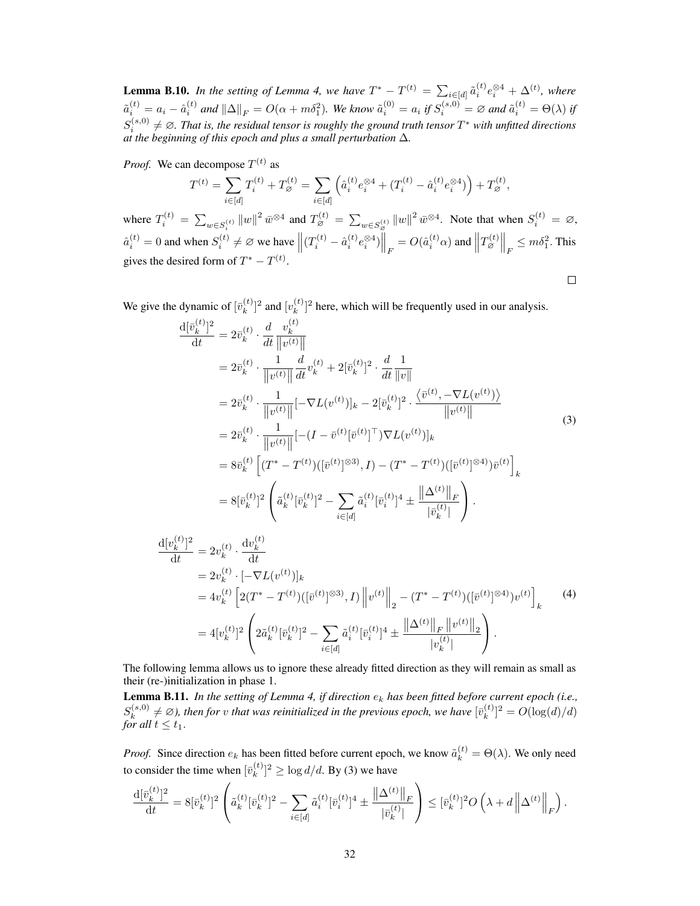**Lemma B.10.** *In the setting of Lemma 4, we have $T^* - T^{(t)} = \sum_{i\in[d]} \tilde{a}_i^{(t)} e_i^{\otimes 4} + \Delta^{(t)}$, where $\tilde{a}_i^{(t)} = a_i - \hat{a}_i^{(t)}$ and $\|\Delta\|_F = O(\alpha + m\delta_1^2)$. We know $\tilde{a}_i^{(0)} = a_i$ if $S_i^{(s,0)} = \varnothing$ and $\tilde{a}_i^{(t)} = \Theta(\lambda)$ if $S_i^{(s,0)} \neq \varnothing$. That is, the residual tensor is roughly the ground truth tensor $T^*$ with unfitted directions at the beginning of this epoch and plus a small perturbation $\Delta$.*

*Proof.* We can decompose $T^{(t)}$ as

$$T^{(t)} = \sum_{i\in[d]} T_i^{(t)} + T_\varnothing^{(t)} = \sum_{i\in[d]} \left( \hat{a}_i^{(t)} e_i^{\otimes 4} + (T_i^{(t)} - \hat{a}_i^{(t)} e_i^{\otimes 4}) \right) + T_\varnothing^{(t)},$$

where $T_i^{(t)} = \sum_{w\in S_i^{(t)}} \|w\|^2 \bar{w}^{\otimes 4}$ and $T_\varnothing^{(t)} = \sum_{w\in S_\varnothing^{(t)}} \|w\|^2 \bar{w}^{\otimes 4}$. Note that when $S_i^{(t)} = \varnothing$, $\hat{a}_i^{(t)} = 0$ and when $S_i^{(t)} \neq \varnothing$ we have $\left\|(T_i^{(t)} - \hat{a}_i^{(t)} e_i^{\otimes 4})\right\|_F = O(\hat{a}_i^{(t)}\alpha)$ and $\left\|T_\varnothing^{(t)}\right\|_F \le m\delta_1^2$. This gives the desired form of $T^* - T^{(t)}$. $\square$

We give the dynamic of $[\bar{v}_k^{(t)}]^2$ and $[v_k^{(t)}]^2$ here, which will be frequently used in our analysis.

$$\begin{aligned}
\frac{\mathrm{d}[\bar{v}_k^{(t)}]^2}{\mathrm{d}t} &= 2\bar{v}_k^{(t)} \cdot \frac{d}{dt}\frac{v_k^{(t)}}{\left\|v^{(t)}\right\|} \\
&= 2\bar{v}_k^{(t)} \cdot \frac{1}{\left\|v^{(t)}\right\|}\frac{d}{dt}v_k^{(t)} + 2[\bar{v}_k^{(t)}]^2 \cdot \frac{d}{dt}\frac{1}{\|v\|} \\
&= 2\bar{v}_k^{(t)} \cdot \frac{1}{\left\|v^{(t)}\right\|}[-\nabla L(v^{(t)})]_k - 2[\bar{v}_k^{(t)}]^2 \cdot \frac{\langle \bar{v}^{(t)}, -\nabla L(v^{(t)})\rangle}{\left\|v^{(t)}\right\|} \\
&= 2\bar{v}_k^{(t)} \cdot \frac{1}{\left\|v^{(t)}\right\|}[-(I - \bar{v}^{(t)}[\bar{v}^{(t)}]^\top)\nabla L(v^{(t)})]_k \\
&= 8\bar{v}_k^{(t)} \left[ (T^* - T^{(t)})([\bar{v}^{(t)}]^{\otimes 3}, I) - (T^* - T^{(t)})([\bar{v}^{(t)}]^{\otimes 4})\bar{v}^{(t)} \right]_k \\
&= 8[\bar{v}_k^{(t)}]^2 \left( \tilde{a}_k^{(t)}[\bar{v}_k^{(t)}]^2 - \sum_{i\in[d]} \tilde{a}_i^{(t)}[\bar{v}_i^{(t)}]^4 \pm \frac{\left\|\Delta^{(t)}\right\|_F}{|\bar{v}_k^{(t)}|} \right).
\end{aligned} \tag{3}$$

$$\begin{aligned}
\frac{\mathrm{d}[v_k^{(t)}]^2}{\mathrm{d}t} &= 2v_k^{(t)} \cdot \frac{\mathrm{d}v_k^{(t)}}{\mathrm{d}t} \\
&= 2v_k^{(t)} \cdot [-\nabla L(v^{(t)})]_k \\
&= 4v_k^{(t)} \left[ 2(T^* - T^{(t)})([\bar{v}^{(t)}]^{\otimes 3}, I)\left\|v^{(t)}\right\|_2 - (T^* - T^{(t)})([\bar{v}^{(t)}]^{\otimes 4})v^{(t)} \right]_k \\
&= 4[v_k^{(t)}]^2 \left( 2\tilde{a}_k^{(t)}[\bar{v}_k^{(t)}]^2 - \sum_{i\in[d]} \tilde{a}_i^{(t)}[\bar{v}_i^{(t)}]^4 \pm \frac{\left\|\Delta^{(t)}\right\|_F \left\|v^{(t)}\right\|_2}{|v_k^{(t)}|} \right).
\end{aligned} \tag{4}$$

The following lemma allows us to ignore these already fitted direction as they will remain as small as their (re-)initialization in phase 1.

**Lemma B.11.** *In the setting of Lemma 4, if direction $e_k$ has been fitted before current epoch (i.e., $S_k^{(s,0)} \neq \varnothing$), then for $v$ that was reinitialized in the previous epoch, we have $[\bar{v}_k^{(t)}]^2 = O(\log(d)/d)$ for all $t \le t_1$.*

*Proof.* Since direction $e_k$ has been fitted before current epoch, we know $\tilde{a}_k^{(t)} = \Theta(\lambda)$. We only need to consider the time when $[\bar{v}_k^{(t)}]^2 \ge \log d/d$. By (3) we have

$$\frac{\mathrm{d}[\bar{v}_k^{(t)}]^2}{\mathrm{d}t} = 8[\bar{v}_k^{(t)}]^2 \left( \tilde{a}_k^{(t)}[\bar{v}_k^{(t)}]^2 - \sum_{i\in[d]} \tilde{a}_i^{(t)}[\bar{v}_i^{(t)}]^4 \pm \frac{\left\|\Delta^{(t)}\right\|_F}{|\bar{v}_k^{(t)}|} \right) \le [\bar{v}_k^{(t)}]^2 O\left(\lambda + d\left\|\Delta^{(t)}\right\|_F\right).$$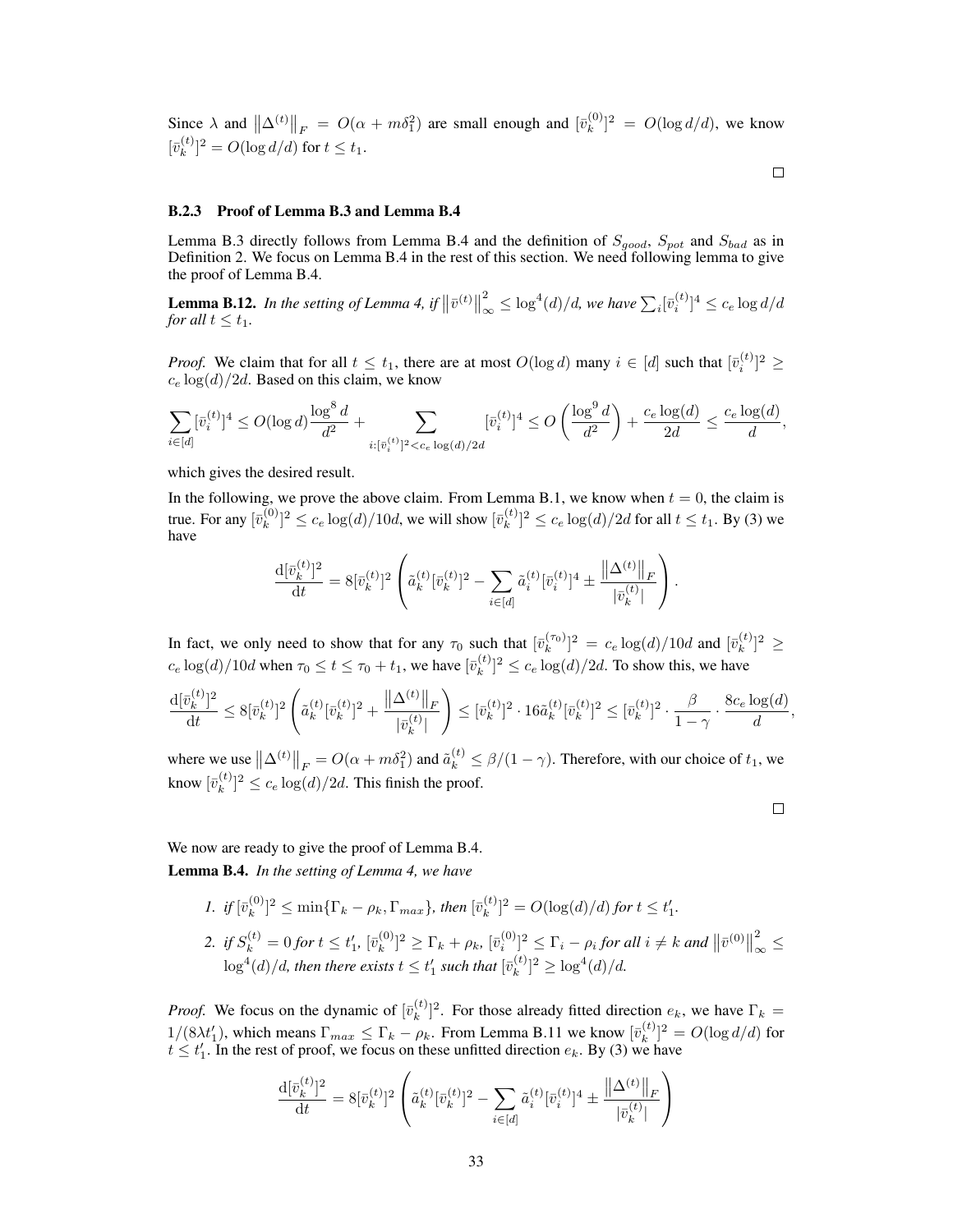Since $\lambda$ and $\left\|\Delta^{(t)}\right\|_F = O(\alpha + m\delta_1^2)$ are small enough and $[\bar{v}_k^{(0)}]^2 = O(\log d/d)$, we know $[\bar{v}_k^{(t)}]^2 = O(\log d/d)$ for $t \le t_1$.

$\square$

### B.2.3 Proof of Lemma B.3 and Lemma B.4

Lemma B.3 directly follows from Lemma B.4 and the definition of $S_{good}$, $S_{pot}$ and $S_{bad}$ as in Definition 2. We focus on Lemma B.4 in the rest of this section. We need following lemma to give the proof of Lemma B.4.

**Lemma B.12.** *In the setting of Lemma 4, if $\left\|\bar{v}^{(t)}\right\|_\infty^2 \le \log^4(d)/d$, we have $\sum_i [\bar{v}_i^{(t)}]^4 \le c_e \log d/d$ for all $t \le t_1$.*

*Proof.* We claim that for all $t \le t_1$, there are at most $O(\log d)$ many $i \in [d]$ such that $[\bar{v}_i^{(t)}]^2 \ge c_e \log(d)/2d$. Based on this claim, we know

$$\sum_{i\in[d]} [\bar{v}_i^{(t)}]^4 \le O(\log d)\frac{\log^8 d}{d^2} + \sum_{i:[\bar{v}_i^{(t)}]^2 < c_e \log(d)/2d} [\bar{v}_i^{(t)}]^4 \le O\left(\frac{\log^9 d}{d^2}\right) + \frac{c_e \log(d)}{2d} \le \frac{c_e \log(d)}{d},$$

which gives the desired result.

In the following, we prove the above claim. From Lemma B.1, we know when $t = 0$, the claim is true. For any $[\bar{v}_k^{(0)}]^2 \le c_e \log(d)/10d$, we will show $[\bar{v}_k^{(t)}]^2 \le c_e \log(d)/2d$ for all $t \le t_1$. By (3) we have

$$\frac{\mathrm{d}[\bar{v}_k^{(t)}]^2}{\mathrm{d}t} = 8[\bar{v}_k^{(t)}]^2 \left( \tilde{a}_k^{(t)} [\bar{v}_k^{(t)}]^2 - \sum_{i\in[d]} \tilde{a}_i^{(t)} [\bar{v}_i^{(t)}]^4 \pm \frac{\left\|\Delta^{(t)}\right\|_F}{|\bar{v}_k^{(t)}|} \right).$$

In fact, we only need to show that for any $\tau_0$ such that $[\bar{v}_k^{(\tau_0)}]^2 = c_e \log(d)/10d$ and $[\bar{v}_k^{(t)}]^2 \ge c_e \log(d)/10d$ when $\tau_0 \le t \le \tau_0 + t_1$, we have $[\bar{v}_k^{(t)}]^2 \le c_e \log(d)/2d$. To show this, we have

$$\frac{\mathrm{d}[\bar{v}_k^{(t)}]^2}{\mathrm{d}t} \le 8[\bar{v}_k^{(t)}]^2 \left( \tilde{a}_k^{(t)} [\bar{v}_k^{(t)}]^2 + \frac{\left\|\Delta^{(t)}\right\|_F}{|\bar{v}_k^{(t)}|} \right) \le [\bar{v}_k^{(t)}]^2 \cdot 16\tilde{a}_k^{(t)} [\bar{v}_k^{(t)}]^2 \le [\bar{v}_k^{(t)}]^2 \cdot \frac{\beta}{1-\gamma} \cdot \frac{8c_e \log(d)}{d},$$

where we use $\left\|\Delta^{(t)}\right\|_F = O(\alpha + m\delta_1^2)$ and $\tilde{a}_k^{(t)} \le \beta/(1-\gamma)$. Therefore, with our choice of $t_1$, we know $[\bar{v}_k^{(t)}]^2 \le c_e \log(d)/2d$. This finish the proof.

$\square$

We now are ready to give the proof of Lemma B.4.

**Lemma B.4.** *In the setting of Lemma 4, we have*

1. *if $[\bar{v}_k^{(0)}]^2 \le \min\{\Gamma_k - \rho_k, \Gamma_{max}\}$, then $[\bar{v}_k^{(t)}]^2 = O(\log(d)/d)$ for $t \le t_1'$.*
2. *if $S_k^{(t)} = 0$ for $t \le t_1'$, $[\bar{v}_k^{(0)}]^2 \ge \Gamma_k + \rho_k$, $[\bar{v}_i^{(0)}]^2 \le \Gamma_i - \rho_i$ for all $i \ne k$ and $\left\|\bar{v}^{(0)}\right\|_\infty^2 \le \log^4(d)/d$, then there exists $t \le t_1'$ such that $[\bar{v}_k^{(t)}]^2 \ge \log^4(d)/d$.*

*Proof.* We focus on the dynamic of $[\bar{v}_k^{(t)}]^2$. For those already fitted direction $e_k$, we have $\Gamma_k = 1/(8\lambda t_1')$, which means $\Gamma_{max} \le \Gamma_k - \rho_k$. From Lemma B.11 we know $[\bar{v}_k^{(t)}]^2 = O(\log d/d)$ for $t \le t_1'$. In the rest of proof, we focus on these unfitted direction $e_k$. By (3) we have

$$\frac{\mathrm{d}[\bar{v}_k^{(t)}]^2}{\mathrm{d}t} = 8[\bar{v}_k^{(t)}]^2 \left( \tilde{a}_k^{(t)} [\bar{v}_k^{(t)}]^2 - \sum_{i\in[d]} \tilde{a}_i^{(t)} [\bar{v}_i^{(t)}]^4 \pm \frac{\left\|\Delta^{(t)}\right\|_F}{|\bar{v}_k^{(t)}|} \right)$$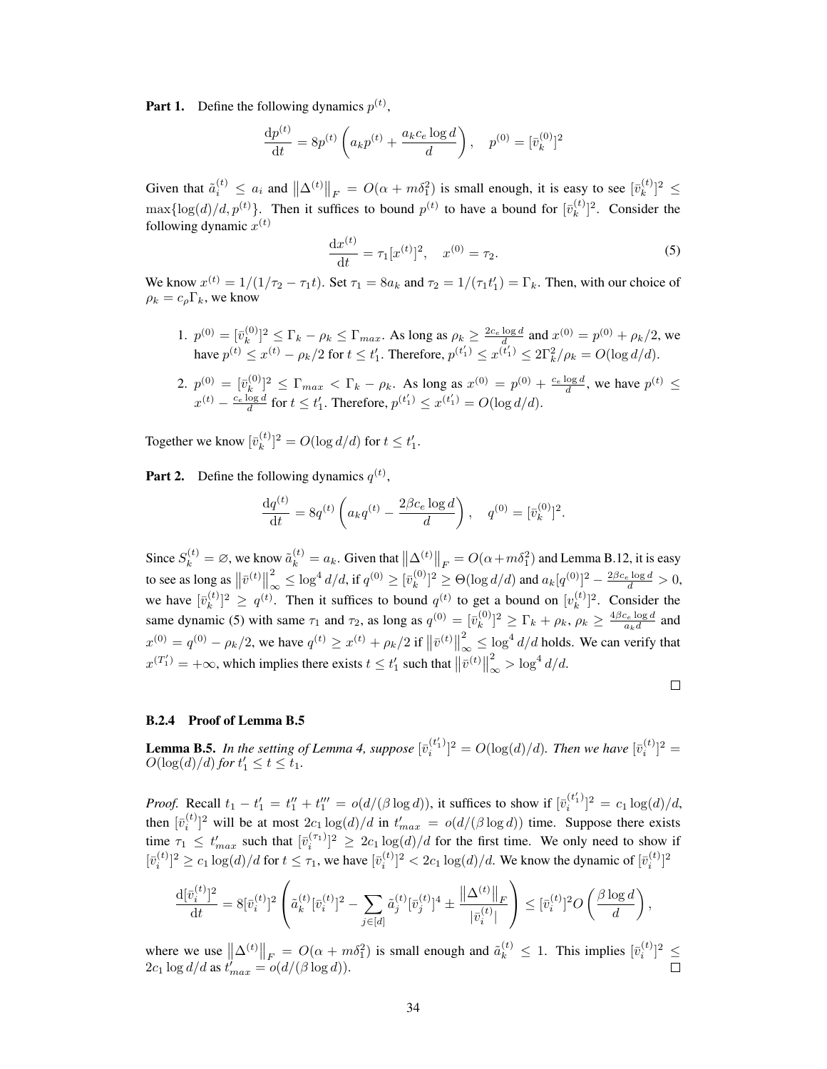**Part 1.** Define the following dynamics $p^{(t)}$,

$$\frac{\mathrm{d}p^{(t)}}{\mathrm{d}t} = 8p^{(t)}\left(a_k p^{(t)} + \frac{a_k c_e \log d}{d}\right), \quad p^{(0)} = [\bar{v}_k^{(0)}]^2$$

Given that $\tilde{a}_i^{(t)} \le a_i$ and $\left\|\Delta^{(t)}\right\|_F = O(\alpha + m\delta_1^2)$ is small enough, it is easy to see $[\bar{v}_k^{(t)}]^2 \le \max\{\log(d)/d, p^{(t)}\}$. Then it suffices to bound $p^{(t)}$ to have a bound for $[\bar{v}_k^{(t)}]^2$. Consider the following dynamic $x^{(t)}$

$$\frac{\mathrm{d}x^{(t)}}{\mathrm{d}t} = \tau_1[x^{(t)}]^2, \quad x^{(0)} = \tau_2. \tag{5}$$

We know $x^{(t)} = 1/(1/\tau_2 - \tau_1 t)$. Set $\tau_1 = 8a_k$ and $\tau_2 = 1/(\tau_1 t_1') = \Gamma_k$. Then, with our choice of $\rho_k = c_\rho \Gamma_k$, we know

1. $p^{(0)} = [\bar{v}_k^{(0)}]^2 \le \Gamma_k - \rho_k \le \Gamma_{max}$. As long as $\rho_k \ge \frac{2c_e \log d}{d}$ and $x^{(0)} = p^{(0)} + \rho_k/2$, we have $p^{(t)} \le x^{(t)} - \rho_k/2$ for $t \le t_1'$. Therefore, $p^{(t_1')} \le x^{(t_1')} \le 2\Gamma_k^2/\rho_k = O(\log d/d)$.
2. $p^{(0)} = [\bar{v}_k^{(0)}]^2 \le \Gamma_{max} < \Gamma_k - \rho_k$. As long as $x^{(0)} = p^{(0)} + \frac{c_e \log d}{d}$, we have $p^{(t)} \le x^{(t)} - \frac{c_e \log d}{d}$ for $t \le t_1'$. Therefore, $p^{(t_1')} \le x^{(t_1')} = O(\log d/d)$.

Together we know $[\bar{v}_k^{(t)}]^2 = O(\log d/d)$ for $t \le t_1'$.

**Part 2.** Define the following dynamics $q^{(t)}$,

$$\frac{\mathrm{d}q^{(t)}}{\mathrm{d}t} = 8q^{(t)}\left(a_k q^{(t)} - \frac{2\beta c_e \log d}{d}\right), \quad q^{(0)} = [\bar{v}_k^{(0)}]^2.$$

Since $S_k^{(t)} = \varnothing$, we know $\tilde{a}_k^{(t)} = a_k$. Given that $\left\|\Delta^{(t)}\right\|_F = O(\alpha + m\delta_1^2)$ and Lemma B.12, it is easy to see as long as $\left\|\bar{v}^{(t)}\right\|_\infty^2 \le \log^4 d/d$, if $q^{(0)} \ge [\bar{v}_k^{(0)}]^2 \ge \Theta(\log d/d)$ and $a_k[q^{(0)}]^2 - \frac{2\beta c_e \log d}{d} > 0$, we have $[\bar{v}_k^{(t)}]^2 \ge q^{(t)}$. Then it suffices to bound $q^{(t)}$ to get a bound on $[v_k^{(t)}]^2$. Consider the same dynamic (5) with same $\tau_1$ and $\tau_2$, as long as $q^{(0)} = [\bar{v}_k^{(0)}]^2 \ge \Gamma_k + \rho_k$, $\rho_k \ge \frac{4\beta c_e \log d}{a_k d}$ and $x^{(0)} = q^{(0)} - \rho_k/2$, we have $q^{(t)} \ge x^{(t)} + \rho_k/2$ if $\left\|\bar{v}^{(t)}\right\|_\infty^2 \le \log^4 d/d$ holds. We can verify that $x^{(T_1')} = +\infty$, which implies there exists $t \le t_1'$ such that $\left\|\bar{v}^{(t)}\right\|_\infty^2 > \log^4 d/d$.

∎

### B.2.4 Proof of Lemma B.5

**Lemma B.5.** *In the setting of Lemma 4, suppose $[\bar{v}_i^{(t_1')}]^2 = O(\log(d)/d)$. Then we have $[\bar{v}_i^{(t)}]^2 = O(\log(d)/d)$ for $t_1' \le t \le t_1$.*

*Proof.* Recall $t_1 - t_1' = t_1'' + t_1''' = o(d/(\beta \log d))$, it suffices to show if $[\bar{v}_i^{(t_1')}]^2 = c_1 \log(d)/d$, then $[\bar{v}_i^{(t)}]^2$ will be at most $2c_1 \log(d)/d$ in $t'_{max} = o(d/(\beta \log d))$ time. Suppose there exists time $\tau_1 \le t'_{max}$ such that $[\bar{v}_i^{(\tau_1)}]^2 \ge 2c_1 \log(d)/d$ for the first time. We only need to show if $[\bar{v}_i^{(t)}]^2 \ge c_1 \log(d)/d$ for $t \le \tau_1$, we have $[\bar{v}_i^{(t)}]^2 < 2c_1 \log(d)/d$. We know the dynamic of $[\bar{v}_i^{(t)}]^2$

$$\frac{\mathrm{d}[\bar{v}_i^{(t)}]^2}{\mathrm{d}t} = 8[\bar{v}_i^{(t)}]^2\left(\tilde{a}_k^{(t)}[\bar{v}_i^{(t)}]^2 - \sum_{j\in[d]} \tilde{a}_j^{(t)}[\bar{v}_j^{(t)}]^4 \pm \frac{\left\|\Delta^{(t)}\right\|_F}{|\bar{v}_i^{(t)}|}\right) \le [\bar{v}_i^{(t)}]^2 O\left(\frac{\beta \log d}{d}\right),$$

where we use $\left\|\Delta^{(t)}\right\|_F = O(\alpha + m\delta_1^2)$ is small enough and $\tilde{a}_k^{(t)} \le 1$. This implies $[\bar{v}_i^{(t)}]^2 \le 2c_1 \log d/d$ as $t'_{max} = o(d/(\beta \log d))$. ∎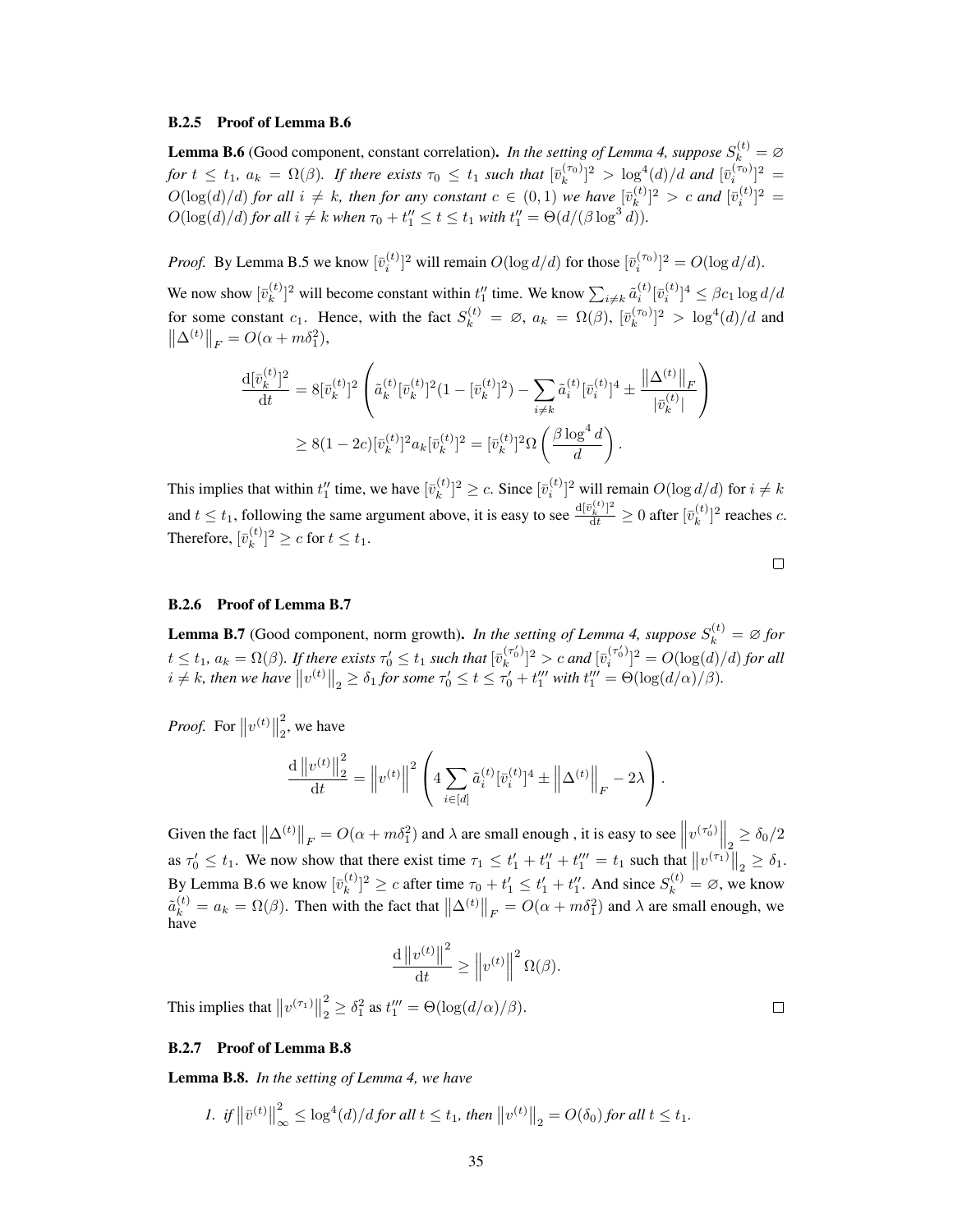### B.2.5 Proof of Lemma B.6

**Lemma B.6** (Good component, constant correlation). *In the setting of Lemma 4, suppose $S_k^{(t)} = \varnothing$ for $t \le t_1$, $a_k = \Omega(\beta)$. If there exists $\tau_0 \le t_1$ such that $[\bar{v}_k^{(\tau_0)}]^2 > \log^4(d)/d$ and $[\bar{v}_i^{(\tau_0)}]^2 = O(\log(d)/d)$ for all $i \neq k$, then for any constant $c \in (0, 1)$ we have $[\bar{v}_k^{(t)}]^2 > c$ and $[\bar{v}_i^{(t)}]^2 = O(\log(d)/d)$ for all $i \neq k$ when $\tau_0 + t_1'' \le t \le t_1$ with $t_1'' = \Theta(d/(\beta \log^3 d))$.*

*Proof.* By Lemma B.5 we know $[\bar{v}_i^{(t)}]^2$ will remain $O(\log d/d)$ for those $[\bar{v}_i^{(\tau_0)}]^2 = O(\log d/d)$.

We now show $[\bar{v}_k^{(t)}]^2$ will become constant within $t_1''$ time. We know $\sum_{i \neq k} \tilde{a}_i^{(t)} [\bar{v}_i^{(t)}]^4 \le \beta c_1 \log d/d$ for some constant $c_1$. Hence, with the fact $S_k^{(t)} = \varnothing$, $a_k = \Omega(\beta)$, $[\bar{v}_k^{(\tau_0)}]^2 > \log^4(d)/d$ and $\left\|\Delta^{(t)}\right\|_F = O(\alpha + m\delta_1^2)$,

$$
\begin{aligned}
\frac{\mathrm{d}[\bar{v}_k^{(t)}]^2}{\mathrm{d}t} &= 8[\bar{v}_k^{(t)}]^2 \left( \tilde{a}_k^{(t)} [\bar{v}_k^{(t)}]^2 (1 - [\bar{v}_k^{(t)}]^2) - \sum_{i \neq k} \tilde{a}_i^{(t)} [\bar{v}_i^{(t)}]^4 \pm \frac{\left\|\Delta^{(t)}\right\|_F}{|\bar{v}_k^{(t)}|} \right) \\
&\ge 8(1 - 2c)[\bar{v}_k^{(t)}]^2 a_k [\bar{v}_k^{(t)}]^2 = [\bar{v}_k^{(t)}]^2 \Omega\left( \frac{\beta \log^4 d}{d} \right).
\end{aligned}
$$

This implies that within $t_1''$ time, we have $[\bar{v}_k^{(t)}]^2 \ge c$. Since $[\bar{v}_i^{(t)}]^2$ will remain $O(\log d/d)$ for $i \neq k$ and $t \le t_1$, following the same argument above, it is easy to see $\frac{\mathrm{d}[\bar{v}_k^{(t)}]^2}{\mathrm{d}t} \ge 0$ after $[\bar{v}_k^{(t)}]^2$ reaches $c$. Therefore, $[\bar{v}_k^{(t)}]^2 \ge c$ for $t \le t_1$. $\square$

### B.2.6 Proof of Lemma B.7

**Lemma B.7** (Good component, norm growth). *In the setting of Lemma 4, suppose $S_k^{(t)} = \varnothing$ for $t \le t_1$, $a_k = \Omega(\beta)$. If there exists $\tau_0' \le t_1$ such that $[\bar{v}_k^{(\tau_0')}]^2 > c$ and $[\bar{v}_i^{(\tau_0')}]^2 = O(\log(d)/d)$ for all $i \neq k$, then we have $\left\|v^{(t)}\right\|_2 \ge \delta_1$ for some $\tau_0' \le t \le \tau_0' + t_1'''$ with $t_1''' = \Theta(\log(d/\alpha)/\beta)$.*

*Proof.* For $\left\|v^{(t)}\right\|_2^2$, we have

$$
\frac{\mathrm{d}\left\|v^{(t)}\right\|_2^2}{\mathrm{d}t} = \left\|v^{(t)}\right\|^2 \left( 4 \sum_{i \in [d]} \tilde{a}_i^{(t)} [\bar{v}_i^{(t)}]^4 \pm \left\|\Delta^{(t)}\right\|_F - 2\lambda \right).
$$

Given the fact $\left\|\Delta^{(t)}\right\|_F = O(\alpha + m\delta_1^2)$ and $\lambda$ are small enough , it is easy to see $\left\|v^{(\tau_0')}\right\|_2 \ge \delta_0/2$ as $\tau_0' \le t_1$. We now show that there exist time $\tau_1 \le t_1' + t_1'' + t_1''' = t_1$ such that $\left\|v^{(\tau_1)}\right\|_2 \ge \delta_1$. By Lemma B.6 we know $[\bar{v}_k^{(t)}]^2 \ge c$ after time $\tau_0 + t_1' \le t_1' + t_1''$. And since $S_k^{(t)} = \varnothing$, we know $\tilde{a}_k^{(t)} = a_k = \Omega(\beta)$. Then with the fact that $\left\|\Delta^{(t)}\right\|_F = O(\alpha + m\delta_1^2)$ and $\lambda$ are small enough, we have

$$
\frac{\mathrm{d}\left\|v^{(t)}\right\|^2}{\mathrm{d}t} \ge \left\|v^{(t)}\right\|^2 \Omega(\beta).
$$

This implies that $\left\|v^{(\tau_1)}\right\|_2^2 \ge \delta_1^2$ as $t_1''' = \Theta(\log(d/\alpha)/\beta)$. $\square$

### B.2.7 Proof of Lemma B.8

**Lemma B.8.** *In the setting of Lemma 4, we have*

1. *if $\left\|\bar{v}^{(t)}\right\|_\infty^2 \le \log^4(d)/d$ for all $t \le t_1$, then $\left\|v^{(t)}\right\|_2 = O(\delta_0)$ for all $t \le t_1$.*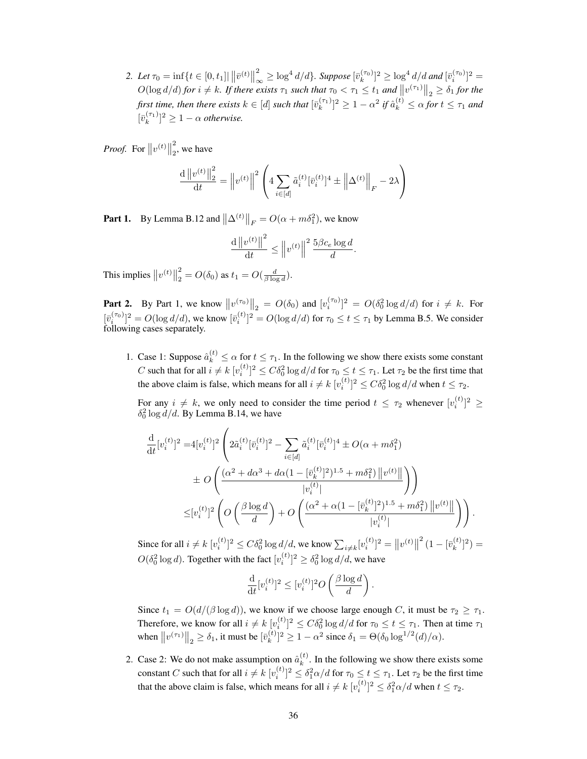2. *Let $\tau_0 = \inf\{t \in [0, t_1] | \left\|\bar{v}^{(t)}\right\|_\infty^2 \geq \log^4 d/d\}$. Suppose $[\bar{v}_k^{(\tau_0)}]^2 \geq \log^4 d/d$ and $[\bar{v}_i^{(\tau_0)}]^2 = O(\log d/d)$ for $i \neq k$. If there exists $\tau_1$ such that $\tau_0 < \tau_1 \leq t_1$ and $\left\|v^{(\tau_1)}\right\|_2 \geq \delta_1$ for the first time, then there exists $k \in [d]$ such that $[\bar{v}_k^{(\tau_1)}]^2 \geq 1 - \alpha^2$ if $\hat{a}_k^{(t)} \leq \alpha$ for $t \leq \tau_1$ and $[\bar{v}_k^{(\tau_1)}]^2 \geq 1 - \alpha$ otherwise.*

*Proof.* For $\left\|v^{(t)}\right\|_2^2$, we have

$$\frac{\mathrm{d}\left\|v^{(t)}\right\|_2^2}{\mathrm{d}t} = \left\|v^{(t)}\right\|^2 \left(4\sum_{i\in[d]} \tilde{a}_i^{(t)}[\bar{v}_i^{(t)}]^4 \pm \left\|\Delta^{(t)}\right\|_F - 2\lambda\right)$$

**Part 1.** By Lemma B.12 and $\left\|\Delta^{(t)}\right\|_F = O(\alpha + m\delta_1^2)$, we know

$$\frac{\mathrm{d}\left\|v^{(t)}\right\|^2}{\mathrm{d}t} \leq \left\|v^{(t)}\right\|^2 \frac{5\beta c_e \log d}{d}.$$

This implies $\left\|v^{(t)}\right\|_2^2 = O(\delta_0)$ as $t_1 = O(\frac{d}{\beta \log d})$.

**Part 2.** By Part 1, we know $\left\|v^{(\tau_0)}\right\|_2 = O(\delta_0)$ and $[v_i^{(\tau_0)}]^2 = O(\delta_0^2 \log d/d)$ for $i \neq k$. For $[\bar{v}_i^{(\tau_0)}]^2 = O(\log d/d)$, we know $[\bar{v}_i^{(t)}]^2 = O(\log d/d)$ for $\tau_0 \leq t \leq \tau_1$ by Lemma B.5. We consider following cases separately.

1. Case 1: Suppose $\hat{a}_k^{(t)} \leq \alpha$ for $t \leq \tau_1$. In the following we show there exists some constant $C$ such that for all $i \neq k$ $[v_i^{(t)}]^2 \leq C\delta_0^2 \log d/d$ for $\tau_0 \leq t \leq \tau_1$. Let $\tau_2$ be the first time that the above claim is false, which means for all $i \neq k$ $[v_i^{(t)}]^2 \leq C\delta_0^2 \log d/d$ when $t \leq \tau_2$.

   For any $i \neq k$, we only need to consider the time period $t \leq \tau_2$ whenever $[v_i^{(t)}]^2 \geq \delta_0^2 \log d/d$. By Lemma B.14, we have

$$\begin{aligned}
\frac{\mathrm{d}}{\mathrm{d}t}[v_i^{(t)}]^2 =& 4[v_i^{(t)}]^2 \left(2\tilde{a}_i^{(t)}[\bar{v}_i^{(t)}]^2 - \sum_{i\in[d]} \tilde{a}_i^{(t)}[\bar{v}_i^{(t)}]^4 \pm O(\alpha + m\delta_1^2)\right.\\
&\left. \pm\, O\left(\frac{(\alpha^2 + d\alpha^3 + d\alpha(1 - [\bar{v}_k^{(t)}]^2)^{1.5} + m\delta_1^2)\left\|v^{(t)}\right\|}{|v_i^{(t)}|}\right)\right)\\
\leq& [v_i^{(t)}]^2 \left(O\left(\frac{\beta \log d}{d}\right) + O\left(\frac{(\alpha^2 + \alpha(1 - [\bar{v}_k^{(t)}]^2)^{1.5} + m\delta_1^2)\left\|v^{(t)}\right\|}{|v_i^{(t)}|}\right)\right).
\end{aligned}$$

   Since for all $i \neq k$ $[v_i^{(t)}]^2 \leq C\delta_0^2 \log d/d$, we know $\sum_{i\neq k}[v_i^{(t)}]^2 = \left\|v^{(t)}\right\|^2 (1 - [\bar{v}_k^{(t)}]^2) = O(\delta_0^2 \log d)$. Together with the fact $[v_i^{(t)}]^2 \geq \delta_0^2 \log d/d$, we have

$$\frac{\mathrm{d}}{\mathrm{d}t}[v_i^{(t)}]^2 \leq [v_i^{(t)}]^2 O\left(\frac{\beta \log d}{d}\right).$$

   Since $t_1 = O(d/(\beta \log d))$, we know if we choose large enough $C$, it must be $\tau_2 \geq \tau_1$. Therefore, we know for all $i \neq k$ $[v_i^{(t)}]^2 \leq C\delta_0^2 \log d/d$ for $\tau_0 \leq t \leq \tau_1$. Then at time $\tau_1$ when $\left\|v^{(\tau_1)}\right\|_2 \geq \delta_1$, it must be $[\bar{v}_k^{(t)}]^2 \geq 1 - \alpha^2$ since $\delta_1 = \Theta(\delta_0 \log^{1/2}(d)/\alpha)$.

2. Case 2: We do not make assumption on $\hat{a}_k^{(t)}$. In the following we show there exists some constant $C$ such that for all $i \neq k$ $[v_i^{(t)}]^2 \leq \delta_1^2\alpha/d$ for $\tau_0 \leq t \leq \tau_1$. Let $\tau_2$ be the first time that the above claim is false, which means for all $i \neq k$ $[v_i^{(t)}]^2 \leq \delta_1^2\alpha/d$ when $t \leq \tau_2$.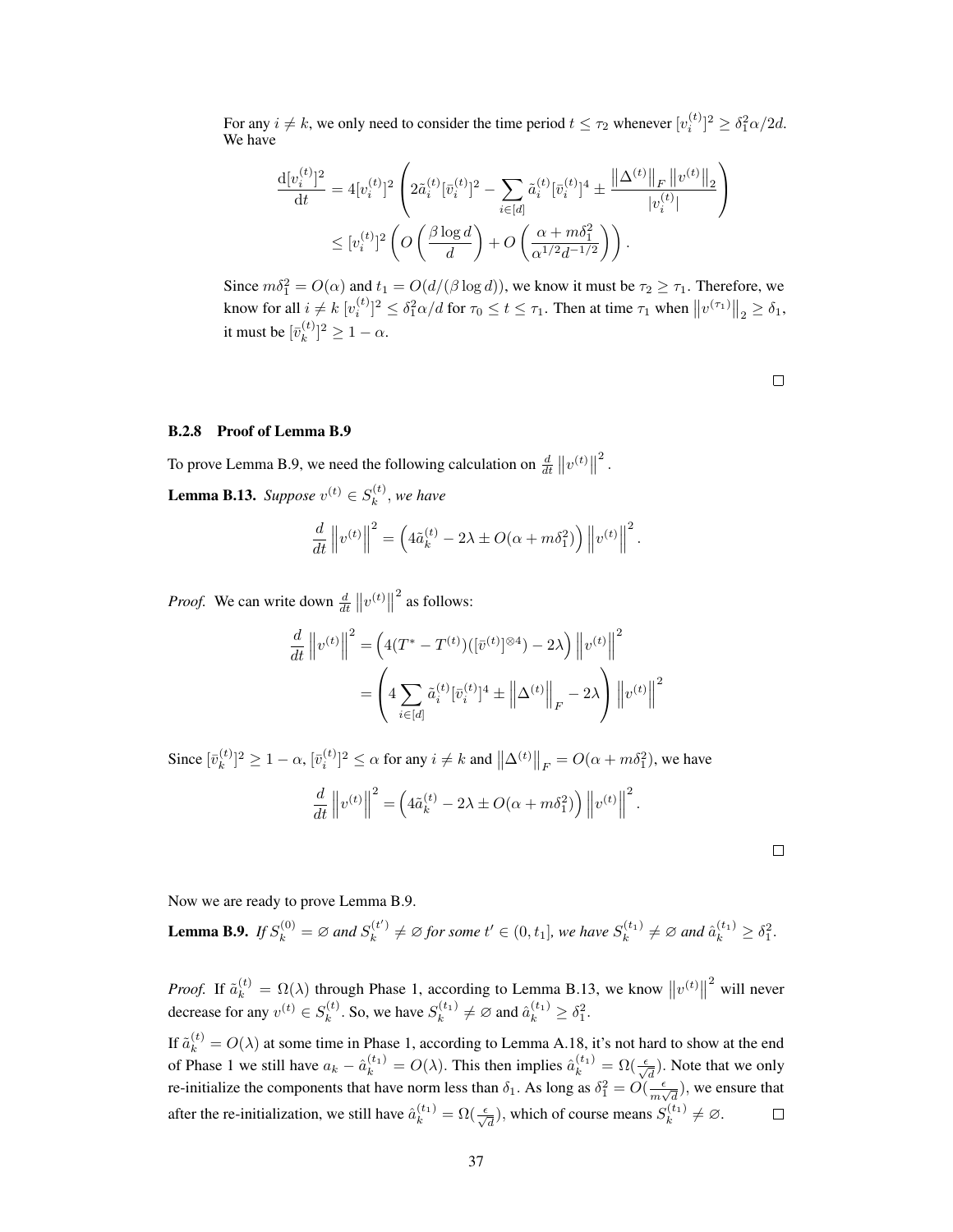For any $i \neq k$, we only need to consider the time period $t \leq \tau_2$ whenever $[v_i^{(t)}]^2 \geq \delta_1^2 \alpha/2d$. We have

$$
\begin{aligned}
\frac{\mathrm{d}[v_i^{(t)}]^2}{\mathrm{d}t} &= 4[v_i^{(t)}]^2 \left( 2\tilde{a}_i^{(t)}[\bar{v}_i^{(t)}]^2 - \sum_{i\in[d]} \tilde{a}_i^{(t)}[\bar{v}_i^{(t)}]^4 \pm \frac{\left\|\Delta^{(t)}\right\|_F \left\|v^{(t)}\right\|_2}{|v_i^{(t)}|} \right) \\
&\leq [v_i^{(t)}]^2 \left( O\left(\frac{\beta \log d}{d}\right) + O\left(\frac{\alpha + m\delta_1^2}{\alpha^{1/2} d^{-1/2}}\right) \right).
\end{aligned}
$$

Since $m\delta_1^2 = O(\alpha)$ and $t_1 = O(d/(\beta \log d))$, we know it must be $\tau_2 \geq \tau_1$. Therefore, we know for all $i \neq k$ $[v_i^{(t)}]^2 \leq \delta_1^2 \alpha/d$ for $\tau_0 \leq t \leq \tau_1$. Then at time $\tau_1$ when $\left\|v^{(\tau_1)}\right\|_2 \geq \delta_1$, it must be $[\bar{v}_k^{(t)}]^2 \geq 1 - \alpha$.

□

### B.2.8 Proof of Lemma B.9

To prove Lemma B.9, we need the following calculation on $\frac{d}{dt}\left\|v^{(t)}\right\|^2$.

**Lemma B.13.** *Suppose $v^{(t)} \in S_k^{(t)}$, we have*

$$
\frac{d}{dt}\left\|v^{(t)}\right\|^2 = \left(4\tilde{a}_k^{(t)} - 2\lambda \pm O(\alpha + m\delta_1^2)\right)\left\|v^{(t)}\right\|^2.
$$

*Proof.* We can write down $\frac{d}{dt}\left\|v^{(t)}\right\|^2$ as follows:

$$
\begin{aligned}
\frac{d}{dt}\left\|v^{(t)}\right\|^2 &= \left(4(T^* - T^{(t)})([\bar{v}^{(t)}]^{\otimes 4}) - 2\lambda\right)\left\|v^{(t)}\right\|^2 \\
&= \left(4\sum_{i\in[d]} \tilde{a}_i^{(t)}[\bar{v}_i^{(t)}]^4 \pm \left\|\Delta^{(t)}\right\|_F - 2\lambda\right)\left\|v^{(t)}\right\|^2
\end{aligned}
$$

Since $[\bar{v}_k^{(t)}]^2 \geq 1-\alpha$, $[\bar{v}_i^{(t)}]^2 \leq \alpha$ for any $i \neq k$ and $\left\|\Delta^{(t)}\right\|_F = O(\alpha + m\delta_1^2)$, we have

$$
\frac{d}{dt}\left\|v^{(t)}\right\|^2 = \left(4\tilde{a}_k^{(t)} - 2\lambda \pm O(\alpha + m\delta_1^2)\right)\left\|v^{(t)}\right\|^2.
$$

□

Now we are ready to prove Lemma B.9.

**Lemma B.9.** *If $S_k^{(0)} = \varnothing$ and $S_k^{(t')} \neq \varnothing$ for some $t' \in (0, t_1]$, we have $S_k^{(t_1)} \neq \varnothing$ and $\hat{a}_k^{(t_1)} \geq \delta_1^2$.*

*Proof.* If $\tilde{a}_k^{(t)} = \Omega(\lambda)$ through Phase 1, according to Lemma B.13, we know $\left\|v^{(t)}\right\|^2$ will never decrease for any $v^{(t)} \in S_k^{(t)}$. So, we have $S_k^{(t_1)} \neq \varnothing$ and $\hat{a}_k^{(t_1)} \geq \delta_1^2$.

If $\tilde{a}_k^{(t)} = O(\lambda)$ at some time in Phase 1, according to Lemma A.18, it's not hard to show at the end of Phase 1 we still have $a_k - \hat{a}_k^{(t_1)} = O(\lambda)$. This then implies $\hat{a}_k^{(t_1)} = \Omega(\frac{\epsilon}{\sqrt{d}})$. Note that we only re-initialize the components that have norm less than $\delta_1$. As long as $\delta_1^2 = O(\frac{\epsilon}{m\sqrt{d}})$, we ensure that after the re-initialization, we still have $\hat{a}_k^{(t_1)} = \Omega(\frac{\epsilon}{\sqrt{d}})$, which of course means $S_k^{(t_1)} \neq \varnothing$. □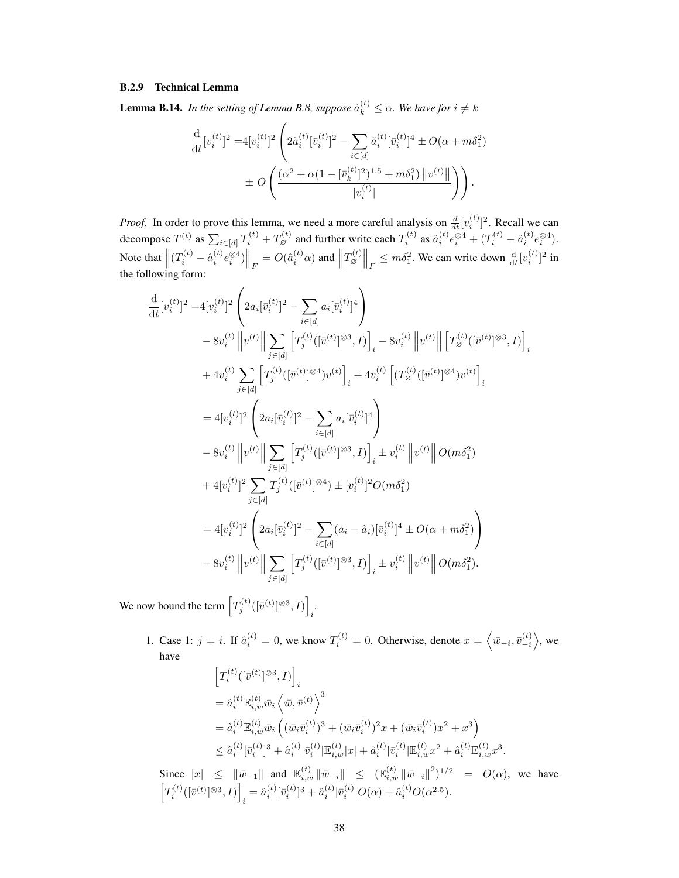### B.2.9 Technical Lemma

**Lemma B.14.** *In the setting of Lemma B.8, suppose $\hat{a}_k^{(t)} \le \alpha$. We have for $i \neq k$*

$$
\begin{aligned}
\frac{\mathrm{d}}{\mathrm{d}t}[v_i^{(t)}]^2 =& 4[v_i^{(t)}]^2 \left( 2\tilde{a}_i^{(t)}[\bar{v}_i^{(t)}]^2 - \sum_{i\in[d]} \tilde{a}_i^{(t)}[\bar{v}_i^{(t)}]^4 \pm O(\alpha + m\delta_1^2) \right. \\
&\left. \pm O\left( \frac{(\alpha^2 + \alpha(1-[\bar{v}_k^{(t)}]^2)^{1.5} + m\delta_1^2)\left\|v^{(t)}\right\|}{|v_i^{(t)}|} \right) \right).
\end{aligned}
$$

*Proof.* In order to prove this lemma, we need a more careful analysis on $\frac{d}{dt}[v_i^{(t)}]^2$. Recall we can decompose $T^{(t)}$ as $\sum_{i\in[d]} T_i^{(t)} + T_\varnothing^{(t)}$ and further write each $T_i^{(t)}$ as $\hat{a}_i^{(t)} e_i^{\otimes 4} + (T_i^{(t)} - \hat{a}_i^{(t)} e_i^{\otimes 4})$. Note that $\left\|(T_i^{(t)} - \hat{a}_i^{(t)} e_i^{\otimes 4})\right\|_F = O(\hat{a}_i^{(t)}\alpha)$ and $\left\|T_\varnothing^{(t)}\right\|_F \le m\delta_1^2$. We can write down $\frac{\mathrm{d}}{\mathrm{d}t}[v_i^{(t)}]^2$ in the following form:

$$
\begin{aligned}
\frac{\mathrm{d}}{\mathrm{d}t}[v_i^{(t)}]^2 =& 4[v_i^{(t)}]^2 \left( 2a_i[\bar{v}_i^{(t)}]^2 - \sum_{i\in[d]} a_i[\bar{v}_i^{(t)}]^4 \right) \\
&- 8v_i^{(t)}\left\|v^{(t)}\right\| \sum_{j\in[d]} \left[T_j^{(t)}([\bar{v}^{(t)}]^{\otimes 3}, I)\right]_i - 8v_i^{(t)}\left\|v^{(t)}\right\| \left[T_\varnothing^{(t)}([\bar{v}^{(t)}]^{\otimes 3}, I)\right]_i \\
&+ 4v_i^{(t)} \sum_{j\in[d]} \left[T_j^{(t)}([\bar{v}^{(t)}]^{\otimes 4}) v^{(t)}\right]_i + 4v_i^{(t)}\left[(T_\varnothing^{(t)}([\bar{v}^{(t)}]^{\otimes 4}) v^{(t)}\right]_i \\
=& 4[v_i^{(t)}]^2 \left( 2a_i[\bar{v}_i^{(t)}]^2 - \sum_{i\in[d]} a_i[\bar{v}_i^{(t)}]^4 \right) \\
&- 8v_i^{(t)}\left\|v^{(t)}\right\| \sum_{j\in[d]} \left[T_j^{(t)}([\bar{v}^{(t)}]^{\otimes 3}, I)\right]_i \pm v_i^{(t)}\left\|v^{(t)}\right\| O(m\delta_1^2) \\
&+ 4[v_i^{(t)}]^2 \sum_{j\in[d]} T_j^{(t)}([\bar{v}^{(t)}]^{\otimes 4}) \pm [v_i^{(t)}]^2 O(m\delta_1^2) \\
=& 4[v_i^{(t)}]^2 \left( 2a_i[\bar{v}_i^{(t)}]^2 - \sum_{i\in[d]} (a_i - \hat{a}_i)[\bar{v}_i^{(t)}]^4 \pm O(\alpha + m\delta_1^2) \right) \\
&- 8v_i^{(t)}\left\|v^{(t)}\right\| \sum_{j\in[d]} \left[T_j^{(t)}([\bar{v}^{(t)}]^{\otimes 3}, I)\right]_i \pm v_i^{(t)}\left\|v^{(t)}\right\| O(m\delta_1^2).
\end{aligned}
$$

We now bound the term $\left[T_j^{(t)}([\bar{v}^{(t)}]^{\otimes 3}, I)\right]_i$.

1. Case 1: $j = i$. If $\hat{a}_i^{(t)} = 0$, we know $T_i^{(t)} = 0$. Otherwise, denote $x = \left\langle \bar{w}_{-i}, \bar{v}_{-i}^{(t)} \right\rangle$, we have

$$
\begin{aligned}
&\left[T_i^{(t)}([\bar{v}^{(t)}]^{\otimes 3}, I)\right]_i \\
&= \hat{a}_i^{(t)} \mathbb{E}_{i,w}^{(t)} \bar{w}_i \left\langle \bar{w}, \bar{v}^{(t)} \right\rangle^3 \\
&= \hat{a}_i^{(t)} \mathbb{E}_{i,w}^{(t)} \bar{w}_i \left( (\bar{w}_i \bar{v}_i^{(t)})^3 + (\bar{w}_i \bar{v}_i^{(t)})^2 x + (\bar{w}_i \bar{v}_i^{(t)}) x^2 + x^3 \right) \\
&\le \hat{a}_i^{(t)} [\bar{v}_i^{(t)}]^3 + \hat{a}_i^{(t)} |\bar{v}_i^{(t)}| \mathbb{E}_{i,w}^{(t)} |x| + \hat{a}_i^{(t)} |\bar{v}_i^{(t)}| \mathbb{E}_{i,w}^{(t)} x^2 + \hat{a}_i^{(t)} \mathbb{E}_{i,w}^{(t)} x^3.
\end{aligned}
$$

   Since $|x| \le \|\bar{w}_{-1}\|$ and $\mathbb{E}_{i,w}^{(t)} \|\bar{w}_{-i}\| \le (\mathbb{E}_{i,w}^{(t)} \|\bar{w}_{-i}\|^2)^{1/2} = O(\alpha)$, we have $\left[T_i^{(t)}([\bar{v}^{(t)}]^{\otimes 3}, I)\right]_i = \hat{a}_i^{(t)} [\bar{v}_i^{(t)}]^3 + \hat{a}_i^{(t)} |\bar{v}_i^{(t)}| O(\alpha) + \hat{a}_i^{(t)} O(\alpha^{2.5})$.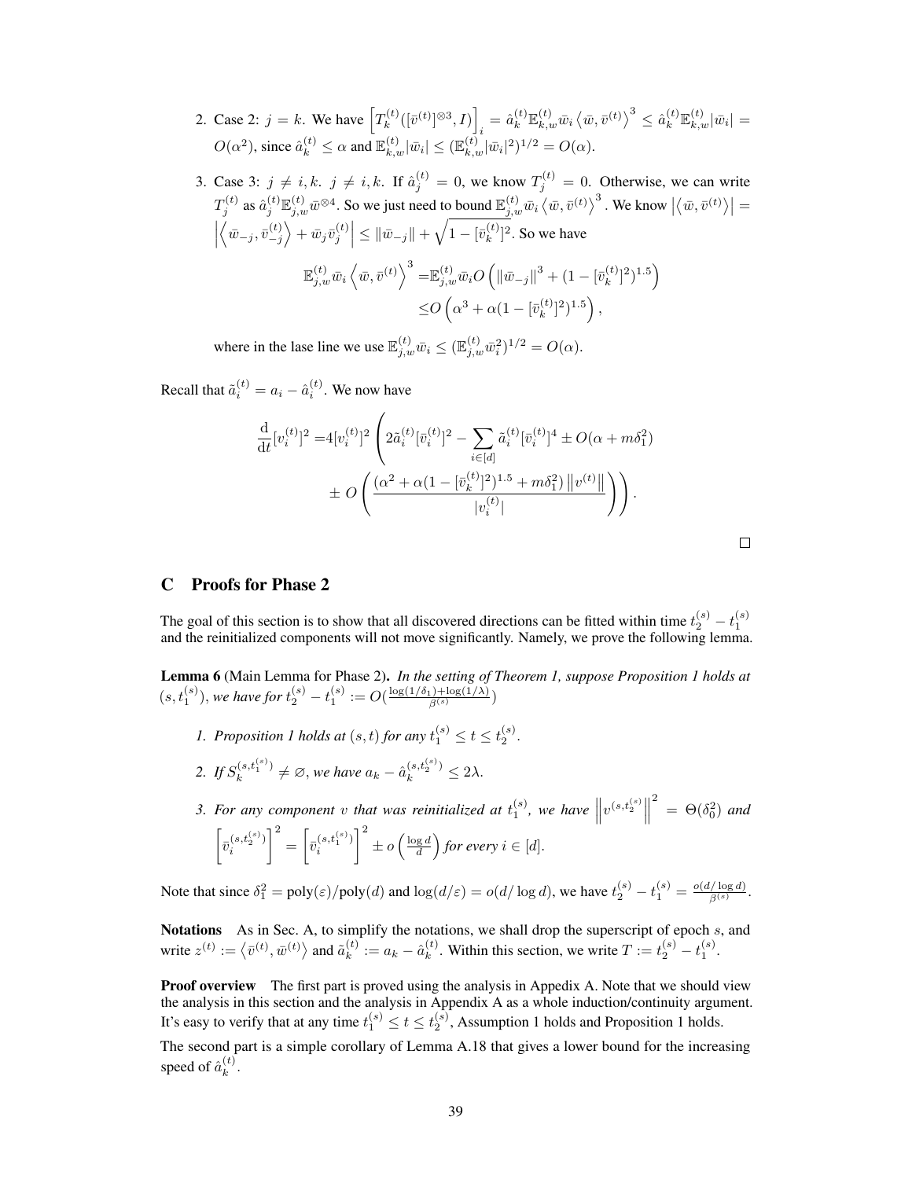2. Case 2: $j = k$. We have $\left[T_k^{(t)}([\bar{v}^{(t)}]^{\otimes 3}, I)\right]_i = \hat{a}_k^{(t)} \mathbb{E}_{k,w}^{(t)} \bar{w}_i \left\langle \bar{w}, \bar{v}^{(t)} \right\rangle^3 \leq \hat{a}_k^{(t)} \mathbb{E}_{k,w}^{(t)} |\bar{w}_i| = O(\alpha^2)$, since $\hat{a}_k^{(t)} \leq \alpha$ and $\mathbb{E}_{k,w}^{(t)} |\bar{w}_i| \leq (\mathbb{E}_{k,w}^{(t)} |\bar{w}_i|^2)^{1/2} = O(\alpha)$.

3. Case 3: $j \neq i, k$. $j \neq i, k$. If $\hat{a}_j^{(t)} = 0$, we know $T_j^{(t)} = 0$. Otherwise, we can write $T_j^{(t)}$ as $\hat{a}_j^{(t)} \mathbb{E}_{j,w}^{(t)} \bar{w}^{\otimes 4}$. So we just need to bound $\mathbb{E}_{j,w}^{(t)} \bar{w}_i \left\langle \bar{w}, \bar{v}^{(t)} \right\rangle^3$. We know $\left|\left\langle \bar{w}, \bar{v}^{(t)} \right\rangle\right| = \left|\left\langle \bar{w}_{-j}, \bar{v}_{-j}^{(t)} \right\rangle + \bar{w}_j \bar{v}_j^{(t)}\right| \leq \|\bar{w}_{-j}\| + \sqrt{1 - [\bar{v}_k^{(t)}]^2}$. So we have

$$\begin{aligned}
\mathbb{E}_{j,w}^{(t)} \bar{w}_i \left\langle \bar{w}, \bar{v}^{(t)} \right\rangle^3 =& \mathbb{E}_{j,w}^{(t)} \bar{w}_i O\left(\|\bar{w}_{-j}\|^3 + (1 - [\bar{v}_k^{(t)}]^2)^{1.5}\right) \\
\leq& O\left(\alpha^3 + \alpha(1 - [\bar{v}_k^{(t)}]^2)^{1.5}\right),
\end{aligned}$$

where in the lase line we use $\mathbb{E}_{j,w}^{(t)} \bar{w}_i \leq (\mathbb{E}_{j,w}^{(t)} \bar{w}_i^2)^{1/2} = O(\alpha)$.

Recall that $\tilde{a}_i^{(t)} = a_i - \hat{a}_i^{(t)}$. We now have

$$\begin{aligned}
\frac{\mathrm{d}}{\mathrm{d}t}[v_i^{(t)}]^2 =& 4[v_i^{(t)}]^2 \left( 2\tilde{a}_i^{(t)}[\bar{v}_i^{(t)}]^2 - \sum_{i \in [d]} \tilde{a}_i^{(t)}[\bar{v}_i^{(t)}]^4 \pm O(\alpha + m\delta_1^2) \right. \\
& \left. \pm O\left( \frac{(\alpha^2 + \alpha(1 - [\bar{v}_k^{(t)}]^2)^{1.5} + m\delta_1^2) \left\| v^{(t)} \right\|}{|v_i^{(t)}|} \right) \right).
\end{aligned}$$

□

## C Proofs for Phase 2

The goal of this section is to show that all discovered directions can be fitted within time $t_2^{(s)} - t_1^{(s)}$ and the reinitialized components will not move significantly. Namely, we prove the following lemma.

**Lemma 6** (Main Lemma for Phase 2). *In the setting of Theorem 1, suppose Proposition 1 holds at $(s, t_1^{(s)})$, we have for $t_2^{(s)} - t_1^{(s)} := O(\frac{\log(1/\delta_1) + \log(1/\lambda)}{\beta^{(s)}})$*

1. *Proposition 1 holds at $(s, t)$ for any $t_1^{(s)} \leq t \leq t_2^{(s)}$.*
2. *If $S_k^{(s, t_1^{(s)})} \neq \varnothing$, we have $a_k - \hat{a}_k^{(s, t_2^{(s)})} \leq 2\lambda$.*
3. *For any component $v$ that was reinitialized at $t_1^{(s)}$, we have $\left\| v^{(s, t_2^{(s)})} \right\|^2 = \Theta(\delta_0^2)$ and $\left[\bar{v}_i^{(s, t_2^{(s)})}\right]^2 = \left[\bar{v}_i^{(s, t_1^{(s)})}\right]^2 \pm o\left(\frac{\log d}{d}\right)$ for every $i \in [d]$.*

Note that since $\delta_1^2 = \mathrm{poly}(\varepsilon)/\mathrm{poly}(d)$ and $\log(d/\varepsilon) = o(d/\log d)$, we have $t_2^{(s)} - t_1^{(s)} = \frac{o(d/\log d)}{\beta^{(s)}}$.

**Notations** As in Sec. A, to simplify the notations, we shall drop the superscript of epoch $s$, and write $z^{(t)} := \left\langle \bar{v}^{(t)}, \bar{w}^{(t)} \right\rangle$ and $\tilde{a}_k^{(t)} := a_k - \hat{a}_k^{(t)}$. Within this section, we write $T := t_2^{(s)} - t_1^{(s)}$.

**Proof overview** The first part is proved using the analysis in Appedix A. Note that we should view the analysis in this section and the analysis in Appendix A as a whole induction/continuity argument. It's easy to verify that at any time $t_1^{(s)} \leq t \leq t_2^{(s)}$, Assumption 1 holds and Proposition 1 holds.

The second part is a simple corollary of Lemma A.18 that gives a lower bound for the increasing speed of $\hat{a}_k^{(t)}$.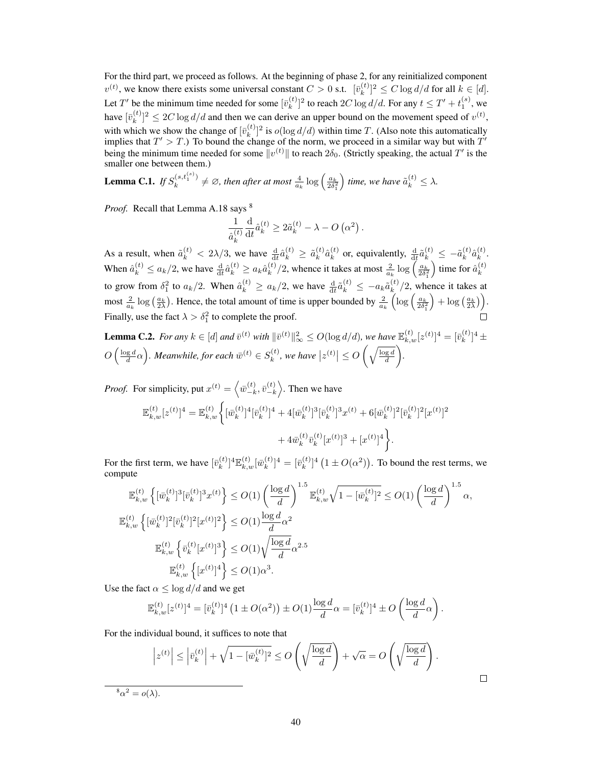For the third part, we proceed as follows. At the beginning of phase 2, for any reinitialized component $v^{(t)}$, we know there exists some universal constant $C > 0$ s.t. $[\bar{v}_k^{(t)}]^2 \le C \log d/d$ for all $k \in [d]$. Let $T'$ be the minimum time needed for some $[\bar{v}_k^{(t)}]^2$ to reach $2C \log d/d$. For any $t \le T' + t_1^{(s)}$, we have $[\bar{v}_k^{(t)}]^2 \le 2C \log d/d$ and then we can derive an upper bound on the movement speed of $v^{(t)}$, with which we show the change of $[\bar{v}_k^{(t)}]^2$ is $o(\log d/d)$ within time $T$. (Also note this automatically implies that $T' > T$.) To bound the change of the norm, we proceed in a similar way but with $T'$ being the minimum time needed for some $\|v^{(t)}\|$ to reach $2\delta_0$. (Strictly speaking, the actual $T'$ is the smaller one between them.)

**Lemma C.1.** *If $S_k^{(s,t_1^{(s)})} \ne \varnothing$, then after at most $\frac{4}{a_k} \log\left(\frac{a_k}{2\delta_1^2}\right)$ time, we have $\tilde{a}_k^{(t)} \le \lambda$.*

*Proof.* Recall that Lemma A.18 says [8]

$$\frac{1}{\hat{a}_k^{(t)}} \frac{\mathrm{d}}{\mathrm{d}t} \hat{a}_k^{(t)} \ge 2\tilde{a}_k^{(t)} - \lambda - O\left(\alpha^2\right).$$

As a result, when $\tilde{a}_k^{(t)} < 2\lambda/3$, we have $\frac{\mathrm{d}}{\mathrm{d}t}\hat{a}_k^{(t)} \ge \tilde{a}_k^{(t)}\hat{a}_k^{(t)}$ or, equivalently, $\frac{\mathrm{d}}{\mathrm{d}t}\tilde{a}_k^{(t)} \le -\tilde{a}_k^{(t)}\hat{a}_k^{(t)}$. When $\hat{a}_k^{(t)} \le a_k/2$, we have $\frac{\mathrm{d}}{\mathrm{d}t}\hat{a}_k^{(t)} \ge a_k\hat{a}_k^{(t)}/2$, whence it takes at most $\frac{2}{a_k}\log\left(\frac{a_k}{2\delta_1^2}\right)$ time for $\hat{a}_k^{(t)}$ to grow from $\delta_1^2$ to $a_k/2$. When $\hat{a}_k^{(t)} \ge a_k/2$, we have $\frac{\mathrm{d}}{\mathrm{d}t}\tilde{a}_k^{(t)} \le -a_k\tilde{a}_k^{(t)}/2$, whence it takes at most $\frac{2}{a_k}\log\left(\frac{a_k}{2\lambda}\right)$. Hence, the total amount of time is upper bounded by $\frac{2}{a_k}\left(\log\left(\frac{a_k}{2\delta_1^2}\right) + \log\left(\frac{a_k}{2\lambda}\right)\right)$. Finally, use the fact $\lambda > \delta_1^2$ to complete the proof. □

**Lemma C.2.** *For any $k \in [d]$ and $\bar{v}^{(t)}$ with $\|\bar{v}^{(t)}\|_\infty^2 \le O(\log d/d)$, we have $\mathbb{E}_{k,w}^{(t)}[z^{(t)}]^4 = [\bar{v}_k^{(t)}]^4 \pm O\left(\frac{\log d}{d}\alpha\right)$. Meanwhile, for each $\bar{w}^{(t)} \in S_k^{(t)}$, we have $\left|z^{(t)}\right| \le O\left(\sqrt{\frac{\log d}{d}}\right)$.*

*Proof.* For simplicity, put $x^{(t)} = \left\langle \bar{w}_{-k}^{(t)}, \bar{v}_{-k}^{(t)} \right\rangle$. Then we have

$$\begin{aligned}\mathbb{E}_{k,w}^{(t)}[z^{(t)}]^4 = \mathbb{E}_{k,w}^{(t)}\bigg\{&[\bar{w}_k^{(t)}]^4[\bar{v}_k^{(t)}]^4 + 4[\bar{w}_k^{(t)}]^3[\bar{v}_k^{(t)}]^3 x^{(t)} + 6[\bar{w}_k^{(t)}]^2[\bar{v}_k^{(t)}]^2[x^{(t)}]^2 \\ &+ 4\bar{w}_k^{(t)}\bar{v}_k^{(t)}[x^{(t)}]^3 + [x^{(t)}]^4\bigg\}.\end{aligned}$$

For the first term, we have $[\bar{v}_k^{(t)}]^4\mathbb{E}_{k,w}^{(t)}[\bar{w}_k^{(t)}]^4 = [\bar{v}_k^{(t)}]^4\left(1 \pm O(\alpha^2)\right)$. To bound the rest terms, we compute

$$\begin{aligned}\mathbb{E}_{k,w}^{(t)}\left\{[\bar{w}_k^{(t)}]^3[\bar{v}_k^{(t)}]^3 x^{(t)}\right\} &\le O(1)\left(\frac{\log d}{d}\right)^{1.5}\mathbb{E}_{k,w}^{(t)}\sqrt{1 - [\bar{w}_k^{(t)}]^2} \le O(1)\left(\frac{\log d}{d}\right)^{1.5}\alpha, \\ \mathbb{E}_{k,w}^{(t)}\left\{[\bar{w}_k^{(t)}]^2[\bar{v}_k^{(t)}]^2[x^{(t)}]^2\right\} &\le O(1)\frac{\log d}{d}\alpha^2 \\ \mathbb{E}_{k,w}^{(t)}\left\{\bar{v}_k^{(t)}[x^{(t)}]^3\right\} &\le O(1)\sqrt{\frac{\log d}{d}}\alpha^{2.5} \\ \mathbb{E}_{k,w}^{(t)}\left\{[x^{(t)}]^4\right\} &\le O(1)\alpha^3.\end{aligned}$$

Use the fact $\alpha \le \log d/d$ and we get

$$\mathbb{E}_{k,w}^{(t)}[z^{(t)}]^4 = [\bar{v}_k^{(t)}]^4\left(1 \pm O(\alpha^2)\right) \pm O(1)\frac{\log d}{d}\alpha = [\bar{v}_k^{(t)}]^4 \pm O\left(\frac{\log d}{d}\alpha\right).$$

For the individual bound, it suffices to note that

$$\left|z^{(t)}\right| \le \left|\bar{v}_k^{(t)}\right| + \sqrt{1 - [\bar{w}_k^{(t)}]^2} \le O\left(\sqrt{\frac{\log d}{d}}\right) + \sqrt{\alpha} = O\left(\sqrt{\frac{\log d}{d}}\right).$$

□

[8] $\alpha^2 = o(\lambda)$.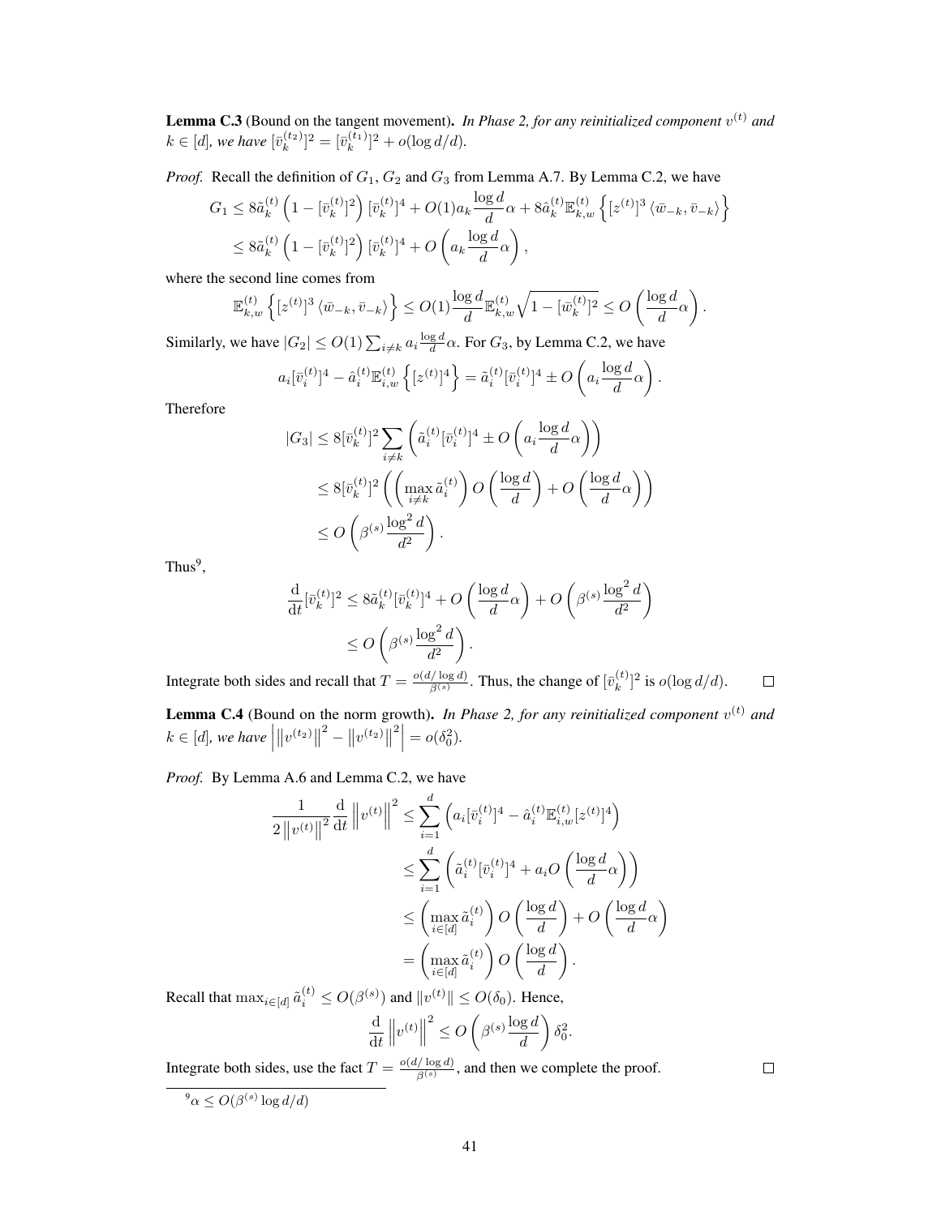**Lemma C.3** (Bound on the tangent movement)**.** *In Phase 2, for any reinitialized component $v^{(t)}$ and $k \in [d]$, we have $[\bar{v}_k^{(t_2)}]^2 = [\bar{v}_k^{(t_1)}]^2 + o(\log d/d)$.*

*Proof.* Recall the definition of $G_1$, $G_2$ and $G_3$ from Lemma A.7. By Lemma C.2, we have

$$
\begin{aligned}
G_1 &\leq 8\tilde{a}_k^{(t)}\left(1 - [\bar{v}_k^{(t)}]^2\right)[\bar{v}_k^{(t)}]^4 + O(1)a_k \frac{\log d}{d}\alpha + 8\hat{a}_k^{(t)}\mathbb{E}_{k,w}^{(t)}\left\{[z^{(t)}]^3 \langle \bar{w}_{-k}, \bar{v}_{-k}\rangle\right\} \\
&\leq 8\tilde{a}_k^{(t)}\left(1 - [\bar{v}_k^{(t)}]^2\right)[\bar{v}_k^{(t)}]^4 + O\left(a_k \frac{\log d}{d}\alpha\right),
\end{aligned}
$$

where the second line comes from

$$
\mathbb{E}_{k,w}^{(t)}\left\{[z^{(t)}]^3 \langle \bar{w}_{-k}, \bar{v}_{-k}\rangle\right\} \leq O(1)\frac{\log d}{d}\mathbb{E}_{k,w}^{(t)}\sqrt{1 - [\bar{w}_k^{(t)}]^2} \leq O\left(\frac{\log d}{d}\alpha\right).
$$

Similarly, we have $|G_2| \leq O(1)\sum_{i \neq k} a_i \frac{\log d}{d}\alpha$. For $G_3$, by Lemma C.2, we have

$$
a_i[\bar{v}_i^{(t)}]^4 - \hat{a}_i^{(t)}\mathbb{E}_{i,w}^{(t)}\left\{[z^{(t)}]^4\right\} = \tilde{a}_i^{(t)}[\bar{v}_i^{(t)}]^4 \pm O\left(a_i \frac{\log d}{d}\alpha\right).
$$

Therefore

$$
\begin{aligned}
|G_3| &\leq 8[\bar{v}_k^{(t)}]^2 \sum_{i \neq k}\left(\tilde{a}_i^{(t)}[\bar{v}_i^{(t)}]^4 \pm O\left(a_i \frac{\log d}{d}\alpha\right)\right) \\
&\leq 8[\bar{v}_k^{(t)}]^2\left(\left(\max_{i \neq k}\tilde{a}_i^{(t)}\right) O\left(\frac{\log d}{d}\right) + O\left(\frac{\log d}{d}\alpha\right)\right) \\
&\leq O\left(\beta^{(s)}\frac{\log^2 d}{d^2}\right).
\end{aligned}
$$

Thus[9],

$$
\begin{aligned}
\frac{\mathrm{d}}{\mathrm{d}t}[\bar{v}_k^{(t)}]^2 &\leq 8\tilde{a}_k^{(t)}[\bar{v}_k^{(t)}]^4 + O\left(\frac{\log d}{d}\alpha\right) + O\left(\beta^{(s)}\frac{\log^2 d}{d^2}\right) \\
&\leq O\left(\beta^{(s)}\frac{\log^2 d}{d^2}\right).
\end{aligned}
$$

Integrate both sides and recall that $T = \frac{o(d/\log d)}{\beta^{(s)}}$. Thus, the change of $[\bar{v}_k^{(t)}]^2$ is $o(\log d/d)$. $\square$

**Lemma C.4** (Bound on the norm growth)**.** *In Phase 2, for any reinitialized component $v^{(t)}$ and $k \in [d]$, we have $\left|\left\|v^{(t_2)}\right\|^2 - \left\|v^{(t_2)}\right\|^2\right| = o(\delta_0^2)$.*

*Proof.* By Lemma A.6 and Lemma C.2, we have

$$
\begin{aligned}
\frac{1}{2\left\|v^{(t)}\right\|^2}\frac{\mathrm{d}}{\mathrm{d}t}\left\|v^{(t)}\right\|^2 &\leq \sum_{i=1}^d \left(a_i[\bar{v}_i^{(t)}]^4 - \hat{a}_i^{(t)}\mathbb{E}_{i,w}^{(t)}[z^{(t)}]^4\right) \\
&\leq \sum_{i=1}^d \left(\tilde{a}_i^{(t)}[\bar{v}_i^{(t)}]^4 + a_i O\left(\frac{\log d}{d}\alpha\right)\right) \\
&\leq \left(\max_{i \in [d]}\tilde{a}_i^{(t)}\right) O\left(\frac{\log d}{d}\right) + O\left(\frac{\log d}{d}\alpha\right) \\
&= \left(\max_{i \in [d]}\tilde{a}_i^{(t)}\right) O\left(\frac{\log d}{d}\right).
\end{aligned}
$$

Recall that $\max_{i \in [d]}\tilde{a}_i^{(t)} \leq O(\beta^{(s)})$ and $\|v^{(t)}\| \leq O(\delta_0)$. Hence,

$$
\frac{\mathrm{d}}{\mathrm{d}t}\left\|v^{(t)}\right\|^2 \leq O\left(\beta^{(s)}\frac{\log d}{d}\right)\delta_0^2.
$$

Integrate both sides, use the fact $T = \frac{o(d/\log d)}{\beta^{(s)}}$, and then we complete the proof. $\square$

[9] $\alpha \leq O(\beta^{(s)}\log d/d)$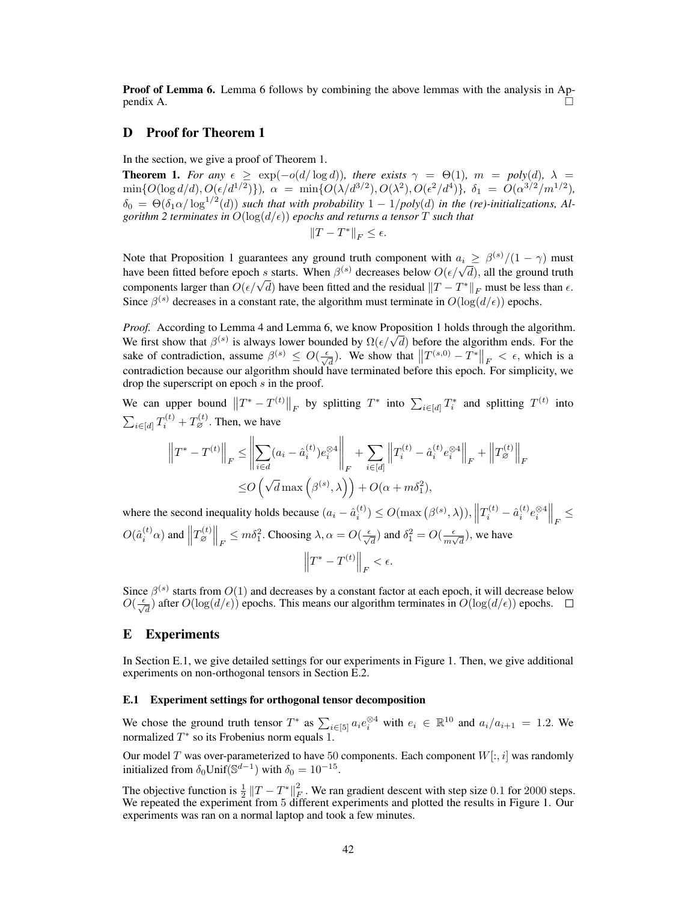**Proof of Lemma 6.** Lemma 6 follows by combining the above lemmas with the analysis in Appendix A. □

## D Proof for Theorem 1

In the section, we give a proof of Theorem 1.

**Theorem 1.** *For any $\epsilon \geq \exp(-o(d/\log d))$, there exists $\gamma = \Theta(1)$, $m = poly(d)$, $\lambda = \min\{O(\log d/d), O(\epsilon/d^{1/2})\}$), $\alpha = \min\{O(\lambda/d^{3/2}), O(\lambda^2), O(\epsilon^2/d^4)\}$, $\delta_1 = O(\alpha^{3/2}/m^{1/2})$, $\delta_0 = \Theta(\delta_1\alpha/\log^{1/2}(d))$ such that with probability $1 - 1/poly(d)$ in the (re)-initializations, Algorithm 2 terminates in $O(\log(d/\epsilon))$ epochs and returns a tensor $T$ such that*

$$\|T - T^*\|_F \leq \epsilon.$$

Note that Proposition 1 guarantees any ground truth component with $a_i \geq \beta^{(s)}/(1-\gamma)$ must have been fitted before epoch $s$ starts. When $\beta^{(s)}$ decreases below $O(\epsilon/\sqrt{d})$, all the ground truth components larger than $O(\epsilon/\sqrt{d})$ have been fitted and the residual $\|T - T^*\|_F$ must be less than $\epsilon$. Since $\beta^{(s)}$ decreases in a constant rate, the algorithm must terminate in $O(\log(d/\epsilon))$ epochs.

*Proof.* According to Lemma 4 and Lemma 6, we know Proposition 1 holds through the algorithm. We first show that $\beta^{(s)}$ is always lower bounded by $\Omega(\epsilon/\sqrt{d})$ before the algorithm ends. For the sake of contradiction, assume $\beta^{(s)} \leq O(\frac{\epsilon}{\sqrt{d}})$. We show that $\left\|T^{(s,0)} - T^*\right\|_F < \epsilon$, which is a contradiction because our algorithm should have terminated before this epoch. For simplicity, we drop the superscript on epoch $s$ in the proof.

We can upper bound $\left\|T^* - T^{(t)}\right\|_F$ by splitting $T^*$ into $\sum_{i\in[d]} T_i^*$ and splitting $T^{(t)}$ into $\sum_{i\in[d]} T_i^{(t)} + T_\varnothing^{(t)}$. Then, we have

$$\begin{aligned}
\left\|T^* - T^{(t)}\right\|_F \leq& \left\|\sum_{i\in d}(a_i - \hat{a}_i^{(t)})e_i^{\otimes 4}\right\|_F + \sum_{i\in[d]}\left\|T_i^{(t)} - \hat{a}_i^{(t)}e_i^{\otimes 4}\right\|_F + \left\|T_\varnothing^{(t)}\right\|_F \\
\leq& O\left(\sqrt{d}\max\left(\beta^{(s)}, \lambda\right)\right) + O(\alpha + m\delta_1^2),
\end{aligned}$$

where the second inequality holds because $(a_i - \hat{a}_i^{(t)}) \leq O(\max\left(\beta^{(s)}, \lambda\right))$, $\left\|T_i^{(t)} - \hat{a}_i^{(t)}e_i^{\otimes 4}\right\|_F \leq O(\hat{a}_i^{(t)}\alpha)$ and $\left\|T_\varnothing^{(t)}\right\|_F \leq m\delta_1^2$. Choosing $\lambda, \alpha = O(\frac{\epsilon}{\sqrt{d}})$ and $\delta_1^2 = O(\frac{\epsilon}{m\sqrt{d}})$, we have

$$\left\|T^* - T^{(t)}\right\|_F < \epsilon.$$

Since $\beta^{(s)}$ starts from $O(1)$ and decreases by a constant factor at each epoch, it will decrease below $O(\frac{\epsilon}{\sqrt{d}})$ after $O(\log(d/\epsilon))$ epochs. This means our algorithm terminates in $O(\log(d/\epsilon))$ epochs. □

## E Experiments

In Section E.1, we give detailed settings for our experiments in Figure 1. Then, we give additional experiments on non-orthogonal tensors in Section E.2.

### E.1 Experiment settings for orthogonal tensor decomposition

We chose the ground truth tensor $T^*$ as $\sum_{i\in[5]} a_i e_i^{\otimes 4}$ with $e_i \in \mathbb{R}^{10}$ and $a_i/a_{i+1} = 1.2$. We normalized $T^*$ so its Frobenius norm equals 1.

Our model $T$ was over-parameterized to have 50 components. Each component $W[:, i]$ was randomly initialized from $\delta_0\text{Unif}(\mathbb{S}^{d-1})$ with $\delta_0 = 10^{-15}$.

The objective function is $\frac{1}{2}\|T - T^*\|_F^2$. We ran gradient descent with step size 0.1 for 2000 steps. We repeated the experiment from 5 different experiments and plotted the results in Figure 1. Our experiments was ran on a normal laptop and took a few minutes.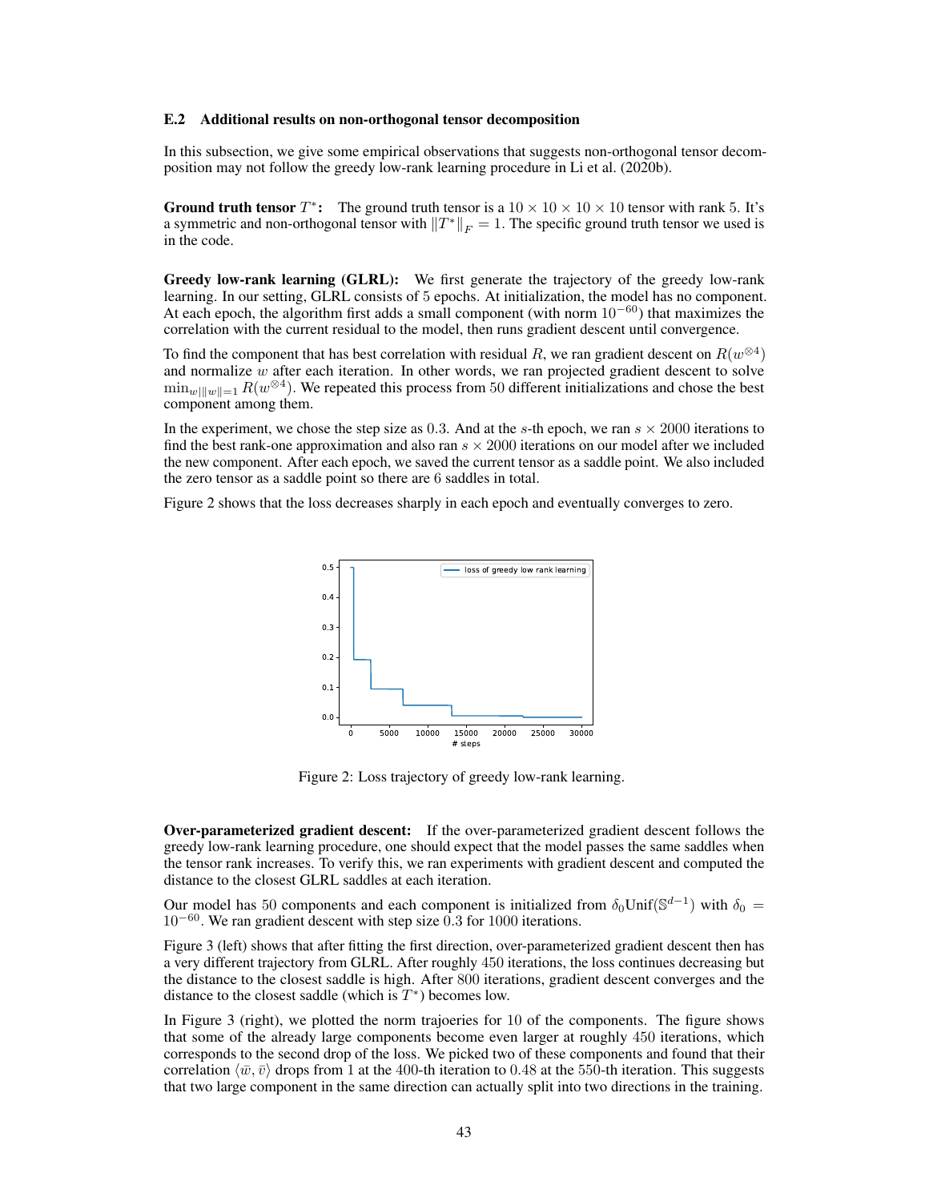### E.2 Additional results on non-orthogonal tensor decomposition

In this subsection, we give some empirical observations that suggests non-orthogonal tensor decomposition may not follow the greedy low-rank learning procedure in Li et al. (2020b).

**Ground truth tensor $T^*$:** The ground truth tensor is a $10 \times 10 \times 10 \times 10$ tensor with rank 5. It's a symmetric and non-orthogonal tensor with $\|T^*\|_F = 1$. The specific ground truth tensor we used is in the code.

**Greedy low-rank learning (GLRL):** We first generate the trajectory of the greedy low-rank learning. In our setting, GLRL consists of 5 epochs. At initialization, the model has no component. At each epoch, the algorithm first adds a small component (with norm $10^{-60}$) that maximizes the correlation with the current residual to the model, then runs gradient descent until convergence.

To find the component that has best correlation with residual $R$, we ran gradient descent on $R(w^{\otimes 4})$ and normalize $w$ after each iteration. In other words, we ran projected gradient descent to solve $\min_{w | \|w\|=1} R(w^{\otimes 4})$. We repeated this process from 50 different initializations and chose the best component among them.

In the experiment, we chose the step size as 0.3. And at the $s$-th epoch, we ran $s \times 2000$ iterations to find the best rank-one approximation and also ran $s \times 2000$ iterations on our model after we included the new component. After each epoch, we saved the current tensor as a saddle point. We also included the zero tensor as a saddle point so there are 6 saddles in total.

Figure 2 shows that the loss decreases sharply in each epoch and eventually converges to zero.

Figure 2: Loss trajectory of greedy low-rank learning.

**Over-parameterized gradient descent:** If the over-parameterized gradient descent follows the greedy low-rank learning procedure, one should expect that the model passes the same saddles when the tensor rank increases. To verify this, we ran experiments with gradient descent and computed the distance to the closest GLRL saddles at each iteration.

Our model has 50 components and each component is initialized from $\delta_0 \text{Unif}(\mathbb{S}^{d-1})$ with $\delta_0 = 10^{-60}$. We ran gradient descent with step size 0.3 for 1000 iterations.

Figure 3 (left) shows that after fitting the first direction, over-parameterized gradient descent then has a very different trajectory from GLRL. After roughly 450 iterations, the loss continues decreasing but the distance to the closest saddle is high. After 800 iterations, gradient descent converges and the distance to the closest saddle (which is $T^*$) becomes low.

In Figure 3 (right), we plotted the norm trajoeries for 10 of the components. The figure shows that some of the already large components become even larger at roughly 450 iterations, which corresponds to the second drop of the loss. We picked two of these components and found that their correlation $\langle \bar{w}, \bar{v} \rangle$ drops from 1 at the 400-th iteration to 0.48 at the 550-th iteration. This suggests that two large component in the same direction can actually split into two directions in the training.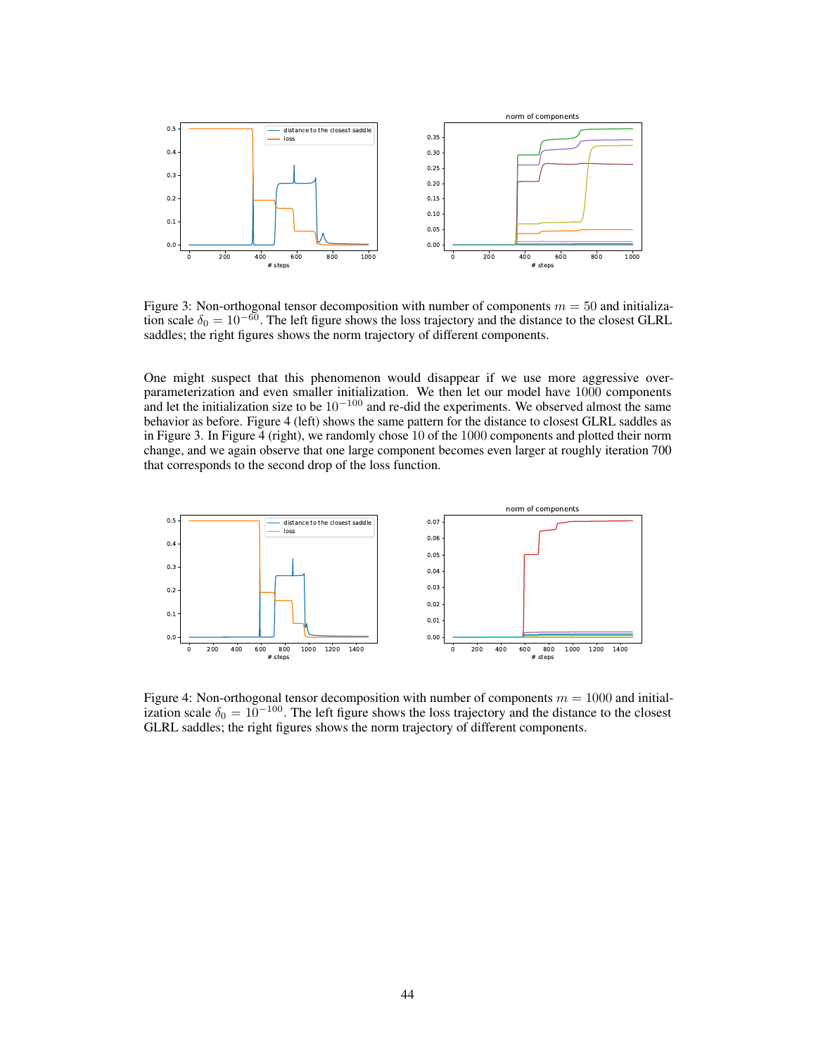norm of components

distance to the closest saddle
loss

# steps

Figure 3: Non-orthogonal tensor decomposition with number of components $m = 50$ and initialization scale $\delta_0 = 10^{-60}$. The left figure shows the loss trajectory and the distance to the closest GLRL saddles; the right figures shows the norm trajectory of different components.

One might suspect that this phenomenon would disappear if we use more aggressive over-parameterization and even smaller initialization. We then let our model have 1000 components and let the initialization size to be $10^{-100}$ and re-did the experiments. We observed almost the same behavior as before. Figure 4 (left) shows the same pattern for the distance to closest GLRL saddles as in Figure 3. In Figure 4 (right), we randomly chose 10 of the 1000 components and plotted their norm change, and we again observe that one large component becomes even larger at roughly iteration 700 that corresponds to the second drop of the loss function.

norm of components

distance to the closest saddle
loss

# steps

Figure 4: Non-orthogonal tensor decomposition with number of components $m = 1000$ and initialization scale $\delta_0 = 10^{-100}$. The left figure shows the loss trajectory and the distance to the closest GLRL saddles; the right figures shows the norm trajectory of different components.